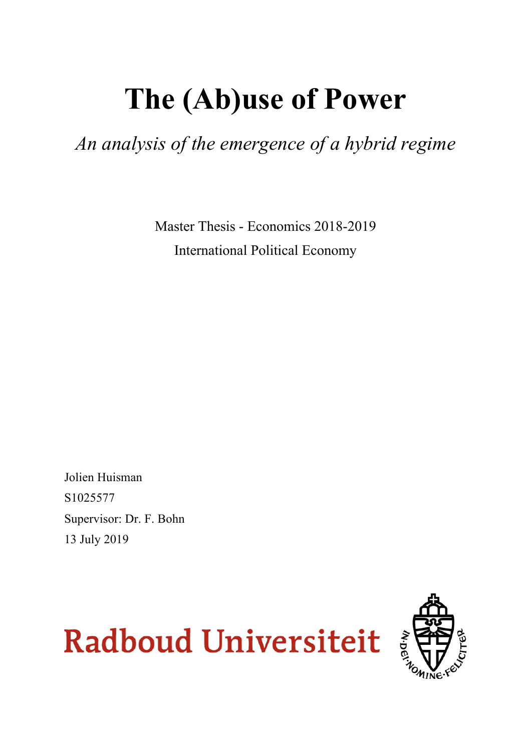# The (Ab)use of Power

*An analysis of the emergence of a hybrid regime*

Master Thesis - Economics 2018-2019

International Political Economy

Jolien Huisman

S1025577

Supervisor: Dr. F. Bohn

13 July 2019

Radboud Universiteit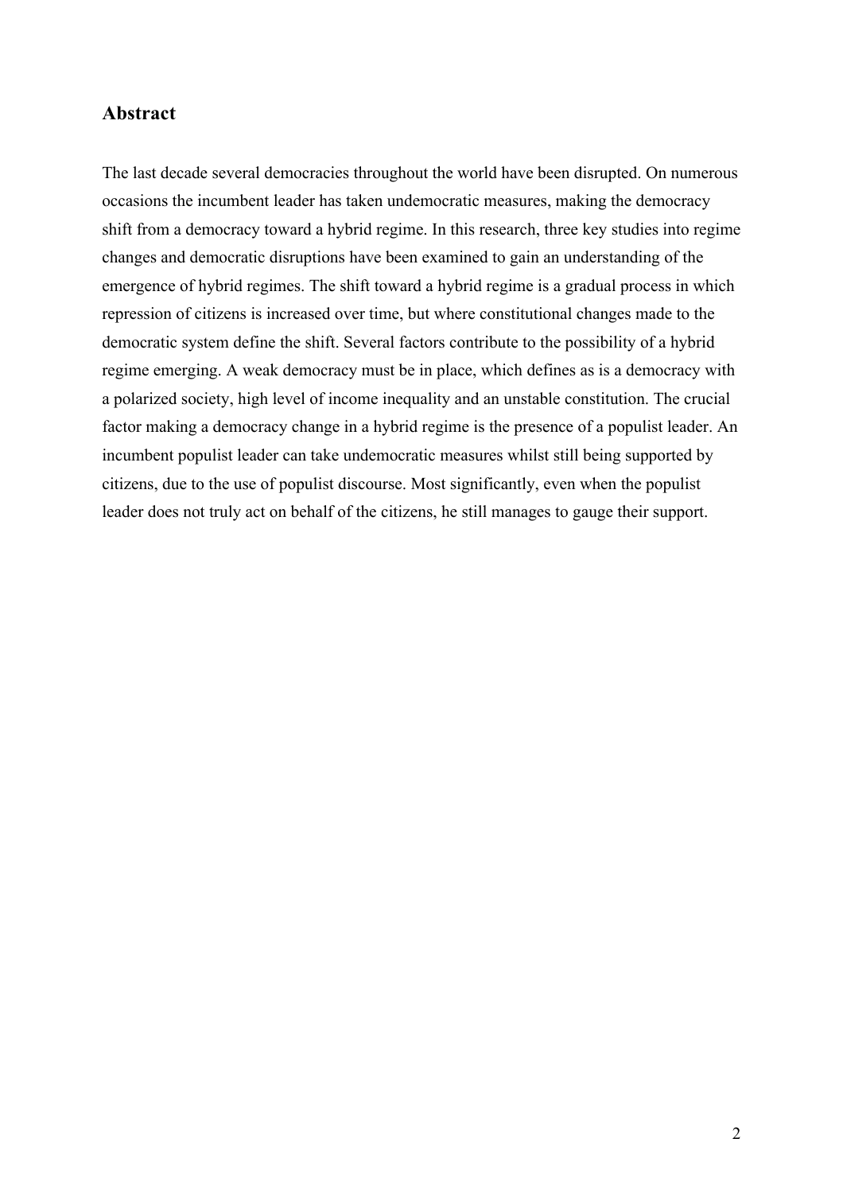## Abstract

The last decade several democracies throughout the world have been disrupted. On numerous occasions the incumbent leader has taken undemocratic measures, making the democracy shift from a democracy toward a hybrid regime. In this research, three key studies into regime changes and democratic disruptions have been examined to gain an understanding of the emergence of hybrid regimes. The shift toward a hybrid regime is a gradual process in which repression of citizens is increased over time, but where constitutional changes made to the democratic system define the shift. Several factors contribute to the possibility of a hybrid regime emerging. A weak democracy must be in place, which defines as is a democracy with a polarized society, high level of income inequality and an unstable constitution. The crucial factor making a democracy change in a hybrid regime is the presence of a populist leader. An incumbent populist leader can take undemocratic measures whilst still being supported by citizens, due to the use of populist discourse. Most significantly, even when the populist leader does not truly act on behalf of the citizens, he still manages to gauge their support.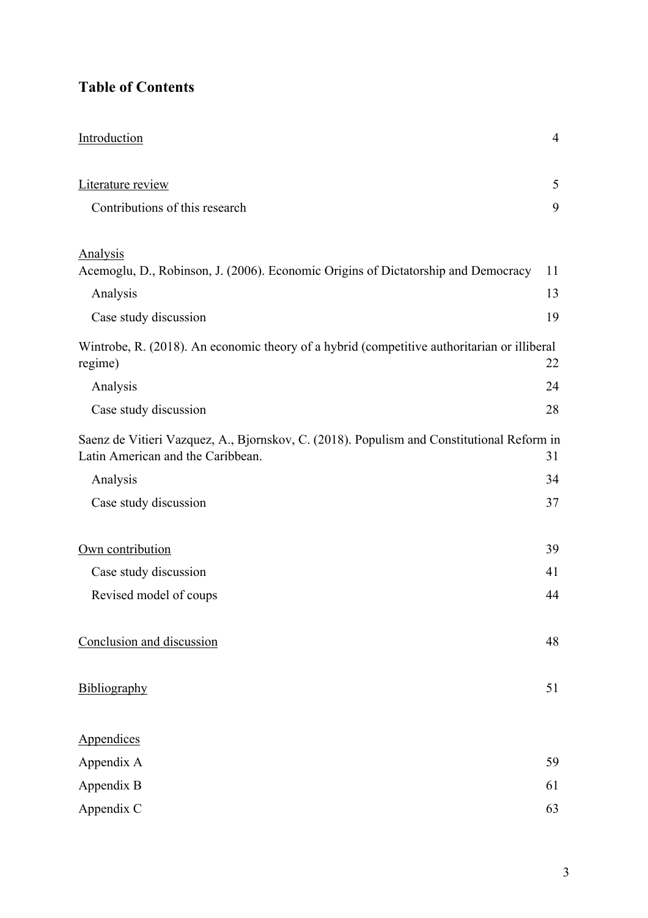## Table of Contents

| | |
|---|---|
| Introduction | 4 |
| Literature review | 5 |
| Contributions of this research | 9 |
| Analysis | |
| Acemoglu, D., Robinson, J. (2006). Economic Origins of Dictatorship and Democracy | 11 |
| Analysis | 13 |
| Case study discussion | 19 |
| Wintrobe, R. (2018). An economic theory of a hybrid (competitive authoritarian or illiberal regime) | 22 |
| Analysis | 24 |
| Case study discussion | 28 |
| Saenz de Vitieri Vazquez, A., Bjornskov, C. (2018). Populism and Constitutional Reform in Latin American and the Caribbean. | 31 |
| Analysis | 34 |
| Case study discussion | 37 |
| Own contribution | 39 |
| Case study discussion | 41 |
| Revised model of coups | 44 |
| Conclusion and discussion | 48 |
| Bibliography | 51 |
| Appendices | |
| Appendix A | 59 |
| Appendix B | 61 |
| Appendix C | 63 |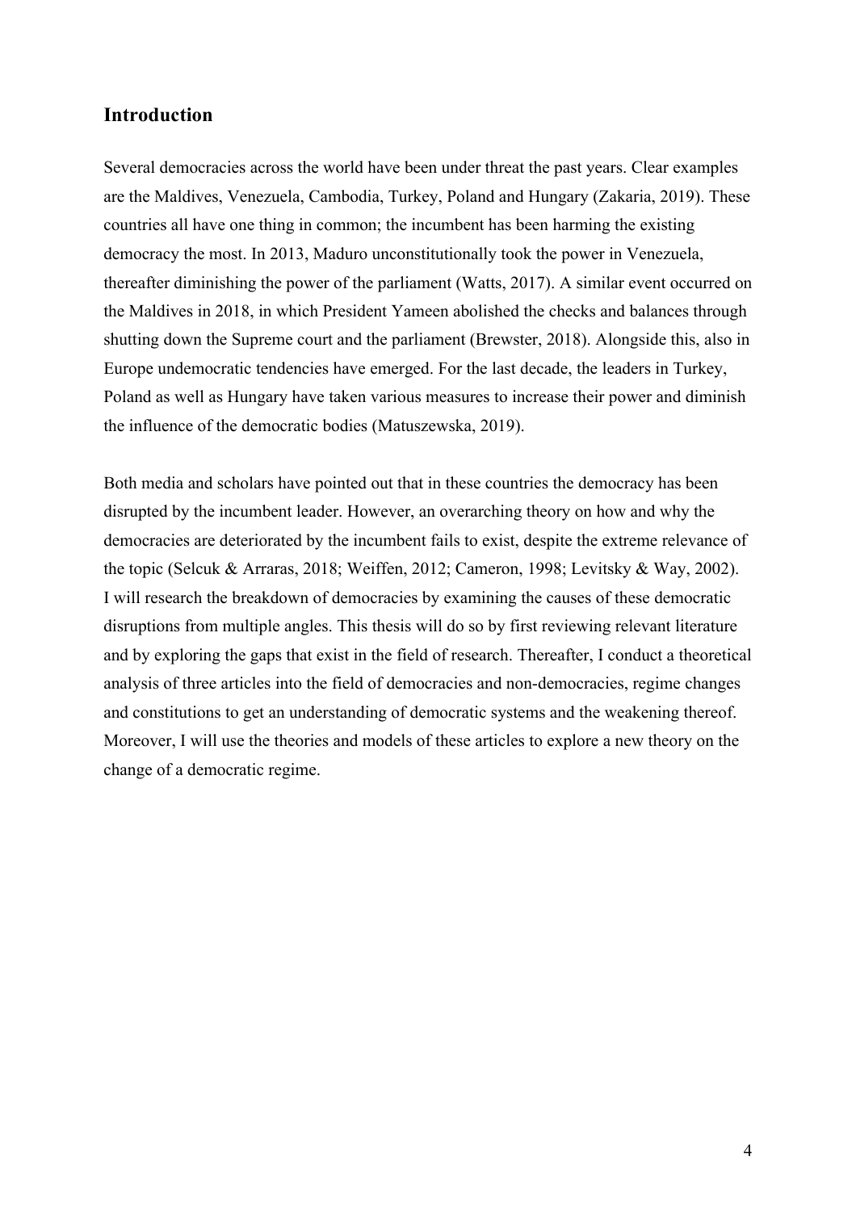## Introduction

Several democracies across the world have been under threat the past years. Clear examples are the Maldives, Venezuela, Cambodia, Turkey, Poland and Hungary (Zakaria, 2019). These countries all have one thing in common; the incumbent has been harming the existing democracy the most. In 2013, Maduro unconstitutionally took the power in Venezuela, thereafter diminishing the power of the parliament (Watts, 2017). A similar event occurred on the Maldives in 2018, in which President Yameen abolished the checks and balances through shutting down the Supreme court and the parliament (Brewster, 2018). Alongside this, also in Europe undemocratic tendencies have emerged. For the last decade, the leaders in Turkey, Poland as well as Hungary have taken various measures to increase their power and diminish the influence of the democratic bodies (Matuszewska, 2019).

Both media and scholars have pointed out that in these countries the democracy has been disrupted by the incumbent leader. However, an overarching theory on how and why the democracies are deteriorated by the incumbent fails to exist, despite the extreme relevance of the topic (Selcuk & Arraras, 2018; Weiffen, 2012; Cameron, 1998; Levitsky & Way, 2002). I will research the breakdown of democracies by examining the causes of these democratic disruptions from multiple angles. This thesis will do so by first reviewing relevant literature and by exploring the gaps that exist in the field of research. Thereafter, I conduct a theoretical analysis of three articles into the field of democracies and non-democracies, regime changes and constitutions to get an understanding of democratic systems and the weakening thereof. Moreover, I will use the theories and models of these articles to explore a new theory on the change of a democratic regime.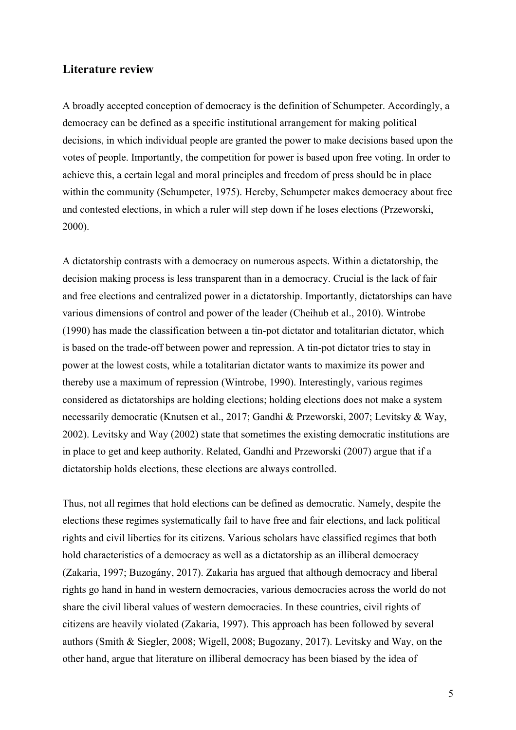## Literature review

A broadly accepted conception of democracy is the definition of Schumpeter. Accordingly, a democracy can be defined as a specific institutional arrangement for making political decisions, in which individual people are granted the power to make decisions based upon the votes of people. Importantly, the competition for power is based upon free voting. In order to achieve this, a certain legal and moral principles and freedom of press should be in place within the community (Schumpeter, 1975). Hereby, Schumpeter makes democracy about free and contested elections, in which a ruler will step down if he loses elections (Przeworski, 2000).

A dictatorship contrasts with a democracy on numerous aspects. Within a dictatorship, the decision making process is less transparent than in a democracy. Crucial is the lack of fair and free elections and centralized power in a dictatorship. Importantly, dictatorships can have various dimensions of control and power of the leader (Cheihub et al., 2010). Wintrobe (1990) has made the classification between a tin-pot dictator and totalitarian dictator, which is based on the trade-off between power and repression. A tin-pot dictator tries to stay in power at the lowest costs, while a totalitarian dictator wants to maximize its power and thereby use a maximum of repression (Wintrobe, 1990). Interestingly, various regimes considered as dictatorships are holding elections; holding elections does not make a system necessarily democratic (Knutsen et al., 2017; Gandhi & Przeworski, 2007; Levitsky & Way, 2002). Levitsky and Way (2002) state that sometimes the existing democratic institutions are in place to get and keep authority. Related, Gandhi and Przeworski (2007) argue that if a dictatorship holds elections, these elections are always controlled.

Thus, not all regimes that hold elections can be defined as democratic. Namely, despite the elections these regimes systematically fail to have free and fair elections, and lack political rights and civil liberties for its citizens. Various scholars have classified regimes that both hold characteristics of a democracy as well as a dictatorship as an illiberal democracy (Zakaria, 1997; Buzogány, 2017). Zakaria has argued that although democracy and liberal rights go hand in hand in western democracies, various democracies across the world do not share the civil liberal values of western democracies. In these countries, civil rights of citizens are heavily violated (Zakaria, 1997). This approach has been followed by several authors (Smith & Siegler, 2008; Wigell, 2008; Bugozany, 2017). Levitsky and Way, on the other hand, argue that literature on illiberal democracy has been biased by the idea of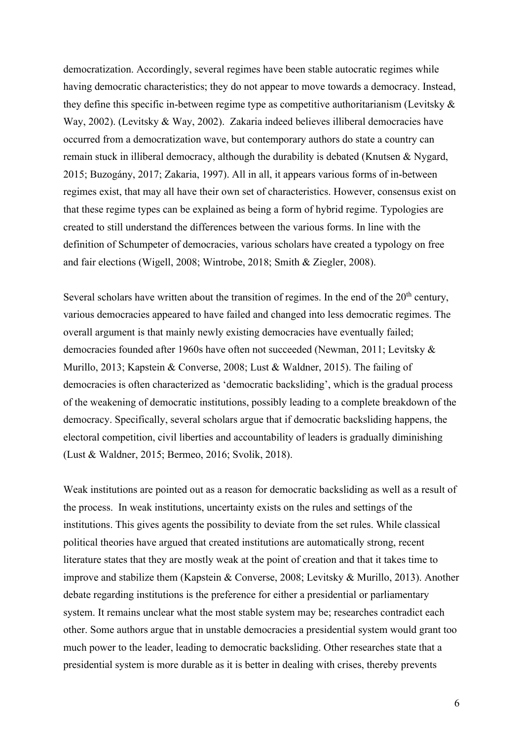democratization. Accordingly, several regimes have been stable autocratic regimes while having democratic characteristics; they do not appear to move towards a democracy. Instead, they define this specific in-between regime type as competitive authoritarianism (Levitsky & Way, 2002). (Levitsky & Way, 2002). Zakaria indeed believes illiberal democracies have occurred from a democratization wave, but contemporary authors do state a country can remain stuck in illiberal democracy, although the durability is debated (Knutsen & Nygard, 2015; Buzogány, 2017; Zakaria, 1997). All in all, it appears various forms of in-between regimes exist, that may all have their own set of characteristics. However, consensus exist on that these regime types can be explained as being a form of hybrid regime. Typologies are created to still understand the differences between the various forms. In line with the definition of Schumpeter of democracies, various scholars have created a typology on free and fair elections (Wigell, 2008; Wintrobe, 2018; Smith & Ziegler, 2008).

Several scholars have written about the transition of regimes. In the end of the 20th century, various democracies appeared to have failed and changed into less democratic regimes. The overall argument is that mainly newly existing democracies have eventually failed; democracies founded after 1960s have often not succeeded (Newman, 2011; Levitsky & Murillo, 2013; Kapstein & Converse, 2008; Lust & Waldner, 2015). The failing of democracies is often characterized as 'democratic backsliding', which is the gradual process of the weakening of democratic institutions, possibly leading to a complete breakdown of the democracy. Specifically, several scholars argue that if democratic backsliding happens, the electoral competition, civil liberties and accountability of leaders is gradually diminishing (Lust & Waldner, 2015; Bermeo, 2016; Svolik, 2018).

Weak institutions are pointed out as a reason for democratic backsliding as well as a result of the process. In weak institutions, uncertainty exists on the rules and settings of the institutions. This gives agents the possibility to deviate from the set rules. While classical political theories have argued that created institutions are automatically strong, recent literature states that they are mostly weak at the point of creation and that it takes time to improve and stabilize them (Kapstein & Converse, 2008; Levitsky & Murillo, 2013). Another debate regarding institutions is the preference for either a presidential or parliamentary system. It remains unclear what the most stable system may be; researches contradict each other. Some authors argue that in unstable democracies a presidential system would grant too much power to the leader, leading to democratic backsliding. Other researches state that a presidential system is more durable as it is better in dealing with crises, thereby prevents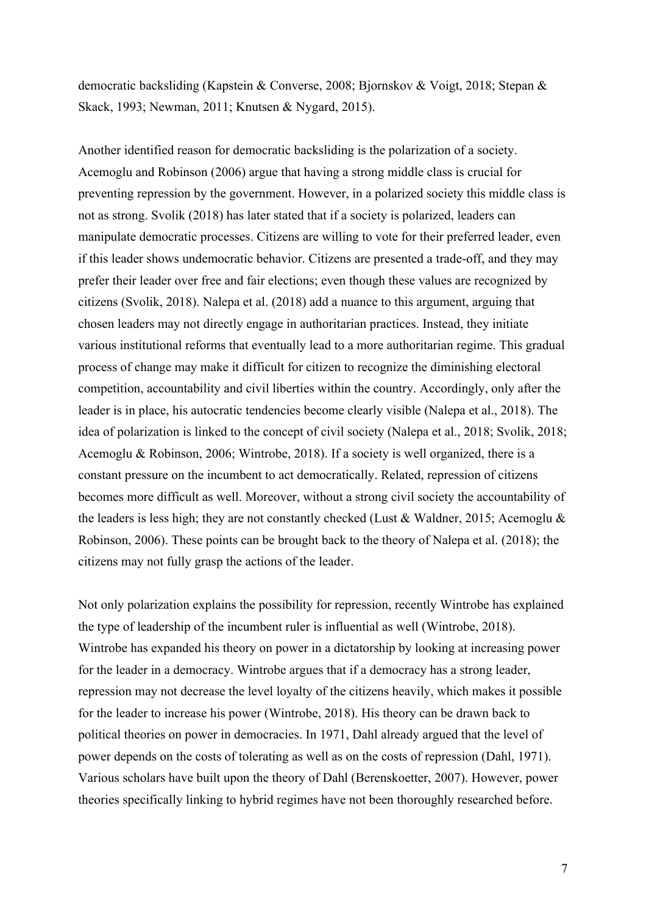democratic backsliding (Kapstein & Converse, 2008; Bjornskov & Voigt, 2018; Stepan & Skack, 1993; Newman, 2011; Knutsen & Nygard, 2015).

Another identified reason for democratic backsliding is the polarization of a society. Acemoglu and Robinson (2006) argue that having a strong middle class is crucial for preventing repression by the government. However, in a polarized society this middle class is not as strong. Svolik (2018) has later stated that if a society is polarized, leaders can manipulate democratic processes. Citizens are willing to vote for their preferred leader, even if this leader shows undemocratic behavior. Citizens are presented a trade-off, and they may prefer their leader over free and fair elections; even though these values are recognized by citizens (Svolik, 2018). Nalepa et al. (2018) add a nuance to this argument, arguing that chosen leaders may not directly engage in authoritarian practices. Instead, they initiate various institutional reforms that eventually lead to a more authoritarian regime. This gradual process of change may make it difficult for citizen to recognize the diminishing electoral competition, accountability and civil liberties within the country. Accordingly, only after the leader is in place, his autocratic tendencies become clearly visible (Nalepa et al., 2018). The idea of polarization is linked to the concept of civil society (Nalepa et al., 2018; Svolik, 2018; Acemoglu & Robinson, 2006; Wintrobe, 2018). If a society is well organized, there is a constant pressure on the incumbent to act democratically. Related, repression of citizens becomes more difficult as well. Moreover, without a strong civil society the accountability of the leaders is less high; they are not constantly checked (Lust & Waldner, 2015; Acemoglu & Robinson, 2006). These points can be brought back to the theory of Nalepa et al. (2018); the citizens may not fully grasp the actions of the leader.

Not only polarization explains the possibility for repression, recently Wintrobe has explained the type of leadership of the incumbent ruler is influential as well (Wintrobe, 2018). Wintrobe has expanded his theory on power in a dictatorship by looking at increasing power for the leader in a democracy. Wintrobe argues that if a democracy has a strong leader, repression may not decrease the level loyalty of the citizens heavily, which makes it possible for the leader to increase his power (Wintrobe, 2018). His theory can be drawn back to political theories on power in democracies. In 1971, Dahl already argued that the level of power depends on the costs of tolerating as well as on the costs of repression (Dahl, 1971). Various scholars have built upon the theory of Dahl (Berenskoetter, 2007). However, power theories specifically linking to hybrid regimes have not been thoroughly researched before.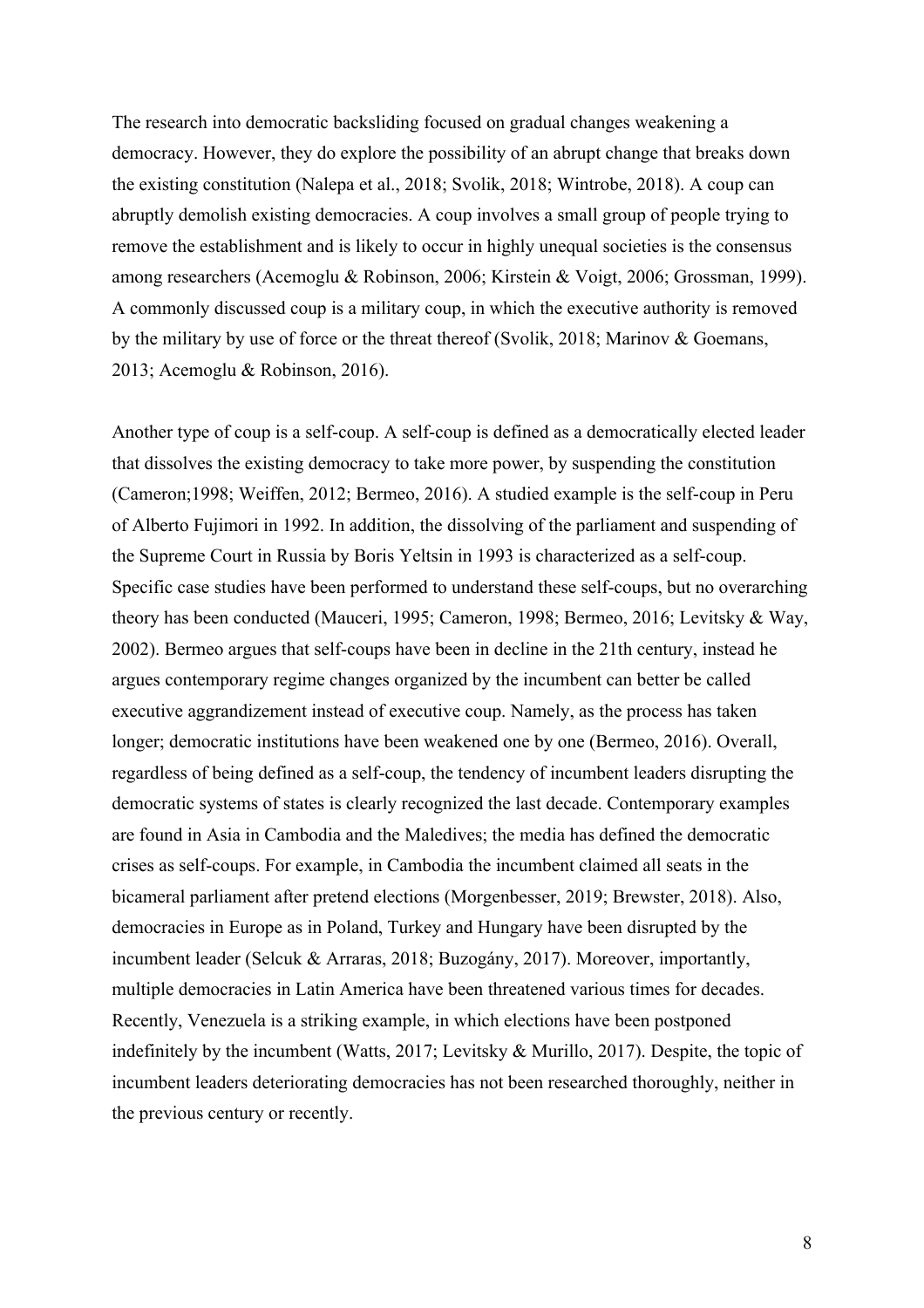The research into democratic backsliding focused on gradual changes weakening a democracy. However, they do explore the possibility of an abrupt change that breaks down the existing constitution (Nalepa et al., 2018; Svolik, 2018; Wintrobe, 2018). A coup can abruptly demolish existing democracies. A coup involves a small group of people trying to remove the establishment and is likely to occur in highly unequal societies is the consensus among researchers (Acemoglu & Robinson, 2006; Kirstein & Voigt, 2006; Grossman, 1999). A commonly discussed coup is a military coup, in which the executive authority is removed by the military by use of force or the threat thereof (Svolik, 2018; Marinov & Goemans, 2013; Acemoglu & Robinson, 2016).

Another type of coup is a self-coup. A self-coup is defined as a democratically elected leader that dissolves the existing democracy to take more power, by suspending the constitution (Cameron;1998; Weiffen, 2012; Bermeo, 2016). A studied example is the self-coup in Peru of Alberto Fujimori in 1992. In addition, the dissolving of the parliament and suspending of the Supreme Court in Russia by Boris Yeltsin in 1993 is characterized as a self-coup. Specific case studies have been performed to understand these self-coups, but no overarching theory has been conducted (Mauceri, 1995; Cameron, 1998; Bermeo, 2016; Levitsky & Way, 2002). Bermeo argues that self-coups have been in decline in the 21th century, instead he argues contemporary regime changes organized by the incumbent can better be called executive aggrandizement instead of executive coup. Namely, as the process has taken longer; democratic institutions have been weakened one by one (Bermeo, 2016). Overall, regardless of being defined as a self-coup, the tendency of incumbent leaders disrupting the democratic systems of states is clearly recognized the last decade. Contemporary examples are found in Asia in Cambodia and the Maledives; the media has defined the democratic crises as self-coups. For example, in Cambodia the incumbent claimed all seats in the bicameral parliament after pretend elections (Morgenbesser, 2019; Brewster, 2018). Also, democracies in Europe as in Poland, Turkey and Hungary have been disrupted by the incumbent leader (Selcuk & Arraras, 2018; Buzogány, 2017). Moreover, importantly, multiple democracies in Latin America have been threatened various times for decades. Recently, Venezuela is a striking example, in which elections have been postponed indefinitely by the incumbent (Watts, 2017; Levitsky & Murillo, 2017). Despite, the topic of incumbent leaders deteriorating democracies has not been researched thoroughly, neither in the previous century or recently.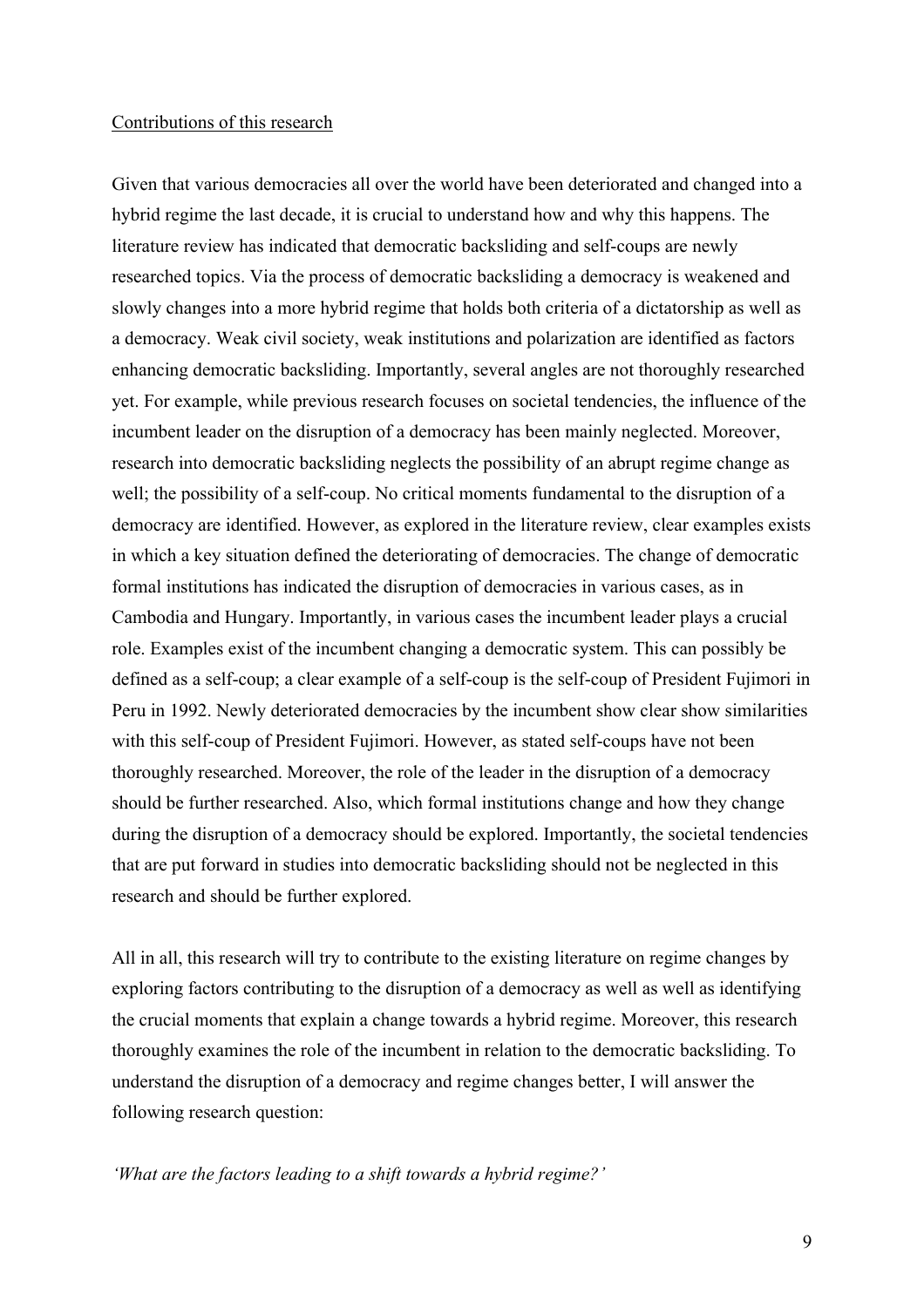Contributions of this research

Given that various democracies all over the world have been deteriorated and changed into a hybrid regime the last decade, it is crucial to understand how and why this happens. The literature review has indicated that democratic backsliding and self-coups are newly researched topics. Via the process of democratic backsliding a democracy is weakened and slowly changes into a more hybrid regime that holds both criteria of a dictatorship as well as a democracy. Weak civil society, weak institutions and polarization are identified as factors enhancing democratic backsliding. Importantly, several angles are not thoroughly researched yet. For example, while previous research focuses on societal tendencies, the influence of the incumbent leader on the disruption of a democracy has been mainly neglected. Moreover, research into democratic backsliding neglects the possibility of an abrupt regime change as well; the possibility of a self-coup. No critical moments fundamental to the disruption of a democracy are identified. However, as explored in the literature review, clear examples exists in which a key situation defined the deteriorating of democracies. The change of democratic formal institutions has indicated the disruption of democracies in various cases, as in Cambodia and Hungary. Importantly, in various cases the incumbent leader plays a crucial role. Examples exist of the incumbent changing a democratic system. This can possibly be defined as a self-coup; a clear example of a self-coup is the self-coup of President Fujimori in Peru in 1992. Newly deteriorated democracies by the incumbent show clear show similarities with this self-coup of President Fujimori. However, as stated self-coups have not been thoroughly researched. Moreover, the role of the leader in the disruption of a democracy should be further researched. Also, which formal institutions change and how they change during the disruption of a democracy should be explored. Importantly, the societal tendencies that are put forward in studies into democratic backsliding should not be neglected in this research and should be further explored.

All in all, this research will try to contribute to the existing literature on regime changes by exploring factors contributing to the disruption of a democracy as well as well as identifying the crucial moments that explain a change towards a hybrid regime. Moreover, this research thoroughly examines the role of the incumbent in relation to the democratic backsliding. To understand the disruption of a democracy and regime changes better, I will answer the following research question:

*'What are the factors leading to a shift towards a hybrid regime?'*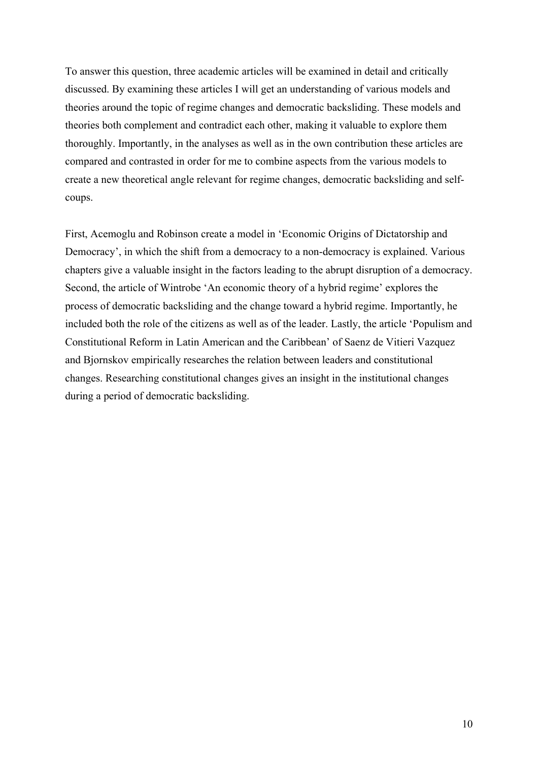To answer this question, three academic articles will be examined in detail and critically discussed. By examining these articles I will get an understanding of various models and theories around the topic of regime changes and democratic backsliding. These models and theories both complement and contradict each other, making it valuable to explore them thoroughly. Importantly, in the analyses as well as in the own contribution these articles are compared and contrasted in order for me to combine aspects from the various models to create a new theoretical angle relevant for regime changes, democratic backsliding and self-coups.

First, Acemoglu and Robinson create a model in 'Economic Origins of Dictatorship and Democracy', in which the shift from a democracy to a non-democracy is explained. Various chapters give a valuable insight in the factors leading to the abrupt disruption of a democracy. Second, the article of Wintrobe 'An economic theory of a hybrid regime' explores the process of democratic backsliding and the change toward a hybrid regime. Importantly, he included both the role of the citizens as well as of the leader. Lastly, the article 'Populism and Constitutional Reform in Latin American and the Caribbean' of Saenz de Vitieri Vazquez and Bjornskov empirically researches the relation between leaders and constitutional changes. Researching constitutional changes gives an insight in the institutional changes during a period of democratic backsliding.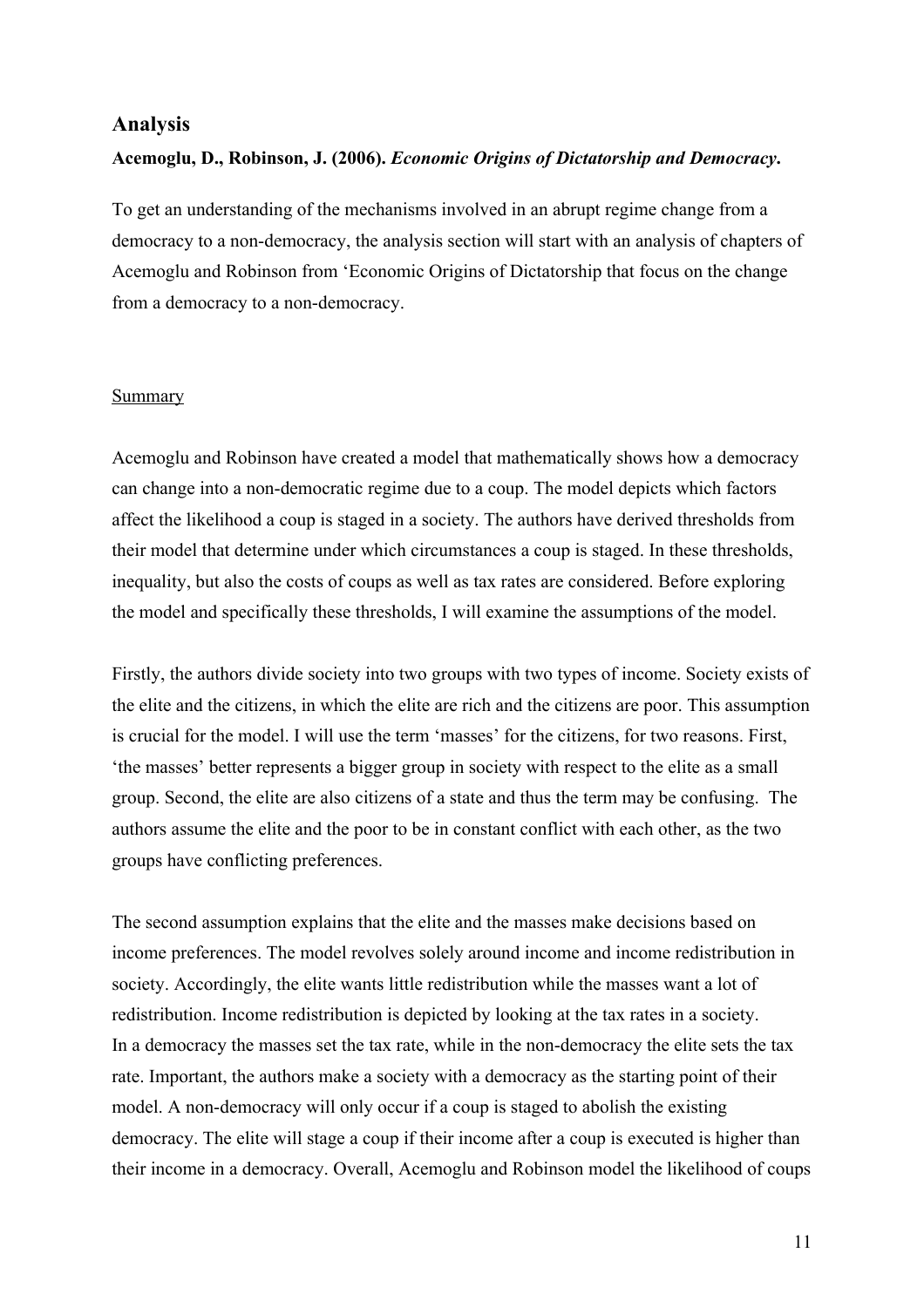## Analysis

**Acemoglu, D., Robinson, J. (2006).** ***Economic Origins of Dictatorship and Democracy*****.**

To get an understanding of the mechanisms involved in an abrupt regime change from a democracy to a non-democracy, the analysis section will start with an analysis of chapters of Acemoglu and Robinson from 'Economic Origins of Dictatorship that focus on the change from a democracy to a non-democracy.

### Summary

Acemoglu and Robinson have created a model that mathematically shows how a democracy can change into a non-democratic regime due to a coup. The model depicts which factors affect the likelihood a coup is staged in a society. The authors have derived thresholds from their model that determine under which circumstances a coup is staged. In these thresholds, inequality, but also the costs of coups as well as tax rates are considered. Before exploring the model and specifically these thresholds, I will examine the assumptions of the model.

Firstly, the authors divide society into two groups with two types of income. Society exists of the elite and the citizens, in which the elite are rich and the citizens are poor. This assumption is crucial for the model. I will use the term 'masses' for the citizens, for two reasons. First, 'the masses' better represents a bigger group in society with respect to the elite as a small group. Second, the elite are also citizens of a state and thus the term may be confusing. The authors assume the elite and the poor to be in constant conflict with each other, as the two groups have conflicting preferences.

The second assumption explains that the elite and the masses make decisions based on income preferences. The model revolves solely around income and income redistribution in society. Accordingly, the elite wants little redistribution while the masses want a lot of redistribution. Income redistribution is depicted by looking at the tax rates in a society. In a democracy the masses set the tax rate, while in the non-democracy the elite sets the tax rate. Important, the authors make a society with a democracy as the starting point of their model. A non-democracy will only occur if a coup is staged to abolish the existing democracy. The elite will stage a coup if their income after a coup is executed is higher than their income in a democracy. Overall, Acemoglu and Robinson model the likelihood of coups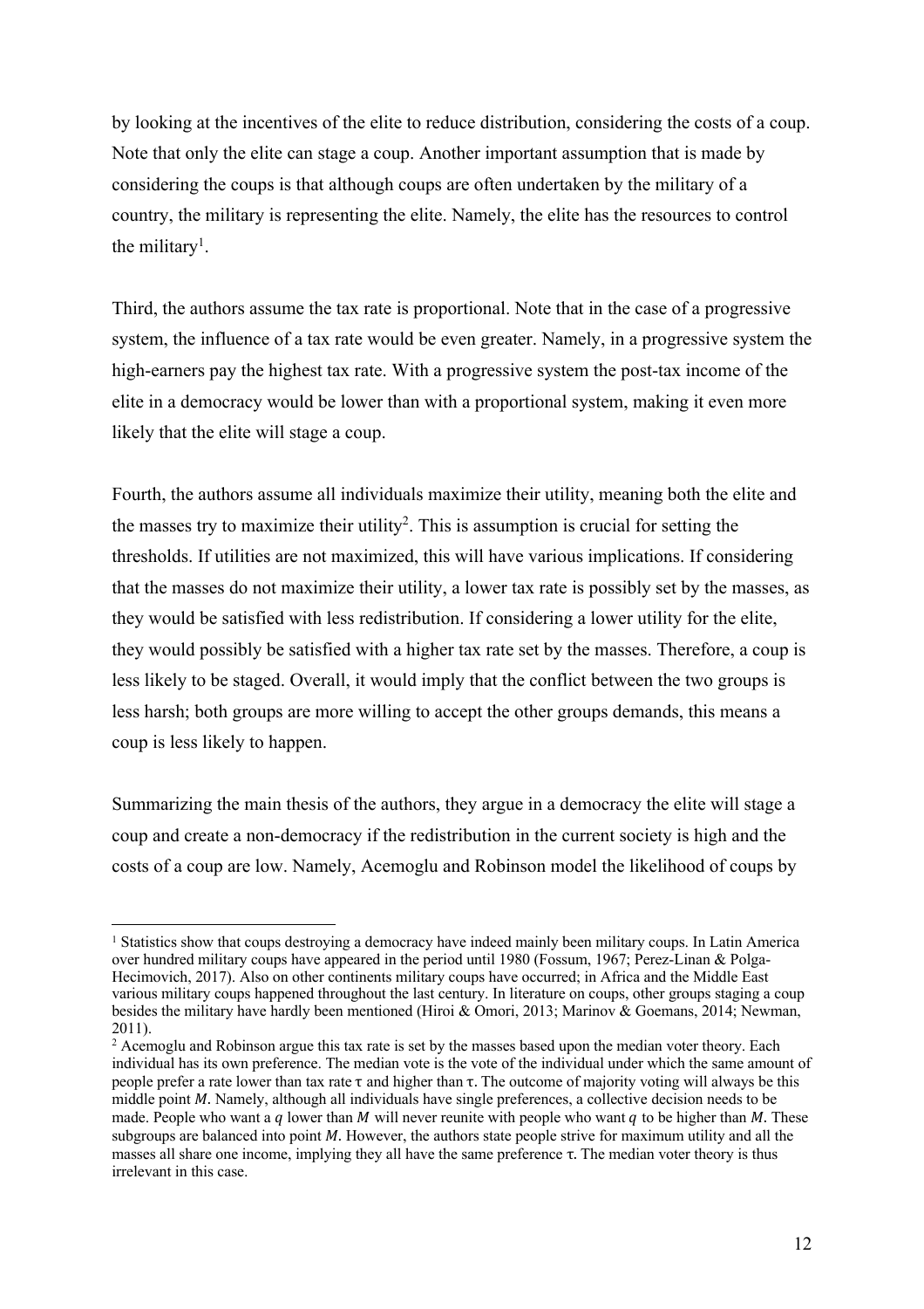by looking at the incentives of the elite to reduce distribution, considering the costs of a coup. Note that only the elite can stage a coup. Another important assumption that is made by considering the coups is that although coups are often undertaken by the military of a country, the military is representing the elite. Namely, the elite has the resources to control the military[1].

Third, the authors assume the tax rate is proportional. Note that in the case of a progressive system, the influence of a tax rate would be even greater. Namely, in a progressive system the high-earners pay the highest tax rate. With a progressive system the post-tax income of the elite in a democracy would be lower than with a proportional system, making it even more likely that the elite will stage a coup.

Fourth, the authors assume all individuals maximize their utility, meaning both the elite and the masses try to maximize their utility[2]. This is assumption is crucial for setting the thresholds. If utilities are not maximized, this will have various implications. If considering that the masses do not maximize their utility, a lower tax rate is possibly set by the masses, as they would be satisfied with less redistribution. If considering a lower utility for the elite, they would possibly be satisfied with a higher tax rate set by the masses. Therefore, a coup is less likely to be staged. Overall, it would imply that the conflict between the two groups is less harsh; both groups are more willing to accept the other groups demands, this means a coup is less likely to happen.

Summarizing the main thesis of the authors, they argue in a democracy the elite will stage a coup and create a non-democracy if the redistribution in the current society is high and the costs of a coup are low. Namely, Acemoglu and Robinson model the likelihood of coups by

---

[1] Statistics show that coups destroying a democracy have indeed mainly been military coups. In Latin America over hundred military coups have appeared in the period until 1980 (Fossum, 1967; Perez-Linan & Polga-Hecimovich, 2017). Also on other continents military coups have occurred; in Africa and the Middle East various military coups happened throughout the last century. In literature on coups, other groups staging a coup besides the military have hardly been mentioned (Hiroi & Omori, 2013; Marinov & Goemans, 2014; Newman, 2011).

[2] Acemoglu and Robinson argue this tax rate is set by the masses based upon the median voter theory. Each individual has its own preference. The median vote is the vote of the individual under which the same amount of people prefer a rate lower than tax rate $\tau$ and higher than $\tau$. The outcome of majority voting will always be this middle point $M$. Namely, although all individuals have single preferences, a collective decision needs to be made. People who want a $q$ lower than $M$ will never reunite with people who want $q$ to be higher than $M$. These subgroups are balanced into point $M$. However, the authors state people strive for maximum utility and all the masses all share one income, implying they all have the same preference $\tau$. The median voter theory is thus irrelevant in this case.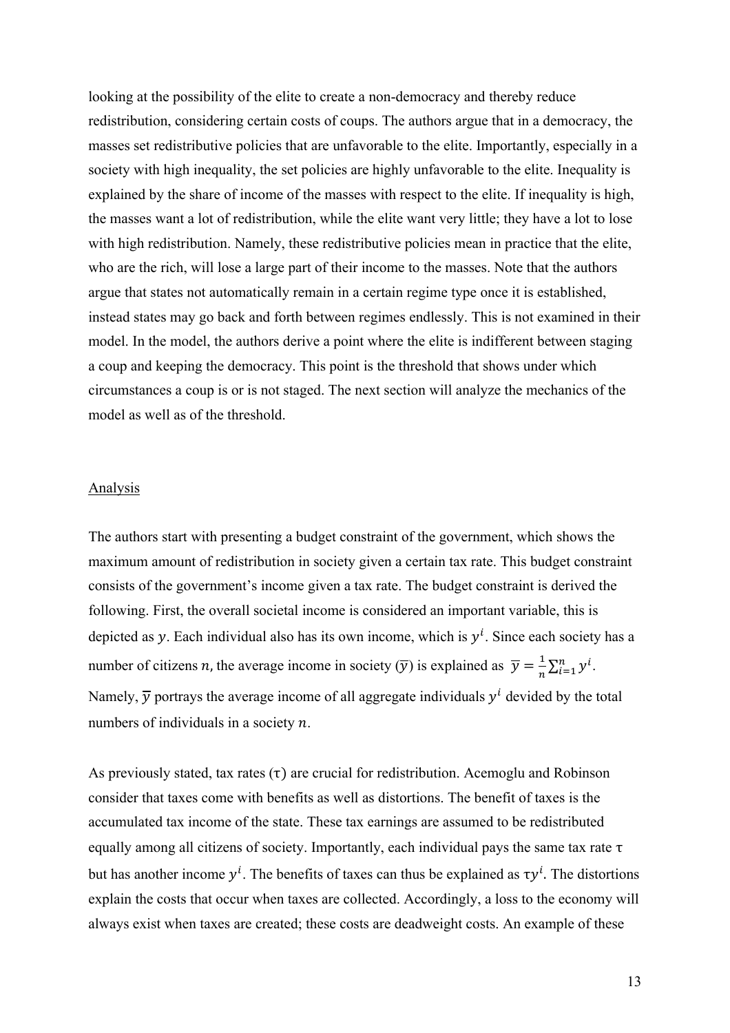looking at the possibility of the elite to create a non-democracy and thereby reduce redistribution, considering certain costs of coups. The authors argue that in a democracy, the masses set redistributive policies that are unfavorable to the elite. Importantly, especially in a society with high inequality, the set policies are highly unfavorable to the elite. Inequality is explained by the share of income of the masses with respect to the elite. If inequality is high, the masses want a lot of redistribution, while the elite want very little; they have a lot to lose with high redistribution. Namely, these redistributive policies mean in practice that the elite, who are the rich, will lose a large part of their income to the masses. Note that the authors argue that states not automatically remain in a certain regime type once it is established, instead states may go back and forth between regimes endlessly. This is not examined in their model. In the model, the authors derive a point where the elite is indifferent between staging a coup and keeping the democracy. This point is the threshold that shows under which circumstances a coup is or is not staged. The next section will analyze the mechanics of the model as well as of the threshold.

## Analysis

The authors start with presenting a budget constraint of the government, which shows the maximum amount of redistribution in society given a certain tax rate. This budget constraint consists of the government's income given a tax rate. The budget constraint is derived the following. First, the overall societal income is considered an important variable, this is depicted as $y$. Each individual also has its own income, which is $y^i$. Since each society has a number of citizens $n$, the average income in society ($\overline{y}$) is explained as $\overline{y} = \frac{1}{n}\sum_{i=1}^{n} y^i$. Namely, $\overline{y}$ portrays the average income of all aggregate individuals $y^i$ devided by the total numbers of individuals in a society $n$.

As previously stated, tax rates ($\tau$) are crucial for redistribution. Acemoglu and Robinson consider that taxes come with benefits as well as distortions. The benefit of taxes is the accumulated tax income of the state. These tax earnings are assumed to be redistributed equally among all citizens of society. Importantly, each individual pays the same tax rate $\tau$ but has another income $y^i$. The benefits of taxes can thus be explained as $\tau y^i$. The distortions explain the costs that occur when taxes are collected. Accordingly, a loss to the economy will always exist when taxes are created; these costs are deadweight costs. An example of these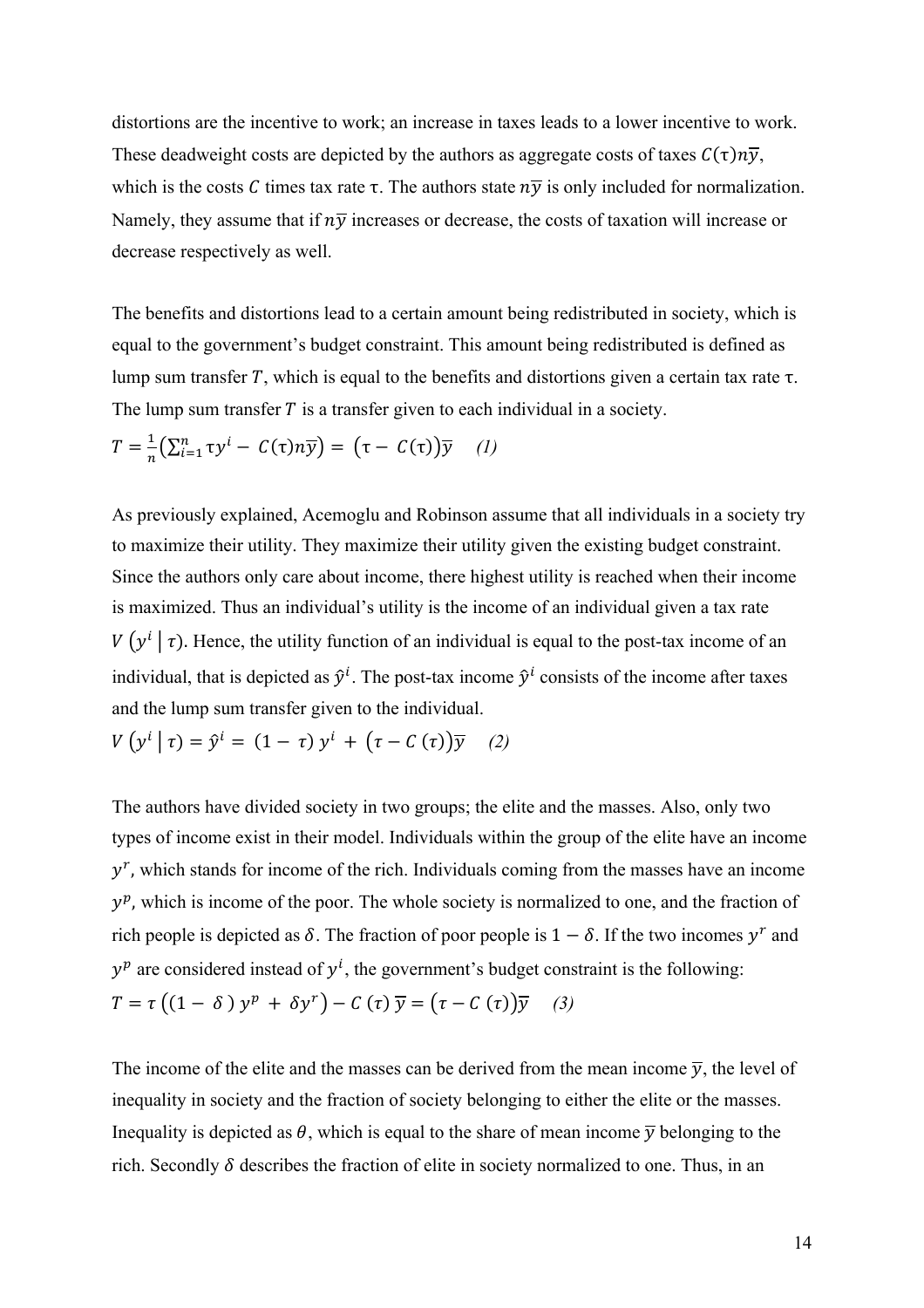distortions are the incentive to work; an increase in taxes leads to a lower incentive to work. These deadweight costs are depicted by the authors as aggregate costs of taxes $C(\tau)n\bar{y}$, which is the costs $C$ times tax rate $\tau$. The authors state $n\bar{y}$ is only included for normalization. Namely, they assume that if $n\bar{y}$ increases or decrease, the costs of taxation will increase or decrease respectively as well.

The benefits and distortions lead to a certain amount being redistributed in society, which is equal to the government's budget constraint. This amount being redistributed is defined as lump sum transfer $T$, which is equal to the benefits and distortions given a certain tax rate $\tau$. The lump sum transfer $T$ is a transfer given to each individual in a society.

$$T = \frac{1}{n}\left(\sum_{i=1}^{n} \tau y^i - C(\tau)n\bar{y}\right) = \left(\tau - C(\tau)\right)\bar{y} \quad (1)$$

As previously explained, Acemoglu and Robinson assume that all individuals in a society try to maximize their utility. They maximize their utility given the existing budget constraint. Since the authors only care about income, there highest utility is reached when their income is maximized. Thus an individual's utility is the income of an individual given a tax rate $V\left(y^i \mid \tau\right)$. Hence, the utility function of an individual is equal to the post-tax income of an individual, that is depicted as $\hat{y}^i$. The post-tax income $\hat{y}^i$ consists of the income after taxes and the lump sum transfer given to the individual.

$$V\left(y^i \mid \tau\right) = \hat{y}^i = (1-\tau)\, y^i + \left(\tau - C\,(\tau)\right)\bar{y} \quad (2)$$

The authors have divided society in two groups; the elite and the masses. Also, only two types of income exist in their model. Individuals within the group of the elite have an income $y^r$, which stands for income of the rich. Individuals coming from the masses have an income $y^p$, which is income of the poor. The whole society is normalized to one, and the fraction of rich people is depicted as $\delta$. The fraction of poor people is $1-\delta$. If the two incomes $y^r$ and $y^p$ are considered instead of $y^i$, the government's budget constraint is the following:

$$T = \tau\left((1-\delta)\, y^p + \delta y^r\right) - C\,(\tau)\,\bar{y} = \left(\tau - C\,(\tau)\right)\bar{y} \quad (3)$$

The income of the elite and the masses can be derived from the mean income $\bar{y}$, the level of inequality in society and the fraction of society belonging to either the elite or the masses. Inequality is depicted as $\theta$, which is equal to the share of mean income $\bar{y}$ belonging to the rich. Secondly $\delta$ describes the fraction of elite in society normalized to one. Thus, in an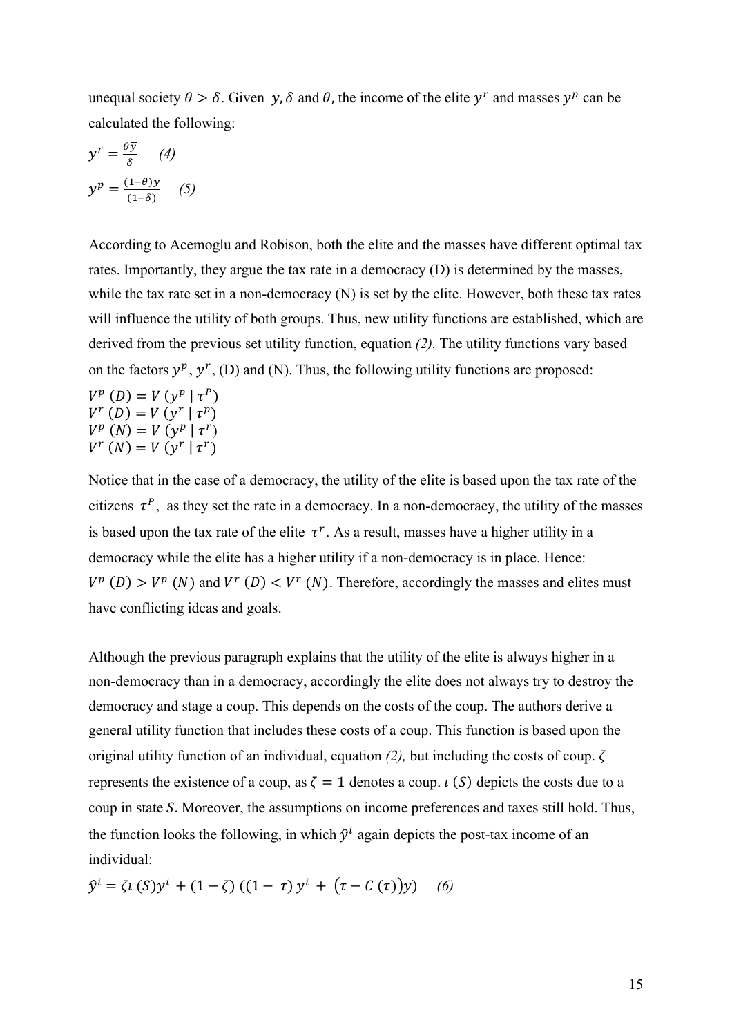unequal society $\theta > \delta$. Given $\bar{y}, \delta$ and $\theta$, the income of the elite $y^r$ and masses $y^p$ can be calculated the following:

$$y^r = \frac{\theta \bar{y}}{\delta} \quad (4)$$

$$y^p = \frac{(1-\theta)\bar{y}}{(1-\delta)} \quad (5)$$

According to Acemoglu and Robison, both the elite and the masses have different optimal tax rates. Importantly, they argue the tax rate in a democracy (D) is determined by the masses, while the tax rate set in a non-democracy (N) is set by the elite. However, both these tax rates will influence the utility of both groups. Thus, new utility functions are established, which are derived from the previous set utility function, equation *(2).* The utility functions vary based on the factors $y^p$, $y^r$, (D) and (N). Thus, the following utility functions are proposed:

$$V^p\ (D) = V\ (y^p \mid \tau^P)$$
$$V^r\ (D) = V\ (y^r \mid \tau^p)$$
$$V^p\ (N) = V\ (y^p \mid \tau^r)$$
$$V^r\ (N) = V\ (y^r \mid \tau^r)$$

Notice that in the case of a democracy, the utility of the elite is based upon the tax rate of the citizens $\tau^P$, as they set the rate in a democracy. In a non-democracy, the utility of the masses is based upon the tax rate of the elite $\tau^r$. As a result, masses have a higher utility in a democracy while the elite has a higher utility if a non-democracy is in place. Hence: $V^p\ (D) > V^p\ (N)$ and $V^r\ (D) < V^r\ (N)$. Therefore, accordingly the masses and elites must have conflicting ideas and goals.

Although the previous paragraph explains that the utility of the elite is always higher in a non-democracy than in a democracy, accordingly the elite does not always try to destroy the democracy and stage a coup. This depends on the costs of the coup. The authors derive a general utility function that includes these costs of a coup. This function is based upon the original utility function of an individual, equation *(2),* but including the costs of coup. $\zeta$ represents the existence of a coup, as $\zeta = 1$ denotes a coup. $\iota\ (S)$ depicts the costs due to a coup in state $S$. Moreover, the assumptions on income preferences and taxes still hold. Thus, the function looks the following, in which $\hat{y}^i$ again depicts the post-tax income of an individual:

$$\hat{y}^i = \zeta \iota\ (S) y^i + (1 - \zeta)\ ((1 - \tau)\ y^i + (\tau - C\ (\tau))\bar{y}) \quad (6)$$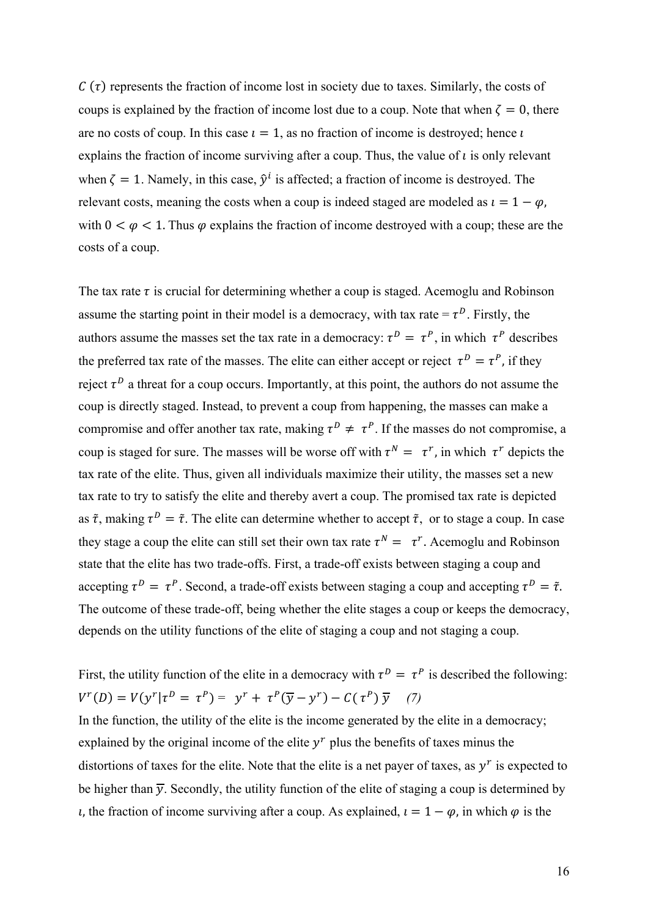$C(\tau)$ represents the fraction of income lost in society due to taxes. Similarly, the costs of coups is explained by the fraction of income lost due to a coup. Note that when $\zeta = 0$, there are no costs of coup. In this case $\iota = 1$, as no fraction of income is destroyed; hence $\iota$ explains the fraction of income surviving after a coup. Thus, the value of $\iota$ is only relevant when $\zeta = 1$. Namely, in this case, $\hat{y}^i$ is affected; a fraction of income is destroyed. The relevant costs, meaning the costs when a coup is indeed staged are modeled as $\iota = 1 - \varphi$, with $0 < \varphi < 1$. Thus $\varphi$ explains the fraction of income destroyed with a coup; these are the costs of a coup.

The tax rate $\tau$ is crucial for determining whether a coup is staged. Acemoglu and Robinson assume the starting point in their model is a democracy, with tax rate = $\tau^D$. Firstly, the authors assume the masses set the tax rate in a democracy: $\tau^D = \tau^P$, in which $\tau^P$ describes the preferred tax rate of the masses. The elite can either accept or reject $\tau^D = \tau^P$, if they reject $\tau^D$ a threat for a coup occurs. Importantly, at this point, the authors do not assume the coup is directly staged. Instead, to prevent a coup from happening, the masses can make a compromise and offer another tax rate, making $\tau^D \neq \tau^P$. If the masses do not compromise, a coup is staged for sure. The masses will be worse off with $\tau^N = \tau^r$, in which $\tau^r$ depicts the tax rate of the elite. Thus, given all individuals maximize their utility, the masses set a new tax rate to try to satisfy the elite and thereby avert a coup. The promised tax rate is depicted as $\tilde{\tau}$, making $\tau^D = \tilde{\tau}$. The elite can determine whether to accept $\tilde{\tau}$, or to stage a coup. In case they stage a coup the elite can still set their own tax rate $\tau^N = \tau^r$. Acemoglu and Robinson state that the elite has two trade-offs. First, a trade-off exists between staging a coup and accepting $\tau^D = \tau^P$. Second, a trade-off exists between staging a coup and accepting $\tau^D = \tilde{\tau}$. The outcome of these trade-off, being whether the elite stages a coup or keeps the democracy, depends on the utility functions of the elite of staging a coup and not staging a coup.

First, the utility function of the elite in a democracy with $\tau^D = \tau^P$ is described the following:

$$V^r(D) = V(y^r | \tau^D = \tau^P) = y^r + \tau^P(\overline{y} - y^r) - C(\tau^P)\,\overline{y} \quad (7)$$

In the function, the utility of the elite is the income generated by the elite in a democracy; explained by the original income of the elite $y^r$ plus the benefits of taxes minus the distortions of taxes for the elite. Note that the elite is a net payer of taxes, as $y^r$ is expected to be higher than $\overline{y}$. Secondly, the utility function of the elite of staging a coup is determined by $\iota$, the fraction of income surviving after a coup. As explained, $\iota = 1 - \varphi$, in which $\varphi$ is the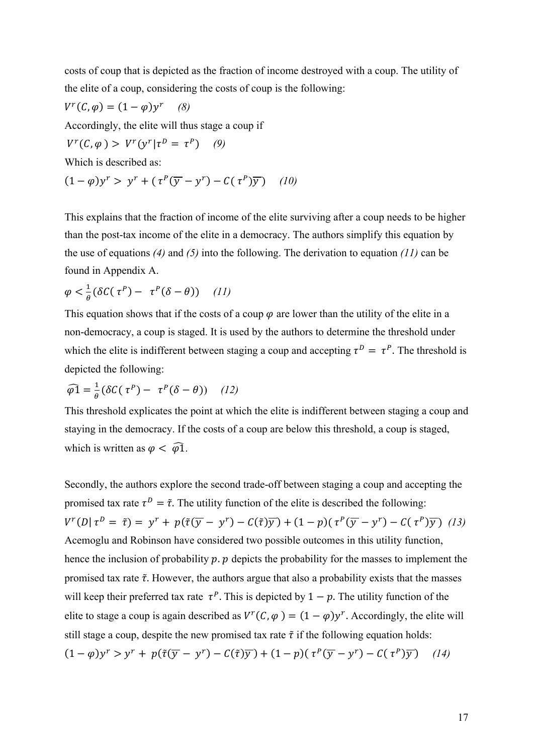costs of coup that is depicted as the fraction of income destroyed with a coup. The utility of the elite of a coup, considering the costs of coup is the following:

$$V^r(C, \varphi) = (1 - \varphi)y^r \quad (8)$$

Accordingly, the elite will thus stage a coup if

$$V^r(C, \varphi) > V^r(y^r | \tau^D = \tau^P) \quad (9)$$

Which is described as:

$$(1 - \varphi)y^r > y^r + (\tau^P(\overline{y} - y^r) - C(\tau^P)\overline{y}) \quad (10)$$

This explains that the fraction of income of the elite surviving after a coup needs to be higher than the post-tax income of the elite in a democracy. The authors simplify this equation by the use of equations *(4)* and *(5)* into the following. The derivation to equation *(11)* can be found in Appendix A.

$$\varphi < \frac{1}{\theta}(\delta C(\tau^P) - \tau^P(\delta - \theta)) \quad (11)$$

This equation shows that if the costs of a coup $\varphi$ are lower than the utility of the elite in a non-democracy, a coup is staged. It is used by the authors to determine the threshold under which the elite is indifferent between staging a coup and accepting $\tau^D = \tau^P$. The threshold is depicted the following:

$$\widehat{\varphi 1} = \frac{1}{\theta}(\delta C(\tau^P) - \tau^P(\delta - \theta)) \quad (12)$$

This threshold explicates the point at which the elite is indifferent between staging a coup and staying in the democracy. If the costs of a coup are below this threshold, a coup is staged, which is written as $\varphi < \widehat{\varphi 1}$.

Secondly, the authors explore the second trade-off between staging a coup and accepting the promised tax rate $\tau^D = \tilde{\tau}$. The utility function of the elite is described the following:

$$V^r(D | \tau^D = \tilde{\tau}) = y^r + p(\tilde{\tau}(\overline{y} - y^r) - C(\tilde{\tau})\overline{y}) + (1 - p)(\tau^P(\overline{y} - y^r) - C(\tau^P)\overline{y}) \quad (13)$$

Acemoglu and Robinson have considered two possible outcomes in this utility function, hence the inclusion of probability $p$. $p$ depicts the probability for the masses to implement the promised tax rate $\tilde{\tau}$. However, the authors argue that also a probability exists that the masses will keep their preferred tax rate $\tau^P$. This is depicted by $1 - p$. The utility function of the elite to stage a coup is again described as $V^r(C, \varphi) = (1 - \varphi)y^r$. Accordingly, the elite will still stage a coup, despite the new promised tax rate $\tilde{\tau}$ if the following equation holds:

$$(1 - \varphi)y^r > y^r + p(\tilde{\tau}(\overline{y} - y^r) - C(\tilde{\tau})\overline{y}) + (1 - p)(\tau^P(\overline{y} - y^r) - C(\tau^P)\overline{y}) \quad (14)$$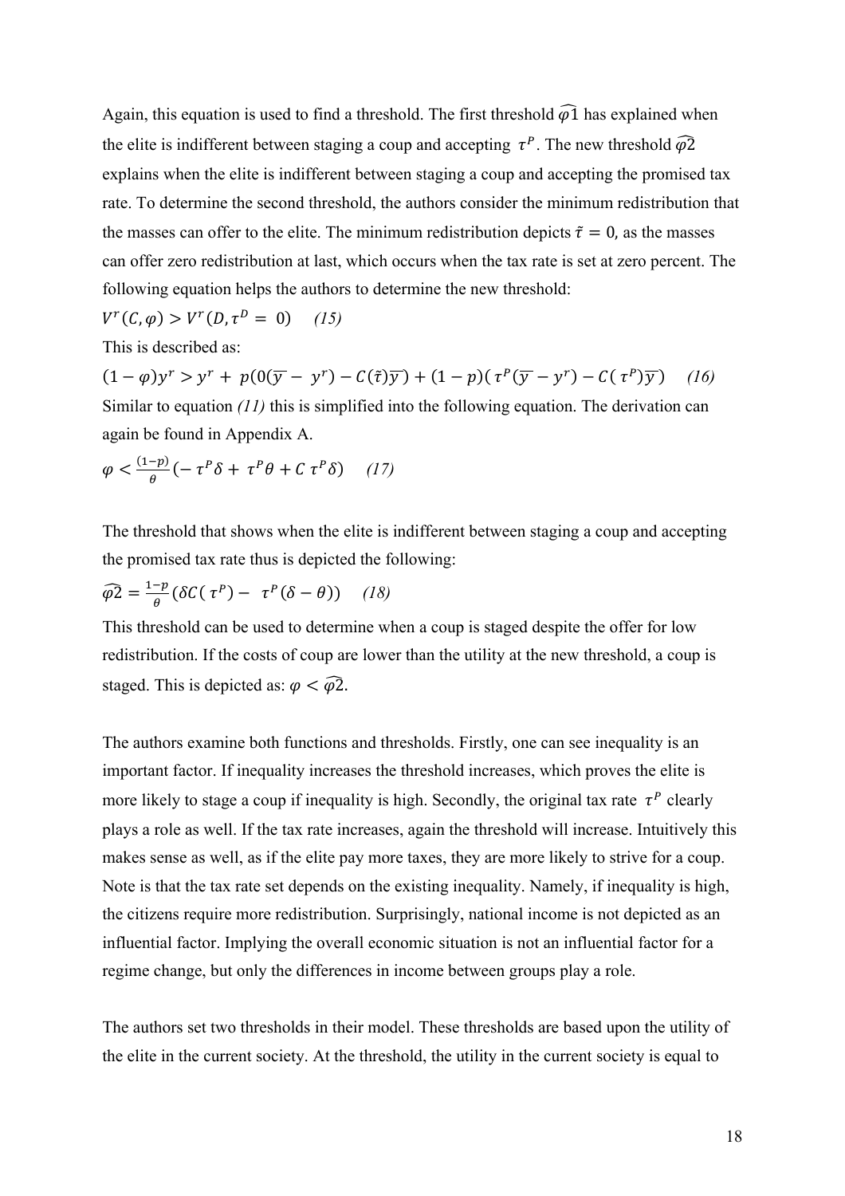Again, this equation is used to find a threshold. The first threshold $\widehat{\varphi 1}$ has explained when the elite is indifferent between staging a coup and accepting $\tau^P$. The new threshold $\widehat{\varphi 2}$ explains when the elite is indifferent between staging a coup and accepting the promised tax rate. To determine the second threshold, the authors consider the minimum redistribution that the masses can offer to the elite. The minimum redistribution depicts $\tilde{\tau} = 0$, as the masses can offer zero redistribution at last, which occurs when the tax rate is set at zero percent. The following equation helps the authors to determine the new threshold:

$V^r(C, \varphi) > V^r(D, \tau^D = 0)$ *(15)*

This is described as:

$(1 - \varphi)y^r > y^r + p(0(\overline{y} - y^r) - C(\tilde{\tau})\overline{y}) + (1 - p)(\tau^P(\overline{y} - y^r) - C(\tau^P)\overline{y})$ *(16)*

Similar to equation *(11)* this is simplified into the following equation. The derivation can again be found in Appendix A.

$\varphi < \frac{(1-p)}{\theta}(-\tau^P\delta + \tau^P\theta + C\,\tau^P\delta)$ *(17)*

The threshold that shows when the elite is indifferent between staging a coup and accepting the promised tax rate thus is depicted the following:

$\widehat{\varphi 2} = \frac{1-p}{\theta}(\delta C(\tau^P) - \tau^P(\delta - \theta))$ *(18)*

This threshold can be used to determine when a coup is staged despite the offer for low redistribution. If the costs of coup are lower than the utility at the new threshold, a coup is staged. This is depicted as: $\varphi < \widehat{\varphi 2}$.

The authors examine both functions and thresholds. Firstly, one can see inequality is an important factor. If inequality increases the threshold increases, which proves the elite is more likely to stage a coup if inequality is high. Secondly, the original tax rate $\tau^P$ clearly plays a role as well. If the tax rate increases, again the threshold will increase. Intuitively this makes sense as well, as if the elite pay more taxes, they are more likely to strive for a coup. Note is that the tax rate set depends on the existing inequality. Namely, if inequality is high, the citizens require more redistribution. Surprisingly, national income is not depicted as an influential factor. Implying the overall economic situation is not an influential factor for a regime change, but only the differences in income between groups play a role.

The authors set two thresholds in their model. These thresholds are based upon the utility of the elite in the current society. At the threshold, the utility in the current society is equal to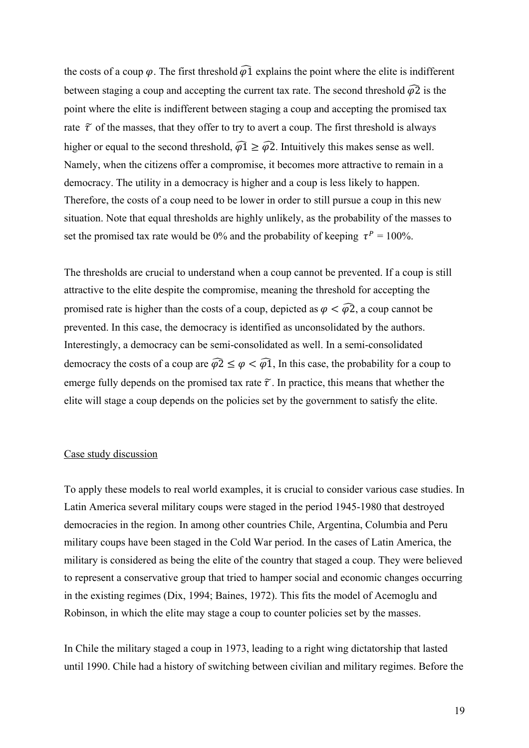the costs of a coup $\varphi$. The first threshold $\widehat{\varphi 1}$ explains the point where the elite is indifferent between staging a coup and accepting the current tax rate. The second threshold $\widehat{\varphi 2}$ is the point where the elite is indifferent between staging a coup and accepting the promised tax rate $\tilde{\tau}$ of the masses, that they offer to try to avert a coup. The first threshold is always higher or equal to the second threshold, $\widehat{\varphi 1} \geq \widehat{\varphi 2}$. Intuitively this makes sense as well. Namely, when the citizens offer a compromise, it becomes more attractive to remain in a democracy. The utility in a democracy is higher and a coup is less likely to happen. Therefore, the costs of a coup need to be lower in order to still pursue a coup in this new situation. Note that equal thresholds are highly unlikely, as the probability of the masses to set the promised tax rate would be 0% and the probability of keeping $\tau^P$ = 100%.

The thresholds are crucial to understand when a coup cannot be prevented. If a coup is still attractive to the elite despite the compromise, meaning the threshold for accepting the promised rate is higher than the costs of a coup, depicted as $\varphi < \widehat{\varphi 2}$, a coup cannot be prevented. In this case, the democracy is identified as unconsolidated by the authors. Interestingly, a democracy can be semi-consolidated as well. In a semi-consolidated democracy the costs of a coup are $\widehat{\varphi 2} \leq \varphi < \widehat{\varphi 1}$, In this case, the probability for a coup to emerge fully depends on the promised tax rate $\tilde{\tau}$. In practice, this means that whether the elite will stage a coup depends on the policies set by the government to satisfy the elite.

Case study discussion

To apply these models to real world examples, it is crucial to consider various case studies. In Latin America several military coups were staged in the period 1945-1980 that destroyed democracies in the region. In among other countries Chile, Argentina, Columbia and Peru military coups have been staged in the Cold War period. In the cases of Latin America, the military is considered as being the elite of the country that staged a coup. They were believed to represent a conservative group that tried to hamper social and economic changes occurring in the existing regimes (Dix, 1994; Baines, 1972). This fits the model of Acemoglu and Robinson, in which the elite may stage a coup to counter policies set by the masses.

In Chile the military staged a coup in 1973, leading to a right wing dictatorship that lasted until 1990. Chile had a history of switching between civilian and military regimes. Before the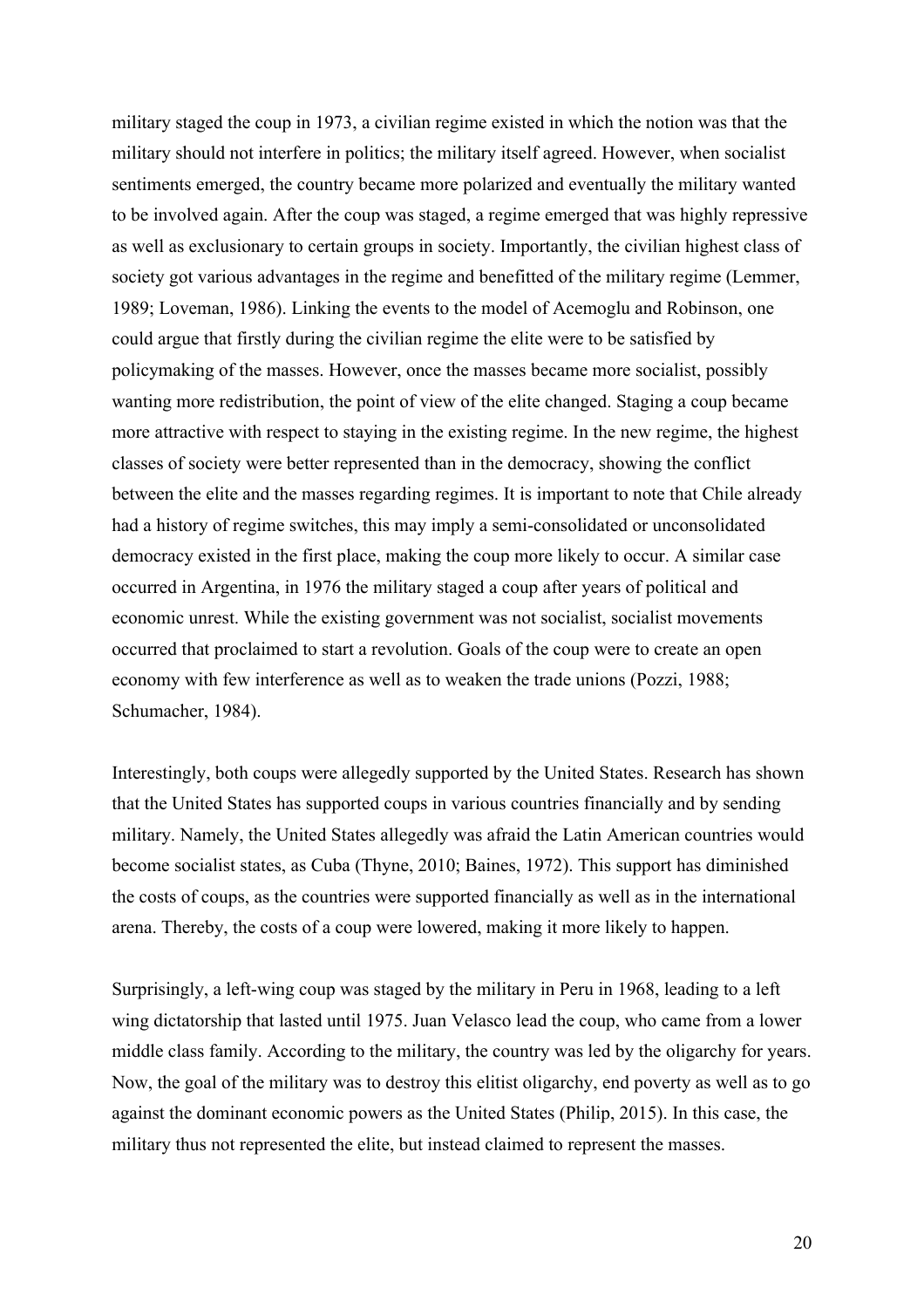military staged the coup in 1973, a civilian regime existed in which the notion was that the military should not interfere in politics; the military itself agreed. However, when socialist sentiments emerged, the country became more polarized and eventually the military wanted to be involved again. After the coup was staged, a regime emerged that was highly repressive as well as exclusionary to certain groups in society. Importantly, the civilian highest class of society got various advantages in the regime and benefitted of the military regime (Lemmer, 1989; Loveman, 1986). Linking the events to the model of Acemoglu and Robinson, one could argue that firstly during the civilian regime the elite were to be satisfied by policymaking of the masses. However, once the masses became more socialist, possibly wanting more redistribution, the point of view of the elite changed. Staging a coup became more attractive with respect to staying in the existing regime. In the new regime, the highest classes of society were better represented than in the democracy, showing the conflict between the elite and the masses regarding regimes. It is important to note that Chile already had a history of regime switches, this may imply a semi-consolidated or unconsolidated democracy existed in the first place, making the coup more likely to occur. A similar case occurred in Argentina, in 1976 the military staged a coup after years of political and economic unrest. While the existing government was not socialist, socialist movements occurred that proclaimed to start a revolution. Goals of the coup were to create an open economy with few interference as well as to weaken the trade unions (Pozzi, 1988; Schumacher, 1984).

Interestingly, both coups were allegedly supported by the United States. Research has shown that the United States has supported coups in various countries financially and by sending military. Namely, the United States allegedly was afraid the Latin American countries would become socialist states, as Cuba (Thyne, 2010; Baines, 1972). This support has diminished the costs of coups, as the countries were supported financially as well as in the international arena. Thereby, the costs of a coup were lowered, making it more likely to happen.

Surprisingly, a left-wing coup was staged by the military in Peru in 1968, leading to a left wing dictatorship that lasted until 1975. Juan Velasco lead the coup, who came from a lower middle class family. According to the military, the country was led by the oligarchy for years. Now, the goal of the military was to destroy this elitist oligarchy, end poverty as well as to go against the dominant economic powers as the United States (Philip, 2015). In this case, the military thus not represented the elite, but instead claimed to represent the masses.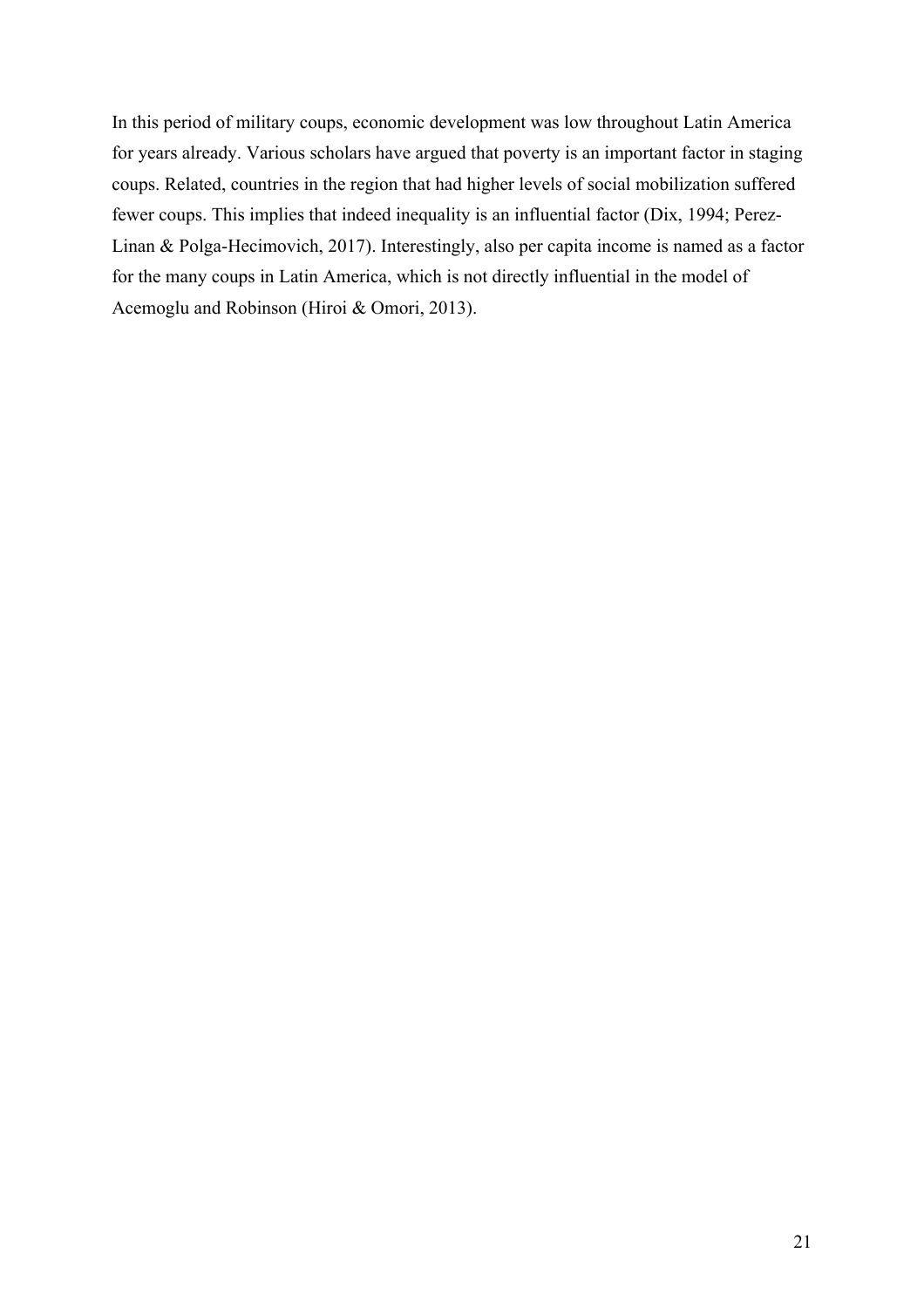In this period of military coups, economic development was low throughout Latin America for years already. Various scholars have argued that poverty is an important factor in staging coups. Related, countries in the region that had higher levels of social mobilization suffered fewer coups. This implies that indeed inequality is an influential factor (Dix, 1994; Perez-Linan & Polga-Hecimovich, 2017). Interestingly, also per capita income is named as a factor for the many coups in Latin America, which is not directly influential in the model of Acemoglu and Robinson (Hiroi & Omori, 2013).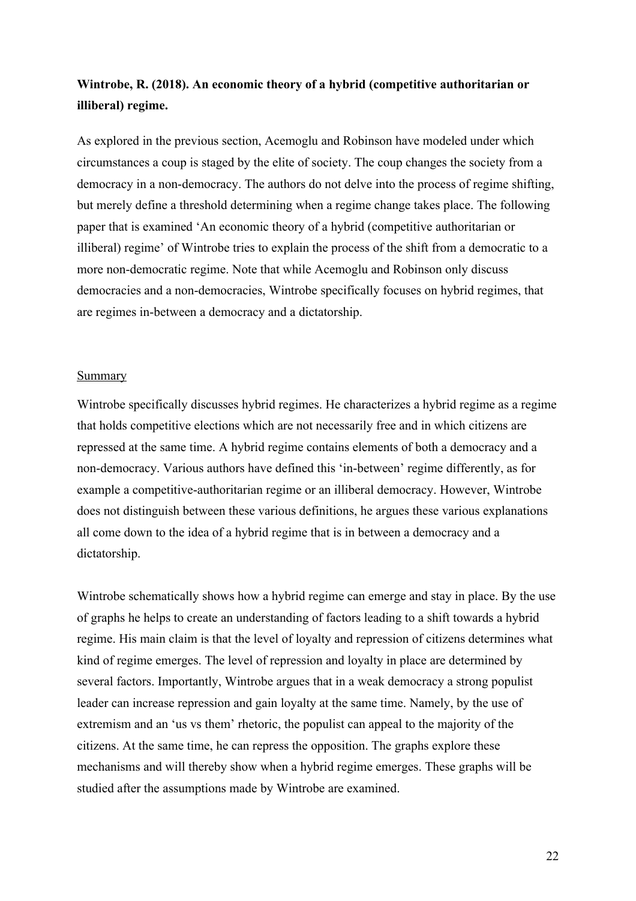**Wintrobe, R. (2018). An economic theory of a hybrid (competitive authoritarian or illiberal) regime.**

As explored in the previous section, Acemoglu and Robinson have modeled under which circumstances a coup is staged by the elite of society. The coup changes the society from a democracy in a non-democracy. The authors do not delve into the process of regime shifting, but merely define a threshold determining when a regime change takes place. The following paper that is examined 'An economic theory of a hybrid (competitive authoritarian or illiberal) regime' of Wintrobe tries to explain the process of the shift from a democratic to a more non-democratic regime. Note that while Acemoglu and Robinson only discuss democracies and a non-democracies, Wintrobe specifically focuses on hybrid regimes, that are regimes in-between a democracy and a dictatorship.

<u>Summary</u>

Wintrobe specifically discusses hybrid regimes. He characterizes a hybrid regime as a regime that holds competitive elections which are not necessarily free and in which citizens are repressed at the same time. A hybrid regime contains elements of both a democracy and a non-democracy. Various authors have defined this 'in-between' regime differently, as for example a competitive-authoritarian regime or an illiberal democracy. However, Wintrobe does not distinguish between these various definitions, he argues these various explanations all come down to the idea of a hybrid regime that is in between a democracy and a dictatorship.

Wintrobe schematically shows how a hybrid regime can emerge and stay in place. By the use of graphs he helps to create an understanding of factors leading to a shift towards a hybrid regime. His main claim is that the level of loyalty and repression of citizens determines what kind of regime emerges. The level of repression and loyalty in place are determined by several factors. Importantly, Wintrobe argues that in a weak democracy a strong populist leader can increase repression and gain loyalty at the same time. Namely, by the use of extremism and an 'us vs them' rhetoric, the populist can appeal to the majority of the citizens. At the same time, he can repress the opposition. The graphs explore these mechanisms and will thereby show when a hybrid regime emerges. These graphs will be studied after the assumptions made by Wintrobe are examined.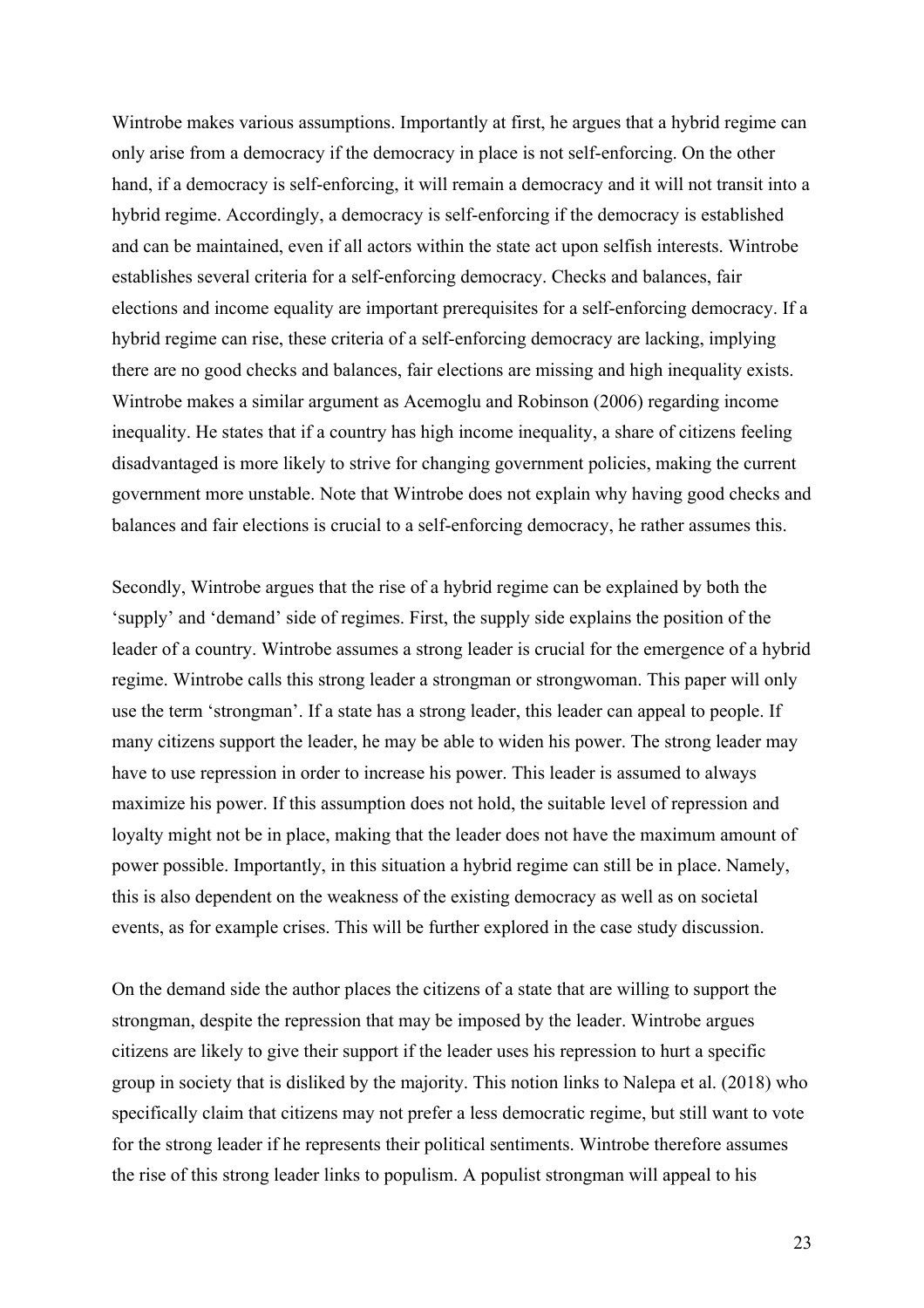Wintrobe makes various assumptions. Importantly at first, he argues that a hybrid regime can only arise from a democracy if the democracy in place is not self-enforcing. On the other hand, if a democracy is self-enforcing, it will remain a democracy and it will not transit into a hybrid regime. Accordingly, a democracy is self-enforcing if the democracy is established and can be maintained, even if all actors within the state act upon selfish interests. Wintrobe establishes several criteria for a self-enforcing democracy. Checks and balances, fair elections and income equality are important prerequisites for a self-enforcing democracy. If a hybrid regime can rise, these criteria of a self-enforcing democracy are lacking, implying there are no good checks and balances, fair elections are missing and high inequality exists. Wintrobe makes a similar argument as Acemoglu and Robinson (2006) regarding income inequality. He states that if a country has high income inequality, a share of citizens feeling disadvantaged is more likely to strive for changing government policies, making the current government more unstable. Note that Wintrobe does not explain why having good checks and balances and fair elections is crucial to a self-enforcing democracy, he rather assumes this.

Secondly, Wintrobe argues that the rise of a hybrid regime can be explained by both the 'supply' and 'demand' side of regimes. First, the supply side explains the position of the leader of a country. Wintrobe assumes a strong leader is crucial for the emergence of a hybrid regime. Wintrobe calls this strong leader a strongman or strongwoman. This paper will only use the term 'strongman'. If a state has a strong leader, this leader can appeal to people. If many citizens support the leader, he may be able to widen his power. The strong leader may have to use repression in order to increase his power. This leader is assumed to always maximize his power. If this assumption does not hold, the suitable level of repression and loyalty might not be in place, making that the leader does not have the maximum amount of power possible. Importantly, in this situation a hybrid regime can still be in place. Namely, this is also dependent on the weakness of the existing democracy as well as on societal events, as for example crises. This will be further explored in the case study discussion.

On the demand side the author places the citizens of a state that are willing to support the strongman, despite the repression that may be imposed by the leader. Wintrobe argues citizens are likely to give their support if the leader uses his repression to hurt a specific group in society that is disliked by the majority. This notion links to Nalepa et al. (2018) who specifically claim that citizens may not prefer a less democratic regime, but still want to vote for the strong leader if he represents their political sentiments. Wintrobe therefore assumes the rise of this strong leader links to populism. A populist strongman will appeal to his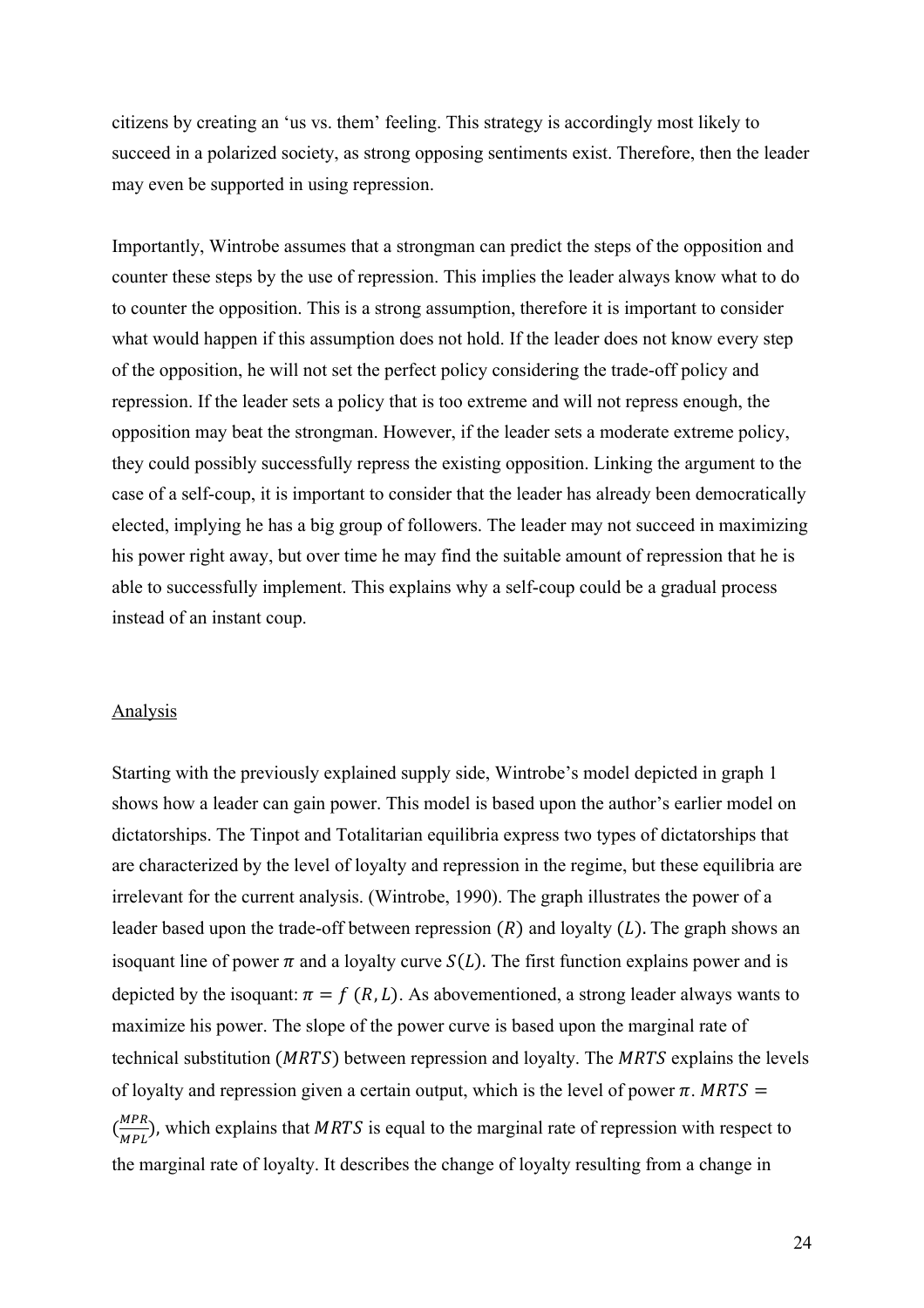citizens by creating an 'us vs. them' feeling. This strategy is accordingly most likely to succeed in a polarized society, as strong opposing sentiments exist. Therefore, then the leader may even be supported in using repression.

Importantly, Wintrobe assumes that a strongman can predict the steps of the opposition and counter these steps by the use of repression. This implies the leader always know what to do to counter the opposition. This is a strong assumption, therefore it is important to consider what would happen if this assumption does not hold. If the leader does not know every step of the opposition, he will not set the perfect policy considering the trade-off policy and repression. If the leader sets a policy that is too extreme and will not repress enough, the opposition may beat the strongman. However, if the leader sets a moderate extreme policy, they could possibly successfully repress the existing opposition. Linking the argument to the case of a self-coup, it is important to consider that the leader has already been democratically elected, implying he has a big group of followers. The leader may not succeed in maximizing his power right away, but over time he may find the suitable amount of repression that he is able to successfully implement. This explains why a self-coup could be a gradual process instead of an instant coup.

## Analysis

Starting with the previously explained supply side, Wintrobe's model depicted in graph 1 shows how a leader can gain power. This model is based upon the author's earlier model on dictatorships. The Tinpot and Totalitarian equilibria express two types of dictatorships that are characterized by the level of loyalty and repression in the regime, but these equilibria are irrelevant for the current analysis. (Wintrobe, 1990). The graph illustrates the power of a leader based upon the trade-off between repression $(R)$ and loyalty $(L)$. The graph shows an isoquant line of power $\pi$ and a loyalty curve $S(L)$. The first function explains power and is depicted by the isoquant: $\pi = f\ (R, L)$. As abovementioned, a strong leader always wants to maximize his power. The slope of the power curve is based upon the marginal rate of technical substitution $(MRTS)$ between repression and loyalty. The $MRTS$ explains the levels of loyalty and repression given a certain output, which is the level of power $\pi$. $MRTS = (\frac{MPR}{MPL})$, which explains that $MRTS$ is equal to the marginal rate of repression with respect to the marginal rate of loyalty. It describes the change of loyalty resulting from a change in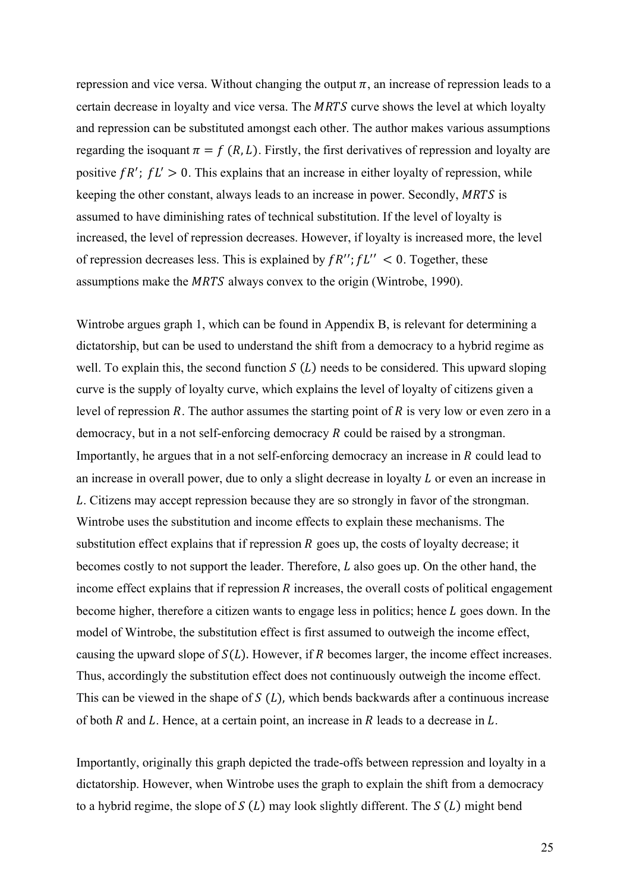repression and vice versa. Without changing the output $\pi$, an increase of repression leads to a certain decrease in loyalty and vice versa. The $MRTS$ curve shows the level at which loyalty and repression can be substituted amongst each other. The author makes various assumptions regarding the isoquant $\pi = f\ (R, L)$. Firstly, the first derivatives of repression and loyalty are positive $fR'$; $fL' > 0$. This explains that an increase in either loyalty of repression, while keeping the other constant, always leads to an increase in power. Secondly, $MRTS$ is assumed to have diminishing rates of technical substitution. If the level of loyalty is increased, the level of repression decreases. However, if loyalty is increased more, the level of repression decreases less. This is explained by $fR''$; $fL'' < 0$. Together, these assumptions make the $MRTS$ always convex to the origin (Wintrobe, 1990).

Wintrobe argues graph 1, which can be found in Appendix B, is relevant for determining a dictatorship, but can be used to understand the shift from a democracy to a hybrid regime as well. To explain this, the second function $S\ (L)$ needs to be considered. This upward sloping curve is the supply of loyalty curve, which explains the level of loyalty of citizens given a level of repression $R$. The author assumes the starting point of $R$ is very low or even zero in a democracy, but in a not self-enforcing democracy $R$ could be raised by a strongman. Importantly, he argues that in a not self-enforcing democracy an increase in $R$ could lead to an increase in overall power, due to only a slight decrease in loyalty $L$ or even an increase in $L$. Citizens may accept repression because they are so strongly in favor of the strongman. Wintrobe uses the substitution and income effects to explain these mechanisms. The substitution effect explains that if repression $R$ goes up, the costs of loyalty decrease; it becomes costly to not support the leader. Therefore, $L$ also goes up. On the other hand, the income effect explains that if repression $R$ increases, the overall costs of political engagement become higher, therefore a citizen wants to engage less in politics; hence $L$ goes down. In the model of Wintrobe, the substitution effect is first assumed to outweigh the income effect, causing the upward slope of $S(L)$. However, if $R$ becomes larger, the income effect increases. Thus, accordingly the substitution effect does not continuously outweigh the income effect. This can be viewed in the shape of $S\ (L)$, which bends backwards after a continuous increase of both $R$ and $L$. Hence, at a certain point, an increase in $R$ leads to a decrease in $L$.

Importantly, originally this graph depicted the trade-offs between repression and loyalty in a dictatorship. However, when Wintrobe uses the graph to explain the shift from a democracy to a hybrid regime, the slope of $S\ (L)$ may look slightly different. The $S\ (L)$ might bend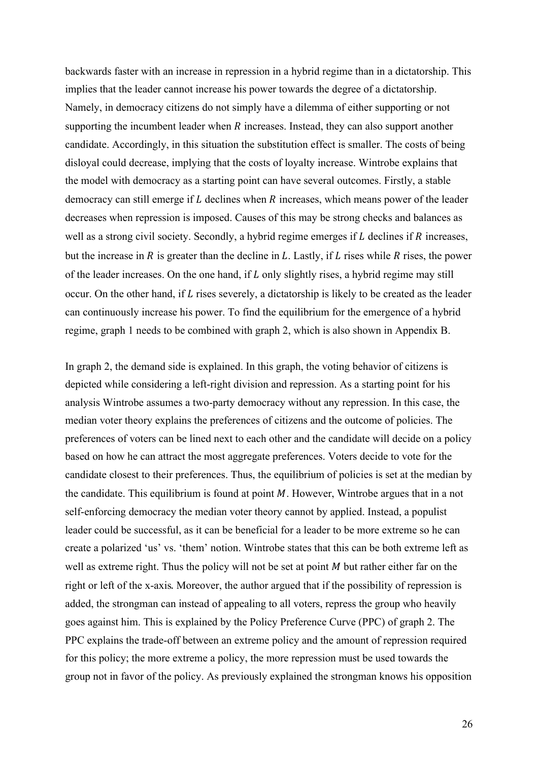backwards faster with an increase in repression in a hybrid regime than in a dictatorship. This implies that the leader cannot increase his power towards the degree of a dictatorship. Namely, in democracy citizens do not simply have a dilemma of either supporting or not supporting the incumbent leader when $R$ increases. Instead, they can also support another candidate. Accordingly, in this situation the substitution effect is smaller. The costs of being disloyal could decrease, implying that the costs of loyalty increase. Wintrobe explains that the model with democracy as a starting point can have several outcomes. Firstly, a stable democracy can still emerge if $L$ declines when $R$ increases, which means power of the leader decreases when repression is imposed. Causes of this may be strong checks and balances as well as a strong civil society. Secondly, a hybrid regime emerges if $L$ declines if $R$ increases, but the increase in $R$ is greater than the decline in $L$. Lastly, if $L$ rises while $R$ rises, the power of the leader increases. On the one hand, if $L$ only slightly rises, a hybrid regime may still occur. On the other hand, if $L$ rises severely, a dictatorship is likely to be created as the leader can continuously increase his power. To find the equilibrium for the emergence of a hybrid regime, graph 1 needs to be combined with graph 2, which is also shown in Appendix B.

In graph 2, the demand side is explained. In this graph, the voting behavior of citizens is depicted while considering a left-right division and repression. As a starting point for his analysis Wintrobe assumes a two-party democracy without any repression. In this case, the median voter theory explains the preferences of citizens and the outcome of policies. The preferences of voters can be lined next to each other and the candidate will decide on a policy based on how he can attract the most aggregate preferences. Voters decide to vote for the candidate closest to their preferences. Thus, the equilibrium of policies is set at the median by the candidate. This equilibrium is found at point $M$. However, Wintrobe argues that in a not self-enforcing democracy the median voter theory cannot by applied. Instead, a populist leader could be successful, as it can be beneficial for a leader to be more extreme so he can create a polarized 'us' vs. 'them' notion. Wintrobe states that this can be both extreme left as well as extreme right. Thus the policy will not be set at point $M$ but rather either far on the right or left of the x-axis. Moreover, the author argued that if the possibility of repression is added, the strongman can instead of appealing to all voters, repress the group who heavily goes against him. This is explained by the Policy Preference Curve (PPC) of graph 2. The PPC explains the trade-off between an extreme policy and the amount of repression required for this policy; the more extreme a policy, the more repression must be used towards the group not in favor of the policy. As previously explained the strongman knows his opposition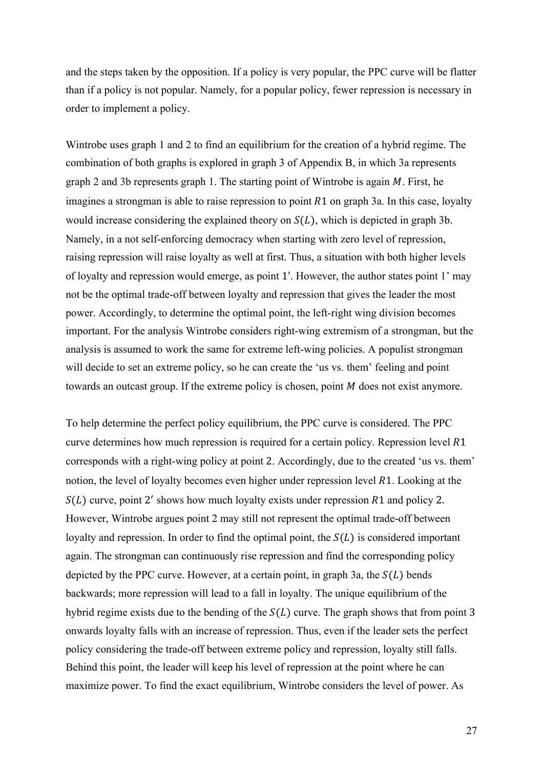and the steps taken by the opposition. If a policy is very popular, the PPC curve will be flatter than if a policy is not popular. Namely, for a popular policy, fewer repression is necessary in order to implement a policy.

Wintrobe uses graph 1 and 2 to find an equilibrium for the creation of a hybrid regime. The combination of both graphs is explored in graph 3 of Appendix B, in which 3a represents graph 2 and 3b represents graph 1. The starting point of Wintrobe is again $M$. First, he imagines a strongman is able to raise repression to point $R1$ on graph 3a. In this case, loyalty would increase considering the explained theory on $S(L)$, which is depicted in graph 3b. Namely, in a not self-enforcing democracy when starting with zero level of repression, raising repression will raise loyalty as well at first. Thus, a situation with both higher levels of loyalty and repression would emerge, as point $1'$. However, the author states point 1' may not be the optimal trade-off between loyalty and repression that gives the leader the most power. Accordingly, to determine the optimal point, the left-right wing division becomes important. For the analysis Wintrobe considers right-wing extremism of a strongman, but the analysis is assumed to work the same for extreme left-wing policies. A populist strongman will decide to set an extreme policy, so he can create the 'us vs. them' feeling and point towards an outcast group. If the extreme policy is chosen, point $M$ does not exist anymore.

To help determine the perfect policy equilibrium, the PPC curve is considered. The PPC curve determines how much repression is required for a certain policy. Repression level $R1$ corresponds with a right-wing policy at point $2$. Accordingly, due to the created 'us vs. them' notion, the level of loyalty becomes even higher under repression level $R1$. Looking at the $S(L)$ curve, point $2'$ shows how much loyalty exists under repression $R1$ and policy $2$. However, Wintrobe argues point 2 may still not represent the optimal trade-off between loyalty and repression. In order to find the optimal point, the $S(L)$ is considered important again. The strongman can continuously rise repression and find the corresponding policy depicted by the PPC curve. However, at a certain point, in graph 3a, the $S(L)$ bends backwards; more repression will lead to a fall in loyalty. The unique equilibrium of the hybrid regime exists due to the bending of the $S(L)$ curve. The graph shows that from point 3 onwards loyalty falls with an increase of repression. Thus, even if the leader sets the perfect policy considering the trade-off between extreme policy and repression, loyalty still falls. Behind this point, the leader will keep his level of repression at the point where he can maximize power. To find the exact equilibrium, Wintrobe considers the level of power. As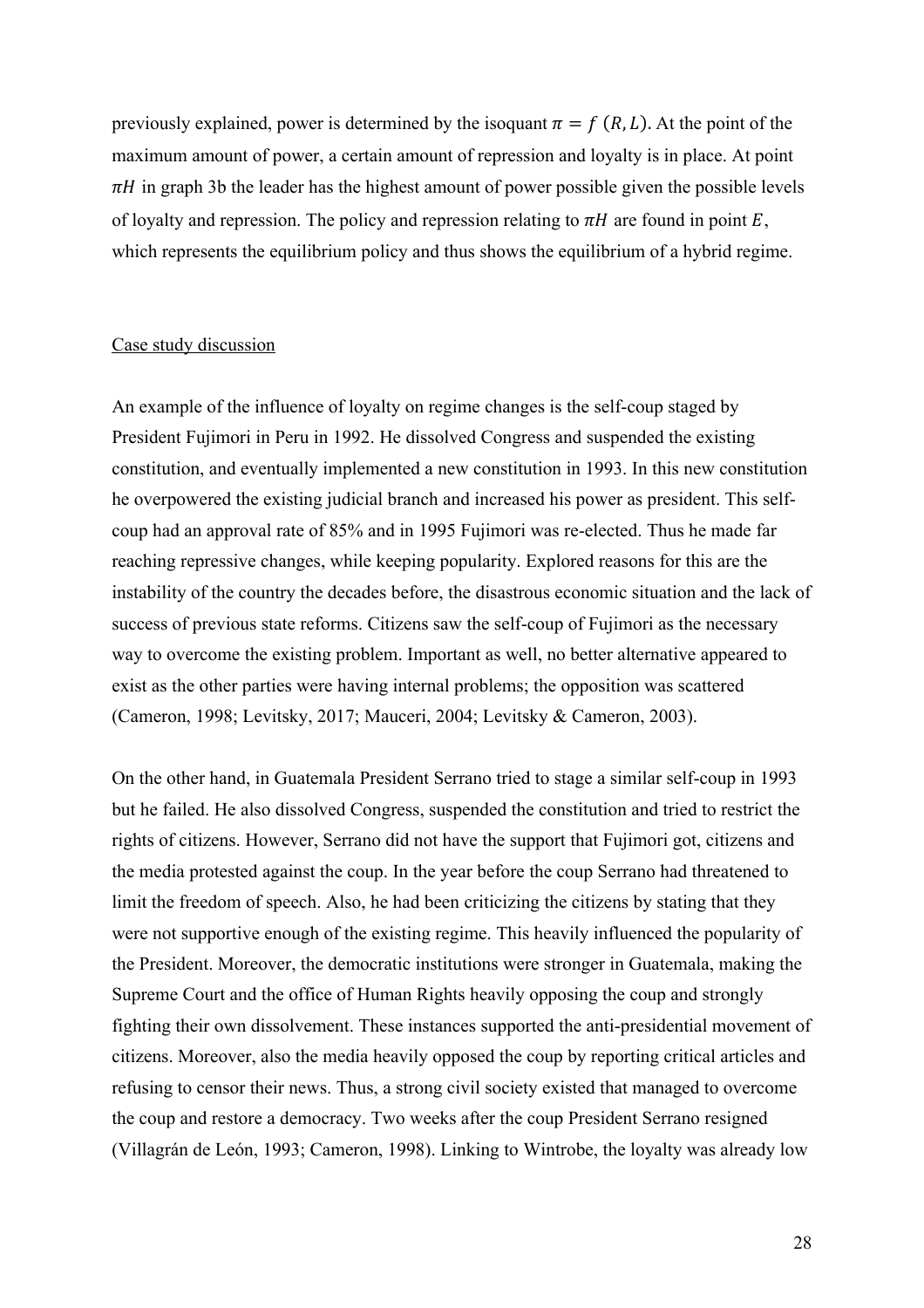previously explained, power is determined by the isoquant $\pi = f\ (R, L)$. At the point of the maximum amount of power, a certain amount of repression and loyalty is in place. At point $\pi H$ in graph 3b the leader has the highest amount of power possible given the possible levels of loyalty and repression. The policy and repression relating to $\pi H$ are found in point $E$, which represents the equilibrium policy and thus shows the equilibrium of a hybrid regime.

Case study discussion

An example of the influence of loyalty on regime changes is the self-coup staged by President Fujimori in Peru in 1992. He dissolved Congress and suspended the existing constitution, and eventually implemented a new constitution in 1993. In this new constitution he overpowered the existing judicial branch and increased his power as president. This self-coup had an approval rate of 85% and in 1995 Fujimori was re-elected. Thus he made far reaching repressive changes, while keeping popularity. Explored reasons for this are the instability of the country the decades before, the disastrous economic situation and the lack of success of previous state reforms. Citizens saw the self-coup of Fujimori as the necessary way to overcome the existing problem. Important as well, no better alternative appeared to exist as the other parties were having internal problems; the opposition was scattered (Cameron, 1998; Levitsky, 2017; Mauceri, 2004; Levitsky & Cameron, 2003).

On the other hand, in Guatemala President Serrano tried to stage a similar self-coup in 1993 but he failed. He also dissolved Congress, suspended the constitution and tried to restrict the rights of citizens. However, Serrano did not have the support that Fujimori got, citizens and the media protested against the coup. In the year before the coup Serrano had threatened to limit the freedom of speech. Also, he had been criticizing the citizens by stating that they were not supportive enough of the existing regime. This heavily influenced the popularity of the President. Moreover, the democratic institutions were stronger in Guatemala, making the Supreme Court and the office of Human Rights heavily opposing the coup and strongly fighting their own dissolvement. These instances supported the anti-presidential movement of citizens. Moreover, also the media heavily opposed the coup by reporting critical articles and refusing to censor their news. Thus, a strong civil society existed that managed to overcome the coup and restore a democracy. Two weeks after the coup President Serrano resigned (Villagrán de León, 1993; Cameron, 1998). Linking to Wintrobe, the loyalty was already low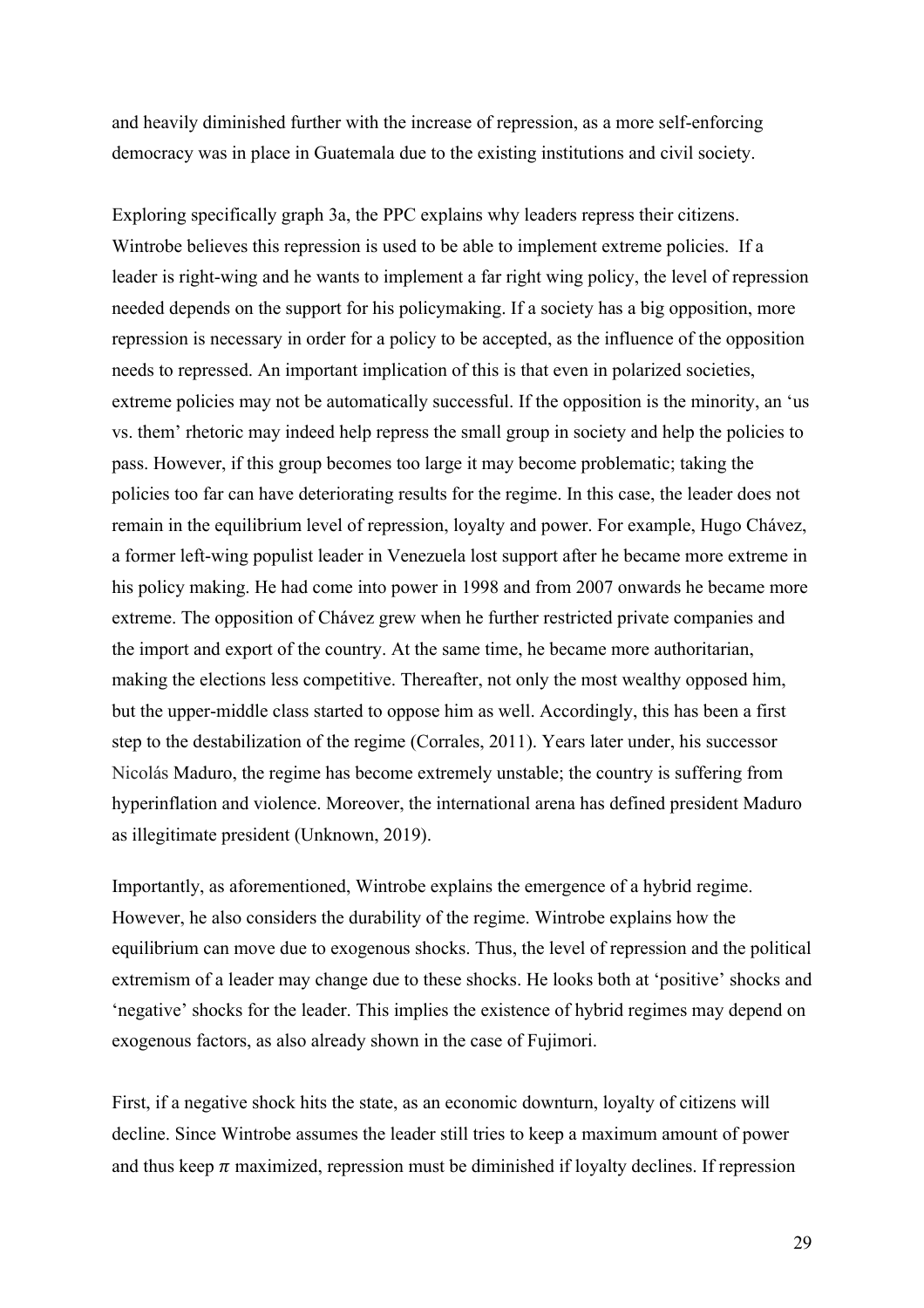and heavily diminished further with the increase of repression, as a more self-enforcing democracy was in place in Guatemala due to the existing institutions and civil society.

Exploring specifically graph 3a, the PPC explains why leaders repress their citizens. Wintrobe believes this repression is used to be able to implement extreme policies. If a leader is right-wing and he wants to implement a far right wing policy, the level of repression needed depends on the support for his policymaking. If a society has a big opposition, more repression is necessary in order for a policy to be accepted, as the influence of the opposition needs to repressed. An important implication of this is that even in polarized societies, extreme policies may not be automatically successful. If the opposition is the minority, an 'us vs. them' rhetoric may indeed help repress the small group in society and help the policies to pass. However, if this group becomes too large it may become problematic; taking the policies too far can have deteriorating results for the regime. In this case, the leader does not remain in the equilibrium level of repression, loyalty and power. For example, Hugo Chávez, a former left-wing populist leader in Venezuela lost support after he became more extreme in his policy making. He had come into power in 1998 and from 2007 onwards he became more extreme. The opposition of Chávez grew when he further restricted private companies and the import and export of the country. At the same time, he became more authoritarian, making the elections less competitive. Thereafter, not only the most wealthy opposed him, but the upper-middle class started to oppose him as well. Accordingly, this has been a first step to the destabilization of the regime (Corrales, 2011). Years later under, his successor Nicolás Maduro, the regime has become extremely unstable; the country is suffering from hyperinflation and violence. Moreover, the international arena has defined president Maduro as illegitimate president (Unknown, 2019).

Importantly, as aforementioned, Wintrobe explains the emergence of a hybrid regime. However, he also considers the durability of the regime. Wintrobe explains how the equilibrium can move due to exogenous shocks. Thus, the level of repression and the political extremism of a leader may change due to these shocks. He looks both at 'positive' shocks and 'negative' shocks for the leader. This implies the existence of hybrid regimes may depend on exogenous factors, as also already shown in the case of Fujimori.

First, if a negative shock hits the state, as an economic downturn, loyalty of citizens will decline. Since Wintrobe assumes the leader still tries to keep a maximum amount of power and thus keep $\pi$ maximized, repression must be diminished if loyalty declines. If repression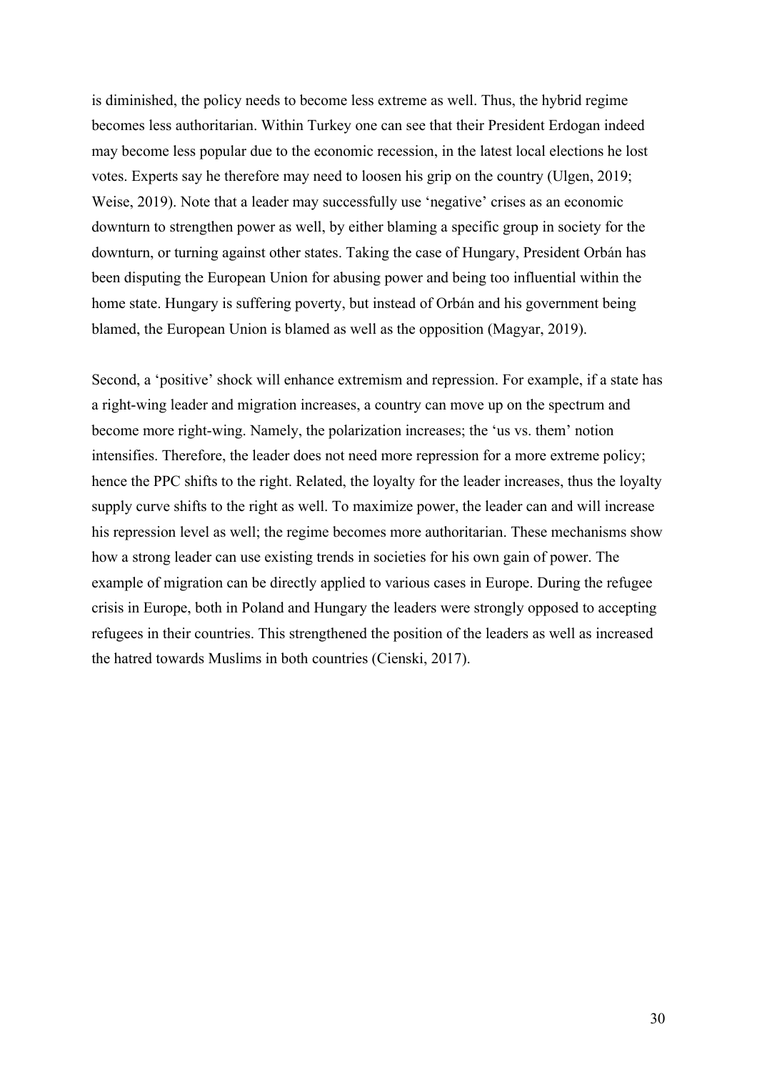is diminished, the policy needs to become less extreme as well. Thus, the hybrid regime becomes less authoritarian. Within Turkey one can see that their President Erdogan indeed may become less popular due to the economic recession, in the latest local elections he lost votes. Experts say he therefore may need to loosen his grip on the country (Ulgen, 2019; Weise, 2019). Note that a leader may successfully use 'negative' crises as an economic downturn to strengthen power as well, by either blaming a specific group in society for the downturn, or turning against other states. Taking the case of Hungary, President Orbán has been disputing the European Union for abusing power and being too influential within the home state. Hungary is suffering poverty, but instead of Orbán and his government being blamed, the European Union is blamed as well as the opposition (Magyar, 2019).

Second, a 'positive' shock will enhance extremism and repression. For example, if a state has a right-wing leader and migration increases, a country can move up on the spectrum and become more right-wing. Namely, the polarization increases; the 'us vs. them' notion intensifies. Therefore, the leader does not need more repression for a more extreme policy; hence the PPC shifts to the right. Related, the loyalty for the leader increases, thus the loyalty supply curve shifts to the right as well. To maximize power, the leader can and will increase his repression level as well; the regime becomes more authoritarian. These mechanisms show how a strong leader can use existing trends in societies for his own gain of power. The example of migration can be directly applied to various cases in Europe. During the refugee crisis in Europe, both in Poland and Hungary the leaders were strongly opposed to accepting refugees in their countries. This strengthened the position of the leaders as well as increased the hatred towards Muslims in both countries (Cienski, 2017).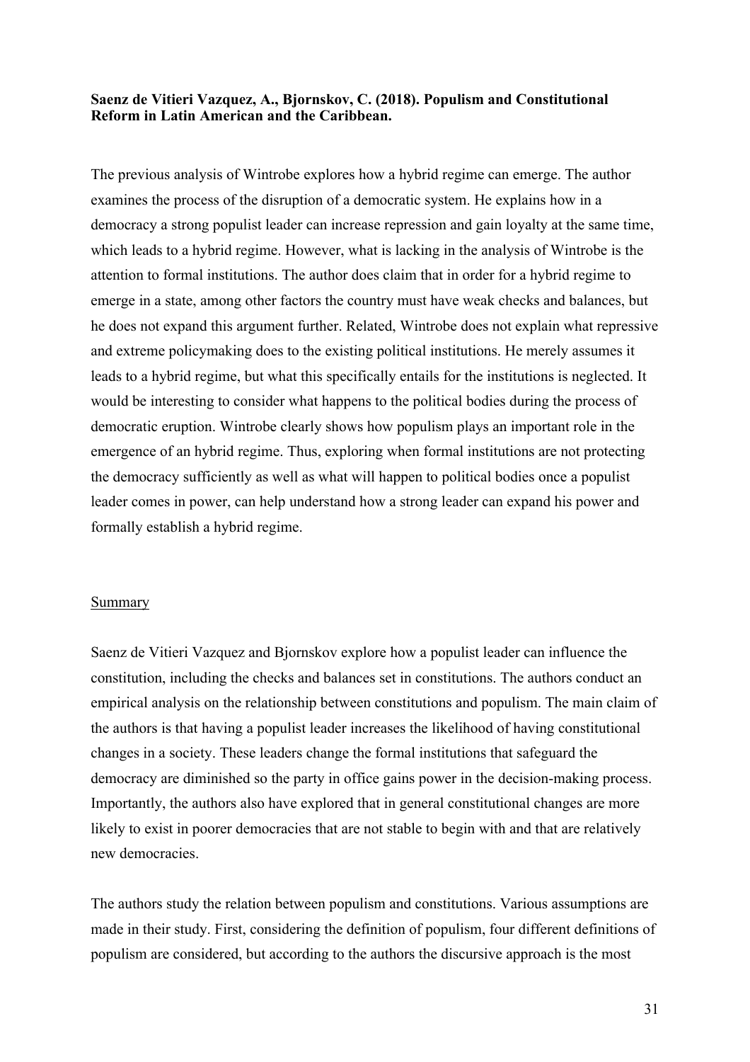**Saenz de Vitieri Vazquez, A., Bjornskov, C. (2018). Populism and Constitutional Reform in Latin American and the Caribbean.**

The previous analysis of Wintrobe explores how a hybrid regime can emerge. The author examines the process of the disruption of a democratic system. He explains how in a democracy a strong populist leader can increase repression and gain loyalty at the same time, which leads to a hybrid regime. However, what is lacking in the analysis of Wintrobe is the attention to formal institutions. The author does claim that in order for a hybrid regime to emerge in a state, among other factors the country must have weak checks and balances, but he does not expand this argument further. Related, Wintrobe does not explain what repressive and extreme policymaking does to the existing political institutions. He merely assumes it leads to a hybrid regime, but what this specifically entails for the institutions is neglected. It would be interesting to consider what happens to the political bodies during the process of democratic eruption. Wintrobe clearly shows how populism plays an important role in the emergence of an hybrid regime. Thus, exploring when formal institutions are not protecting the democracy sufficiently as well as what will happen to political bodies once a populist leader comes in power, can help understand how a strong leader can expand his power and formally establish a hybrid regime.

<u>Summary</u>

Saenz de Vitieri Vazquez and Bjornskov explore how a populist leader can influence the constitution, including the checks and balances set in constitutions. The authors conduct an empirical analysis on the relationship between constitutions and populism. The main claim of the authors is that having a populist leader increases the likelihood of having constitutional changes in a society. These leaders change the formal institutions that safeguard the democracy are diminished so the party in office gains power in the decision-making process. Importantly, the authors also have explored that in general constitutional changes are more likely to exist in poorer democracies that are not stable to begin with and that are relatively new democracies.

The authors study the relation between populism and constitutions. Various assumptions are made in their study. First, considering the definition of populism, four different definitions of populism are considered, but according to the authors the discursive approach is the most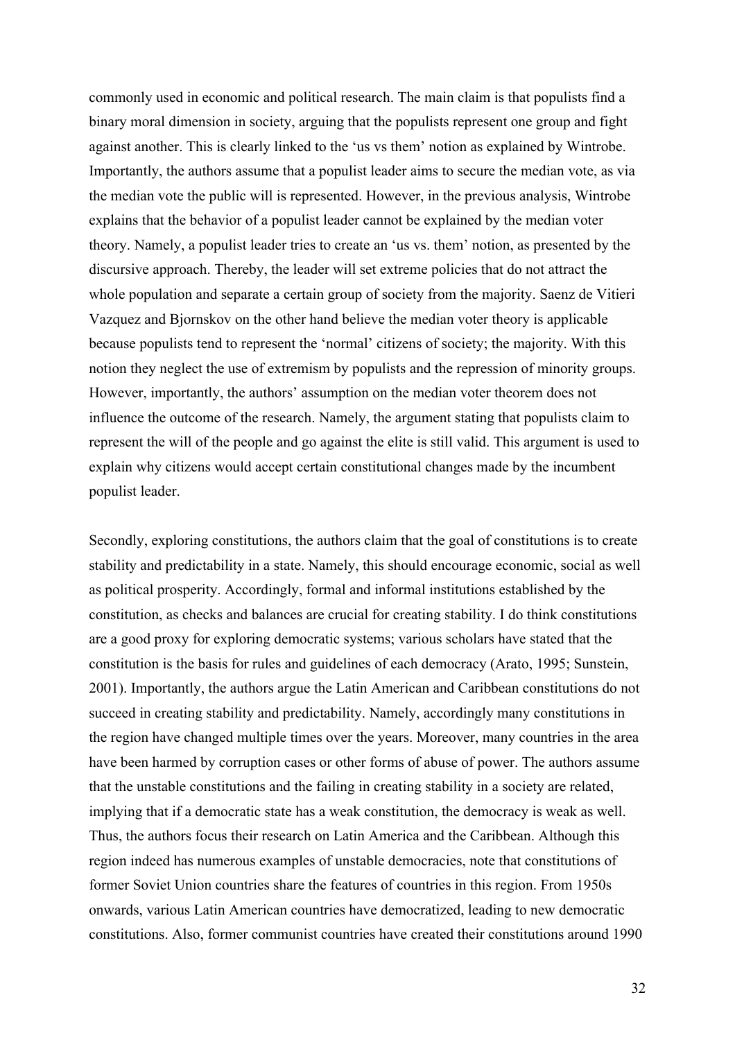commonly used in economic and political research. The main claim is that populists find a binary moral dimension in society, arguing that the populists represent one group and fight against another. This is clearly linked to the 'us vs them' notion as explained by Wintrobe. Importantly, the authors assume that a populist leader aims to secure the median vote, as via the median vote the public will is represented. However, in the previous analysis, Wintrobe explains that the behavior of a populist leader cannot be explained by the median voter theory. Namely, a populist leader tries to create an 'us vs. them' notion, as presented by the discursive approach. Thereby, the leader will set extreme policies that do not attract the whole population and separate a certain group of society from the majority. Saenz de Vitieri Vazquez and Bjornskov on the other hand believe the median voter theory is applicable because populists tend to represent the 'normal' citizens of society; the majority. With this notion they neglect the use of extremism by populists and the repression of minority groups. However, importantly, the authors' assumption on the median voter theorem does not influence the outcome of the research. Namely, the argument stating that populists claim to represent the will of the people and go against the elite is still valid. This argument is used to explain why citizens would accept certain constitutional changes made by the incumbent populist leader.

Secondly, exploring constitutions, the authors claim that the goal of constitutions is to create stability and predictability in a state. Namely, this should encourage economic, social as well as political prosperity. Accordingly, formal and informal institutions established by the constitution, as checks and balances are crucial for creating stability. I do think constitutions are a good proxy for exploring democratic systems; various scholars have stated that the constitution is the basis for rules and guidelines of each democracy (Arato, 1995; Sunstein, 2001). Importantly, the authors argue the Latin American and Caribbean constitutions do not succeed in creating stability and predictability. Namely, accordingly many constitutions in the region have changed multiple times over the years. Moreover, many countries in the area have been harmed by corruption cases or other forms of abuse of power. The authors assume that the unstable constitutions and the failing in creating stability in a society are related, implying that if a democratic state has a weak constitution, the democracy is weak as well. Thus, the authors focus their research on Latin America and the Caribbean. Although this region indeed has numerous examples of unstable democracies, note that constitutions of former Soviet Union countries share the features of countries in this region. From 1950s onwards, various Latin American countries have democratized, leading to new democratic constitutions. Also, former communist countries have created their constitutions around 1990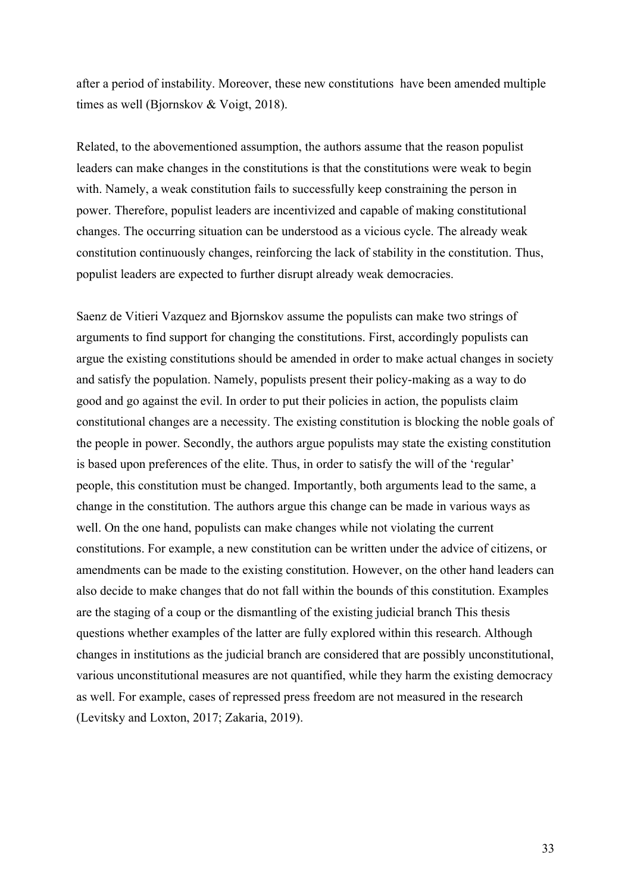after a period of instability. Moreover, these new constitutions  have been amended multiple times as well (Bjornskov & Voigt, 2018).

Related, to the abovementioned assumption, the authors assume that the reason populist leaders can make changes in the constitutions is that the constitutions were weak to begin with. Namely, a weak constitution fails to successfully keep constraining the person in power. Therefore, populist leaders are incentivized and capable of making constitutional changes. The occurring situation can be understood as a vicious cycle. The already weak constitution continuously changes, reinforcing the lack of stability in the constitution. Thus, populist leaders are expected to further disrupt already weak democracies.

Saenz de Vitieri Vazquez and Bjornskov assume the populists can make two strings of arguments to find support for changing the constitutions. First, accordingly populists can argue the existing constitutions should be amended in order to make actual changes in society and satisfy the population. Namely, populists present their policy-making as a way to do good and go against the evil. In order to put their policies in action, the populists claim constitutional changes are a necessity. The existing constitution is blocking the noble goals of the people in power. Secondly, the authors argue populists may state the existing constitution is based upon preferences of the elite. Thus, in order to satisfy the will of the 'regular' people, this constitution must be changed. Importantly, both arguments lead to the same, a change in the constitution. The authors argue this change can be made in various ways as well. On the one hand, populists can make changes while not violating the current constitutions. For example, a new constitution can be written under the advice of citizens, or amendments can be made to the existing constitution. However, on the other hand leaders can also decide to make changes that do not fall within the bounds of this constitution. Examples are the staging of a coup or the dismantling of the existing judicial branch This thesis questions whether examples of the latter are fully explored within this research. Although changes in institutions as the judicial branch are considered that are possibly unconstitutional, various unconstitutional measures are not quantified, while they harm the existing democracy as well. For example, cases of repressed press freedom are not measured in the research (Levitsky and Loxton, 2017; Zakaria, 2019).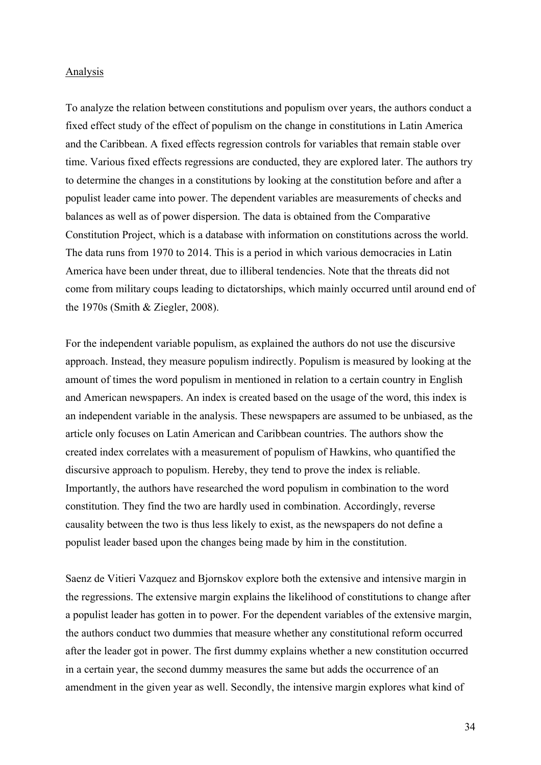Analysis

To analyze the relation between constitutions and populism over years, the authors conduct a fixed effect study of the effect of populism on the change in constitutions in Latin America and the Caribbean. A fixed effects regression controls for variables that remain stable over time. Various fixed effects regressions are conducted, they are explored later. The authors try to determine the changes in a constitutions by looking at the constitution before and after a populist leader came into power. The dependent variables are measurements of checks and balances as well as of power dispersion. The data is obtained from the Comparative Constitution Project, which is a database with information on constitutions across the world. The data runs from 1970 to 2014. This is a period in which various democracies in Latin America have been under threat, due to illiberal tendencies. Note that the threats did not come from military coups leading to dictatorships, which mainly occurred until around end of the 1970s (Smith & Ziegler, 2008).

For the independent variable populism, as explained the authors do not use the discursive approach. Instead, they measure populism indirectly. Populism is measured by looking at the amount of times the word populism in mentioned in relation to a certain country in English and American newspapers. An index is created based on the usage of the word, this index is an independent variable in the analysis. These newspapers are assumed to be unbiased, as the article only focuses on Latin American and Caribbean countries. The authors show the created index correlates with a measurement of populism of Hawkins, who quantified the discursive approach to populism. Hereby, they tend to prove the index is reliable. Importantly, the authors have researched the word populism in combination to the word constitution. They find the two are hardly used in combination. Accordingly, reverse causality between the two is thus less likely to exist, as the newspapers do not define a populist leader based upon the changes being made by him in the constitution.

Saenz de Vitieri Vazquez and Bjornskov explore both the extensive and intensive margin in the regressions. The extensive margin explains the likelihood of constitutions to change after a populist leader has gotten in to power. For the dependent variables of the extensive margin, the authors conduct two dummies that measure whether any constitutional reform occurred after the leader got in power. The first dummy explains whether a new constitution occurred in a certain year, the second dummy measures the same but adds the occurrence of an amendment in the given year as well. Secondly, the intensive margin explores what kind of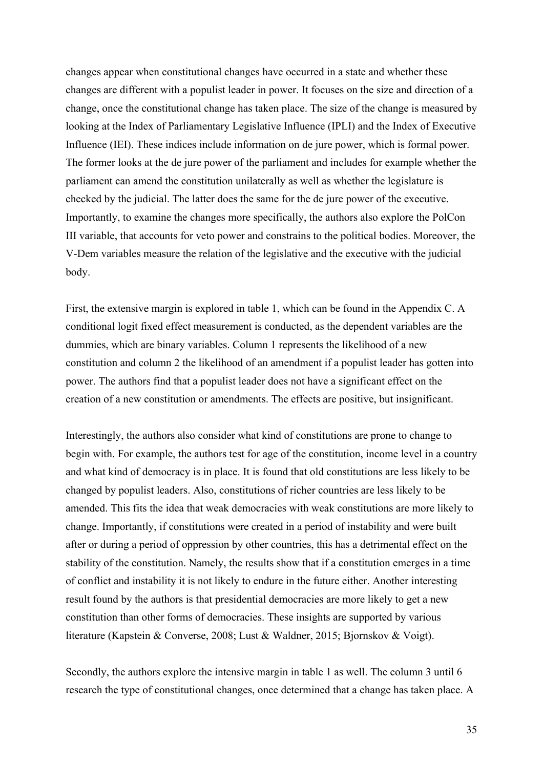changes appear when constitutional changes have occurred in a state and whether these changes are different with a populist leader in power. It focuses on the size and direction of a change, once the constitutional change has taken place. The size of the change is measured by looking at the Index of Parliamentary Legislative Influence (IPLI) and the Index of Executive Influence (IEI). These indices include information on de jure power, which is formal power. The former looks at the de jure power of the parliament and includes for example whether the parliament can amend the constitution unilaterally as well as whether the legislature is checked by the judicial. The latter does the same for the de jure power of the executive. Importantly, to examine the changes more specifically, the authors also explore the PolCon III variable, that accounts for veto power and constrains to the political bodies. Moreover, the V-Dem variables measure the relation of the legislative and the executive with the judicial body.

First, the extensive margin is explored in table 1, which can be found in the Appendix C. A conditional logit fixed effect measurement is conducted, as the dependent variables are the dummies, which are binary variables. Column 1 represents the likelihood of a new constitution and column 2 the likelihood of an amendment if a populist leader has gotten into power. The authors find that a populist leader does not have a significant effect on the creation of a new constitution or amendments. The effects are positive, but insignificant.

Interestingly, the authors also consider what kind of constitutions are prone to change to begin with. For example, the authors test for age of the constitution, income level in a country and what kind of democracy is in place. It is found that old constitutions are less likely to be changed by populist leaders. Also, constitutions of richer countries are less likely to be amended. This fits the idea that weak democracies with weak constitutions are more likely to change. Importantly, if constitutions were created in a period of instability and were built after or during a period of oppression by other countries, this has a detrimental effect on the stability of the constitution. Namely, the results show that if a constitution emerges in a time of conflict and instability it is not likely to endure in the future either. Another interesting result found by the authors is that presidential democracies are more likely to get a new constitution than other forms of democracies. These insights are supported by various literature (Kapstein & Converse, 2008; Lust & Waldner, 2015; Bjornskov & Voigt).

Secondly, the authors explore the intensive margin in table 1 as well. The column 3 until 6 research the type of constitutional changes, once determined that a change has taken place. A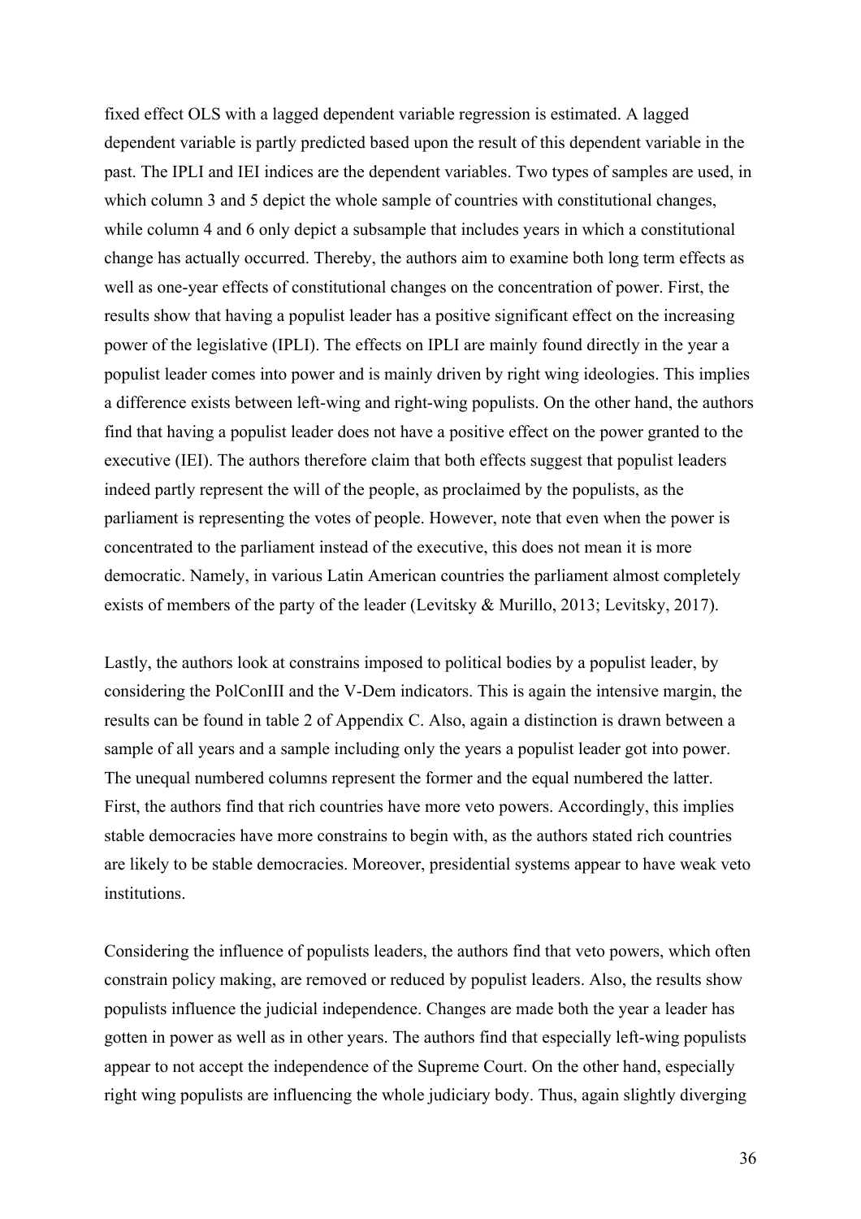fixed effect OLS with a lagged dependent variable regression is estimated. A lagged dependent variable is partly predicted based upon the result of this dependent variable in the past. The IPLI and IEI indices are the dependent variables. Two types of samples are used, in which column 3 and 5 depict the whole sample of countries with constitutional changes, while column 4 and 6 only depict a subsample that includes years in which a constitutional change has actually occurred. Thereby, the authors aim to examine both long term effects as well as one-year effects of constitutional changes on the concentration of power. First, the results show that having a populist leader has a positive significant effect on the increasing power of the legislative (IPLI). The effects on IPLI are mainly found directly in the year a populist leader comes into power and is mainly driven by right wing ideologies. This implies a difference exists between left-wing and right-wing populists. On the other hand, the authors find that having a populist leader does not have a positive effect on the power granted to the executive (IEI). The authors therefore claim that both effects suggest that populist leaders indeed partly represent the will of the people, as proclaimed by the populists, as the parliament is representing the votes of people. However, note that even when the power is concentrated to the parliament instead of the executive, this does not mean it is more democratic. Namely, in various Latin American countries the parliament almost completely exists of members of the party of the leader (Levitsky & Murillo, 2013; Levitsky, 2017).

Lastly, the authors look at constrains imposed to political bodies by a populist leader, by considering the PolConIII and the V-Dem indicators. This is again the intensive margin, the results can be found in table 2 of Appendix C. Also, again a distinction is drawn between a sample of all years and a sample including only the years a populist leader got into power. The unequal numbered columns represent the former and the equal numbered the latter. First, the authors find that rich countries have more veto powers. Accordingly, this implies stable democracies have more constrains to begin with, as the authors stated rich countries are likely to be stable democracies. Moreover, presidential systems appear to have weak veto institutions.

Considering the influence of populists leaders, the authors find that veto powers, which often constrain policy making, are removed or reduced by populist leaders. Also, the results show populists influence the judicial independence. Changes are made both the year a leader has gotten in power as well as in other years. The authors find that especially left-wing populists appear to not accept the independence of the Supreme Court. On the other hand, especially right wing populists are influencing the whole judiciary body. Thus, again slightly diverging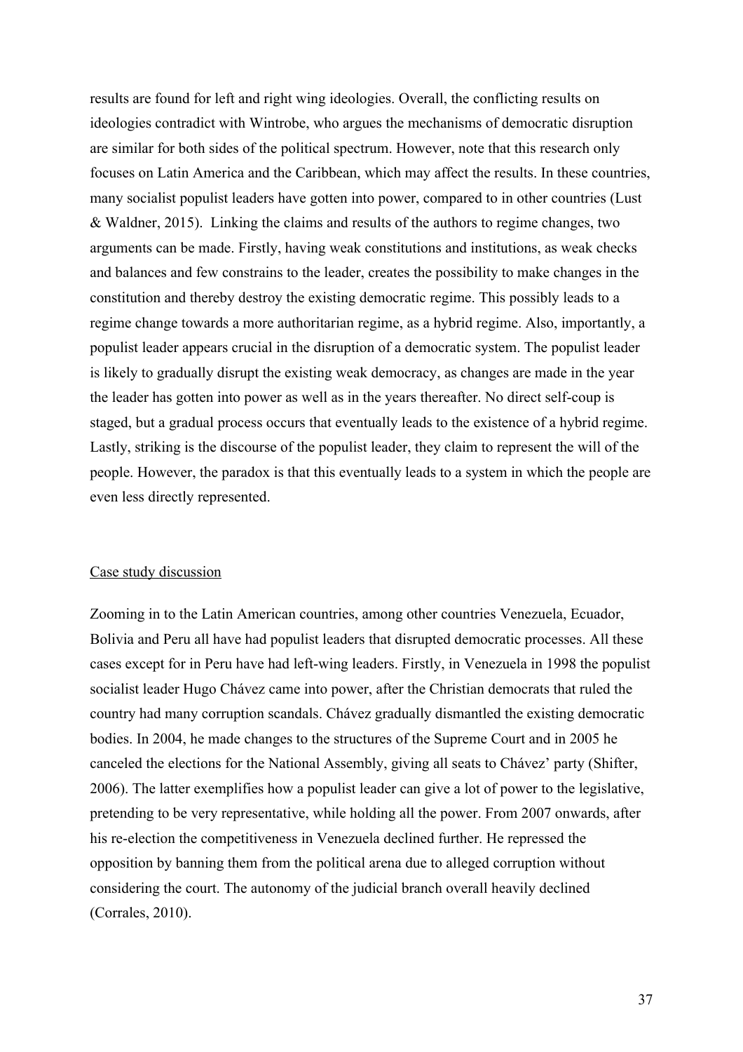results are found for left and right wing ideologies. Overall, the conflicting results on ideologies contradict with Wintrobe, who argues the mechanisms of democratic disruption are similar for both sides of the political spectrum. However, note that this research only focuses on Latin America and the Caribbean, which may affect the results. In these countries, many socialist populist leaders have gotten into power, compared to in other countries (Lust & Waldner, 2015). Linking the claims and results of the authors to regime changes, two arguments can be made. Firstly, having weak constitutions and institutions, as weak checks and balances and few constrains to the leader, creates the possibility to make changes in the constitution and thereby destroy the existing democratic regime. This possibly leads to a regime change towards a more authoritarian regime, as a hybrid regime. Also, importantly, a populist leader appears crucial in the disruption of a democratic system. The populist leader is likely to gradually disrupt the existing weak democracy, as changes are made in the year the leader has gotten into power as well as in the years thereafter. No direct self-coup is staged, but a gradual process occurs that eventually leads to the existence of a hybrid regime. Lastly, striking is the discourse of the populist leader, they claim to represent the will of the people. However, the paradox is that this eventually leads to a system in which the people are even less directly represented.

<u>Case study discussion</u>

Zooming in to the Latin American countries, among other countries Venezuela, Ecuador, Bolivia and Peru all have had populist leaders that disrupted democratic processes. All these cases except for in Peru have had left-wing leaders. Firstly, in Venezuela in 1998 the populist socialist leader Hugo Chávez came into power, after the Christian democrats that ruled the country had many corruption scandals. Chávez gradually dismantled the existing democratic bodies. In 2004, he made changes to the structures of the Supreme Court and in 2005 he canceled the elections for the National Assembly, giving all seats to Chávez' party (Shifter, 2006). The latter exemplifies how a populist leader can give a lot of power to the legislative, pretending to be very representative, while holding all the power. From 2007 onwards, after his re-election the competitiveness in Venezuela declined further. He repressed the opposition by banning them from the political arena due to alleged corruption without considering the court. The autonomy of the judicial branch overall heavily declined (Corrales, 2010).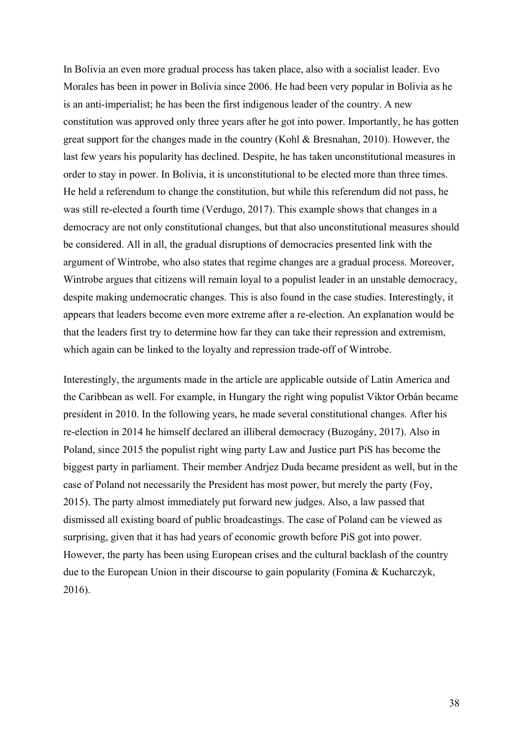In Bolivia an even more gradual process has taken place, also with a socialist leader. Evo Morales has been in power in Bolivia since 2006. He had been very popular in Bolivia as he is an anti-imperialist; he has been the first indigenous leader of the country. A new constitution was approved only three years after he got into power. Importantly, he has gotten great support for the changes made in the country (Kohl & Bresnahan, 2010). However, the last few years his popularity has declined. Despite, he has taken unconstitutional measures in order to stay in power. In Bolivia, it is unconstitutional to be elected more than three times. He held a referendum to change the constitution, but while this referendum did not pass, he was still re-elected a fourth time (Verdugo, 2017). This example shows that changes in a democracy are not only constitutional changes, but that also unconstitutional measures should be considered. All in all, the gradual disruptions of democracies presented link with the argument of Wintrobe, who also states that regime changes are a gradual process. Moreover, Wintrobe argues that citizens will remain loyal to a populist leader in an unstable democracy, despite making undemocratic changes. This is also found in the case studies. Interestingly, it appears that leaders become even more extreme after a re-election. An explanation would be that the leaders first try to determine how far they can take their repression and extremism, which again can be linked to the loyalty and repression trade-off of Wintrobe.

Interestingly, the arguments made in the article are applicable outside of Latin America and the Caribbean as well. For example, in Hungary the right wing populist Viktor Orbán became president in 2010. In the following years, he made several constitutional changes. After his re-election in 2014 he himself declared an illiberal democracy (Buzogány, 2017). Also in Poland, since 2015 the populist right wing party Law and Justice part PiS has become the biggest party in parliament. Their member Andrjez Duda became president as well, but in the case of Poland not necessarily the President has most power, but merely the party (Foy, 2015). The party almost immediately put forward new judges. Also, a law passed that dismissed all existing board of public broadcastings. The case of Poland can be viewed as surprising, given that it has had years of economic growth before PiS got into power. However, the party has been using European crises and the cultural backlash of the country due to the European Union in their discourse to gain popularity (Fomina & Kucharczyk, 2016).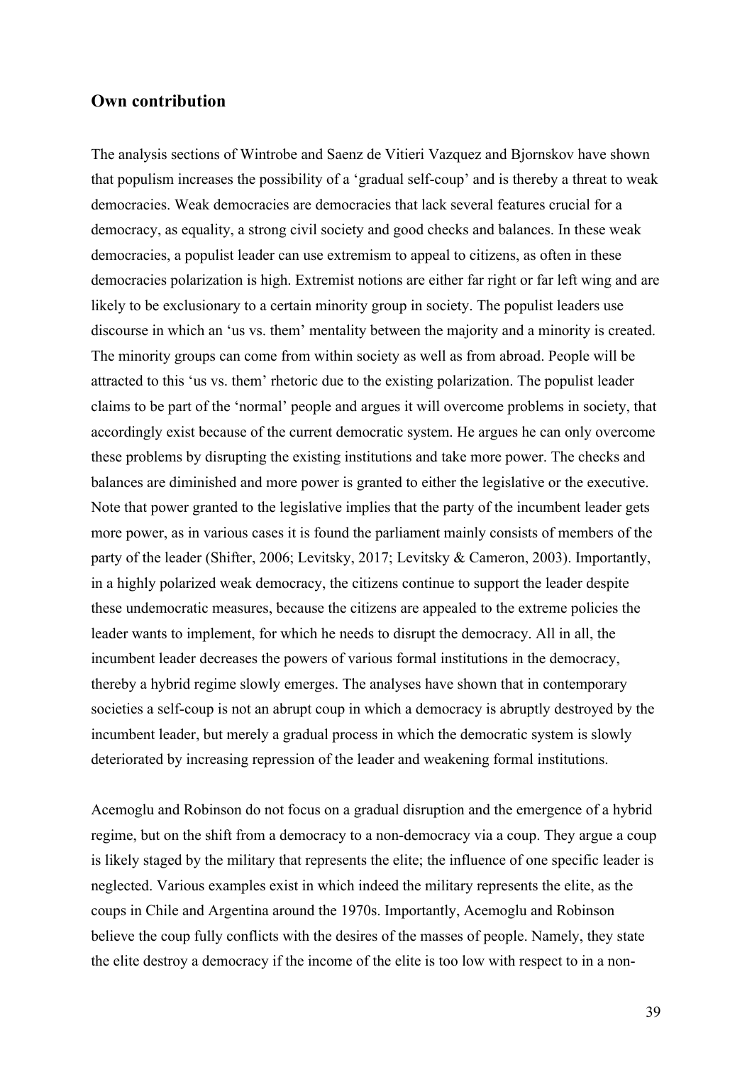## Own contribution

The analysis sections of Wintrobe and Saenz de Vitieri Vazquez and Bjornskov have shown that populism increases the possibility of a 'gradual self-coup' and is thereby a threat to weak democracies. Weak democracies are democracies that lack several features crucial for a democracy, as equality, a strong civil society and good checks and balances. In these weak democracies, a populist leader can use extremism to appeal to citizens, as often in these democracies polarization is high. Extremist notions are either far right or far left wing and are likely to be exclusionary to a certain minority group in society. The populist leaders use discourse in which an 'us vs. them' mentality between the majority and a minority is created. The minority groups can come from within society as well as from abroad. People will be attracted to this 'us vs. them' rhetoric due to the existing polarization. The populist leader claims to be part of the 'normal' people and argues it will overcome problems in society, that accordingly exist because of the current democratic system. He argues he can only overcome these problems by disrupting the existing institutions and take more power. The checks and balances are diminished and more power is granted to either the legislative or the executive. Note that power granted to the legislative implies that the party of the incumbent leader gets more power, as in various cases it is found the parliament mainly consists of members of the party of the leader (Shifter, 2006; Levitsky, 2017; Levitsky & Cameron, 2003). Importantly, in a highly polarized weak democracy, the citizens continue to support the leader despite these undemocratic measures, because the citizens are appealed to the extreme policies the leader wants to implement, for which he needs to disrupt the democracy. All in all, the incumbent leader decreases the powers of various formal institutions in the democracy, thereby a hybrid regime slowly emerges. The analyses have shown that in contemporary societies a self-coup is not an abrupt coup in which a democracy is abruptly destroyed by the incumbent leader, but merely a gradual process in which the democratic system is slowly deteriorated by increasing repression of the leader and weakening formal institutions.

Acemoglu and Robinson do not focus on a gradual disruption and the emergence of a hybrid regime, but on the shift from a democracy to a non-democracy via a coup. They argue a coup is likely staged by the military that represents the elite; the influence of one specific leader is neglected. Various examples exist in which indeed the military represents the elite, as the coups in Chile and Argentina around the 1970s. Importantly, Acemoglu and Robinson believe the coup fully conflicts with the desires of the masses of people. Namely, they state the elite destroy a democracy if the income of the elite is too low with respect to in a non-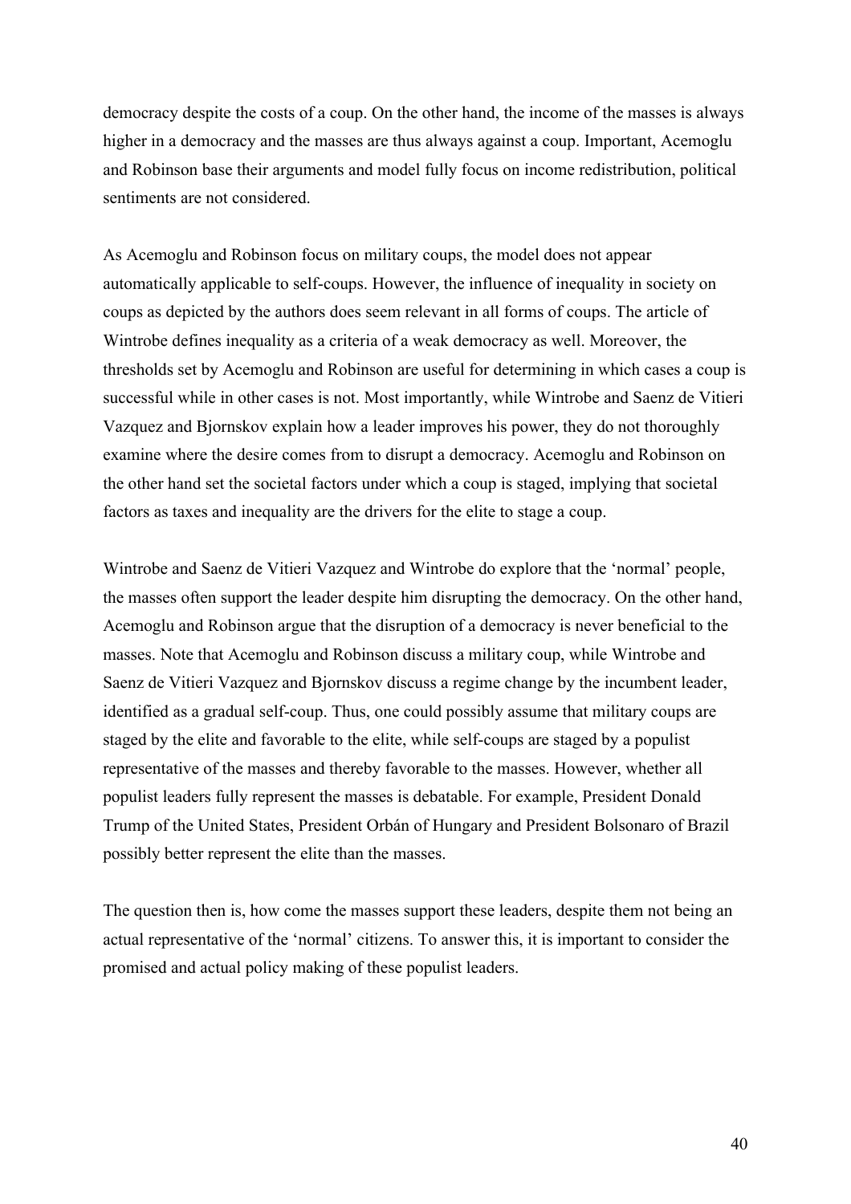democracy despite the costs of a coup. On the other hand, the income of the masses is always higher in a democracy and the masses are thus always against a coup. Important, Acemoglu and Robinson base their arguments and model fully focus on income redistribution, political sentiments are not considered.

As Acemoglu and Robinson focus on military coups, the model does not appear automatically applicable to self-coups. However, the influence of inequality in society on coups as depicted by the authors does seem relevant in all forms of coups. The article of Wintrobe defines inequality as a criteria of a weak democracy as well. Moreover, the thresholds set by Acemoglu and Robinson are useful for determining in which cases a coup is successful while in other cases is not. Most importantly, while Wintrobe and Saenz de Vitieri Vazquez and Bjornskov explain how a leader improves his power, they do not thoroughly examine where the desire comes from to disrupt a democracy. Acemoglu and Robinson on the other hand set the societal factors under which a coup is staged, implying that societal factors as taxes and inequality are the drivers for the elite to stage a coup.

Wintrobe and Saenz de Vitieri Vazquez and Wintrobe do explore that the 'normal' people, the masses often support the leader despite him disrupting the democracy. On the other hand, Acemoglu and Robinson argue that the disruption of a democracy is never beneficial to the masses. Note that Acemoglu and Robinson discuss a military coup, while Wintrobe and Saenz de Vitieri Vazquez and Bjornskov discuss a regime change by the incumbent leader, identified as a gradual self-coup. Thus, one could possibly assume that military coups are staged by the elite and favorable to the elite, while self-coups are staged by a populist representative of the masses and thereby favorable to the masses. However, whether all populist leaders fully represent the masses is debatable. For example, President Donald Trump of the United States, President Orbán of Hungary and President Bolsonaro of Brazil possibly better represent the elite than the masses.

The question then is, how come the masses support these leaders, despite them not being an actual representative of the 'normal' citizens. To answer this, it is important to consider the promised and actual policy making of these populist leaders.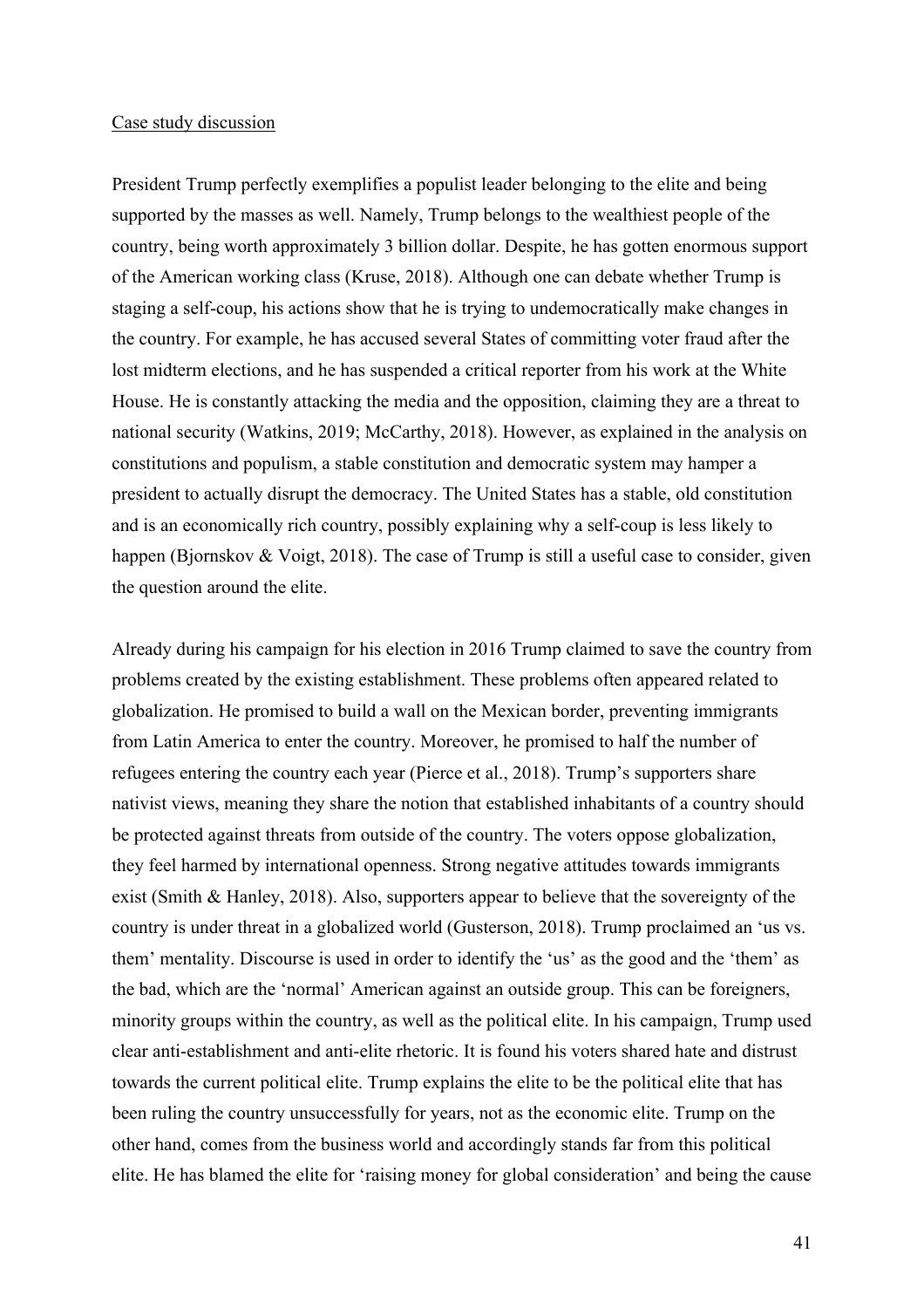Case study discussion

President Trump perfectly exemplifies a populist leader belonging to the elite and being supported by the masses as well. Namely, Trump belongs to the wealthiest people of the country, being worth approximately 3 billion dollar. Despite, he has gotten enormous support of the American working class (Kruse, 2018). Although one can debate whether Trump is staging a self-coup, his actions show that he is trying to undemocratically make changes in the country. For example, he has accused several States of committing voter fraud after the lost midterm elections, and he has suspended a critical reporter from his work at the White House. He is constantly attacking the media and the opposition, claiming they are a threat to national security (Watkins, 2019; McCarthy, 2018). However, as explained in the analysis on constitutions and populism, a stable constitution and democratic system may hamper a president to actually disrupt the democracy. The United States has a stable, old constitution and is an economically rich country, possibly explaining why a self-coup is less likely to happen (Bjornskov & Voigt, 2018). The case of Trump is still a useful case to consider, given the question around the elite.

Already during his campaign for his election in 2016 Trump claimed to save the country from problems created by the existing establishment. These problems often appeared related to globalization. He promised to build a wall on the Mexican border, preventing immigrants from Latin America to enter the country. Moreover, he promised to half the number of refugees entering the country each year (Pierce et al., 2018). Trump's supporters share nativist views, meaning they share the notion that established inhabitants of a country should be protected against threats from outside of the country. The voters oppose globalization, they feel harmed by international openness. Strong negative attitudes towards immigrants exist (Smith & Hanley, 2018). Also, supporters appear to believe that the sovereignty of the country is under threat in a globalized world (Gusterson, 2018). Trump proclaimed an 'us vs. them' mentality. Discourse is used in order to identify the 'us' as the good and the 'them' as the bad, which are the 'normal' American against an outside group. This can be foreigners, minority groups within the country, as well as the political elite. In his campaign, Trump used clear anti-establishment and anti-elite rhetoric. It is found his voters shared hate and distrust towards the current political elite. Trump explains the elite to be the political elite that has been ruling the country unsuccessfully for years, not as the economic elite. Trump on the other hand, comes from the business world and accordingly stands far from this political elite. He has blamed the elite for 'raising money for global consideration' and being the cause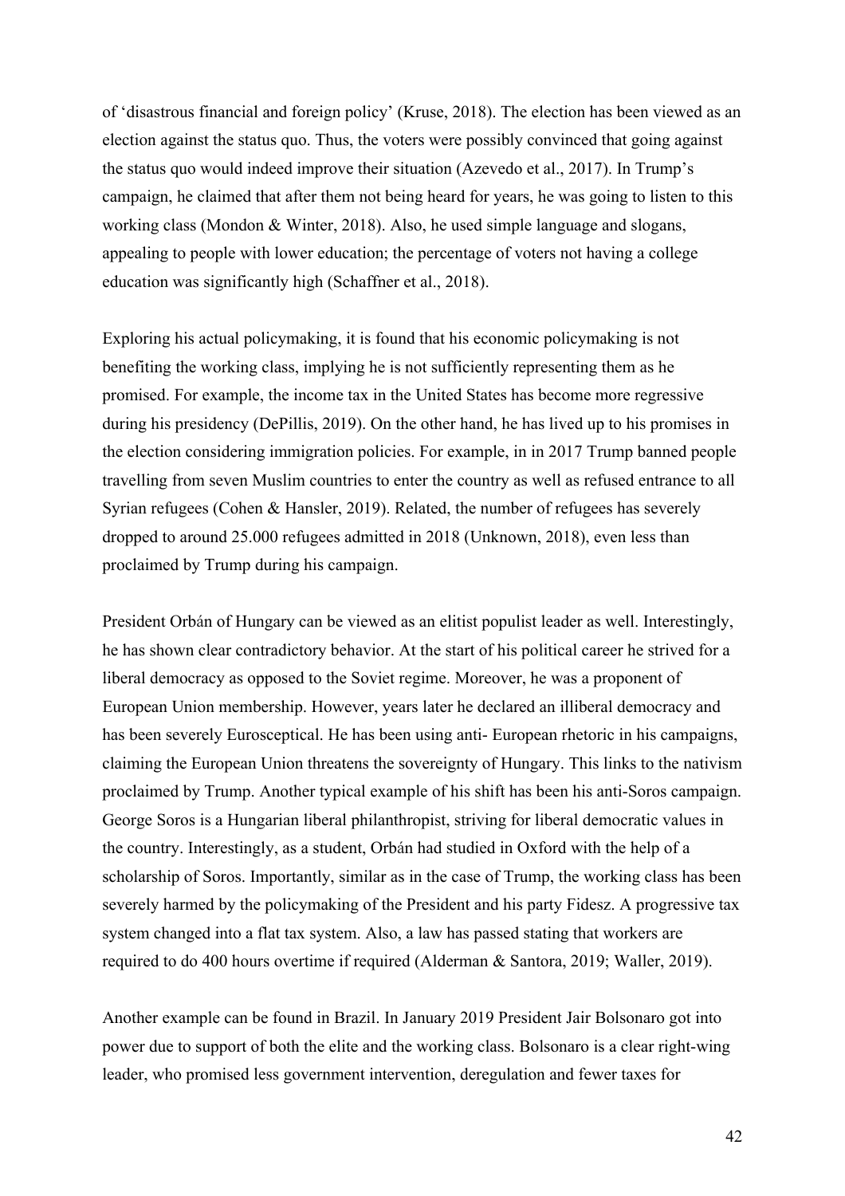of 'disastrous financial and foreign policy' (Kruse, 2018). The election has been viewed as an election against the status quo. Thus, the voters were possibly convinced that going against the status quo would indeed improve their situation (Azevedo et al., 2017). In Trump's campaign, he claimed that after them not being heard for years, he was going to listen to this working class (Mondon & Winter, 2018). Also, he used simple language and slogans, appealing to people with lower education; the percentage of voters not having a college education was significantly high (Schaffner et al., 2018).

Exploring his actual policymaking, it is found that his economic policymaking is not benefiting the working class, implying he is not sufficiently representing them as he promised. For example, the income tax in the United States has become more regressive during his presidency (DePillis, 2019). On the other hand, he has lived up to his promises in the election considering immigration policies. For example, in in 2017 Trump banned people travelling from seven Muslim countries to enter the country as well as refused entrance to all Syrian refugees (Cohen & Hansler, 2019). Related, the number of refugees has severely dropped to around 25.000 refugees admitted in 2018 (Unknown, 2018), even less than proclaimed by Trump during his campaign.

President Orbán of Hungary can be viewed as an elitist populist leader as well. Interestingly, he has shown clear contradictory behavior. At the start of his political career he strived for a liberal democracy as opposed to the Soviet regime. Moreover, he was a proponent of European Union membership. However, years later he declared an illiberal democracy and has been severely Eurosceptical. He has been using anti- European rhetoric in his campaigns, claiming the European Union threatens the sovereignty of Hungary. This links to the nativism proclaimed by Trump. Another typical example of his shift has been his anti-Soros campaign. George Soros is a Hungarian liberal philanthropist, striving for liberal democratic values in the country. Interestingly, as a student, Orbán had studied in Oxford with the help of a scholarship of Soros. Importantly, similar as in the case of Trump, the working class has been severely harmed by the policymaking of the President and his party Fidesz. A progressive tax system changed into a flat tax system. Also, a law has passed stating that workers are required to do 400 hours overtime if required (Alderman & Santora, 2019; Waller, 2019).

Another example can be found in Brazil. In January 2019 President Jair Bolsonaro got into power due to support of both the elite and the working class. Bolsonaro is a clear right-wing leader, who promised less government intervention, deregulation and fewer taxes for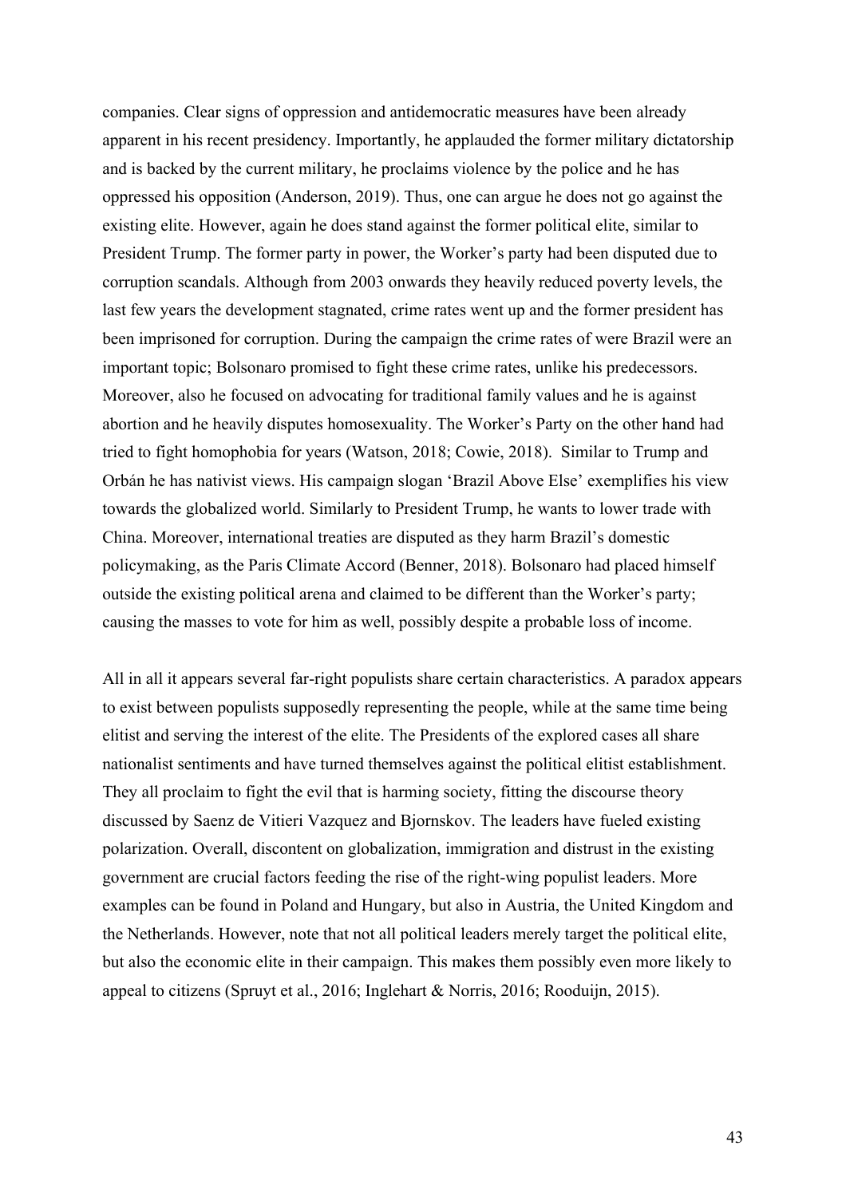companies. Clear signs of oppression and antidemocratic measures have been already apparent in his recent presidency. Importantly, he applauded the former military dictatorship and is backed by the current military, he proclaims violence by the police and he has oppressed his opposition (Anderson, 2019). Thus, one can argue he does not go against the existing elite. However, again he does stand against the former political elite, similar to President Trump. The former party in power, the Worker's party had been disputed due to corruption scandals. Although from 2003 onwards they heavily reduced poverty levels, the last few years the development stagnated, crime rates went up and the former president has been imprisoned for corruption. During the campaign the crime rates of were Brazil were an important topic; Bolsonaro promised to fight these crime rates, unlike his predecessors. Moreover, also he focused on advocating for traditional family values and he is against abortion and he heavily disputes homosexuality. The Worker's Party on the other hand had tried to fight homophobia for years (Watson, 2018; Cowie, 2018). Similar to Trump and Orbán he has nativist views. His campaign slogan 'Brazil Above Else' exemplifies his view towards the globalized world. Similarly to President Trump, he wants to lower trade with China. Moreover, international treaties are disputed as they harm Brazil's domestic policymaking, as the Paris Climate Accord (Benner, 2018). Bolsonaro had placed himself outside the existing political arena and claimed to be different than the Worker's party; causing the masses to vote for him as well, possibly despite a probable loss of income.

All in all it appears several far-right populists share certain characteristics. A paradox appears to exist between populists supposedly representing the people, while at the same time being elitist and serving the interest of the elite. The Presidents of the explored cases all share nationalist sentiments and have turned themselves against the political elitist establishment. They all proclaim to fight the evil that is harming society, fitting the discourse theory discussed by Saenz de Vitieri Vazquez and Bjornskov. The leaders have fueled existing polarization. Overall, discontent on globalization, immigration and distrust in the existing government are crucial factors feeding the rise of the right-wing populist leaders. More examples can be found in Poland and Hungary, but also in Austria, the United Kingdom and the Netherlands. However, note that not all political leaders merely target the political elite, but also the economic elite in their campaign. This makes them possibly even more likely to appeal to citizens (Spruyt et al., 2016; Inglehart & Norris, 2016; Rooduijn, 2015).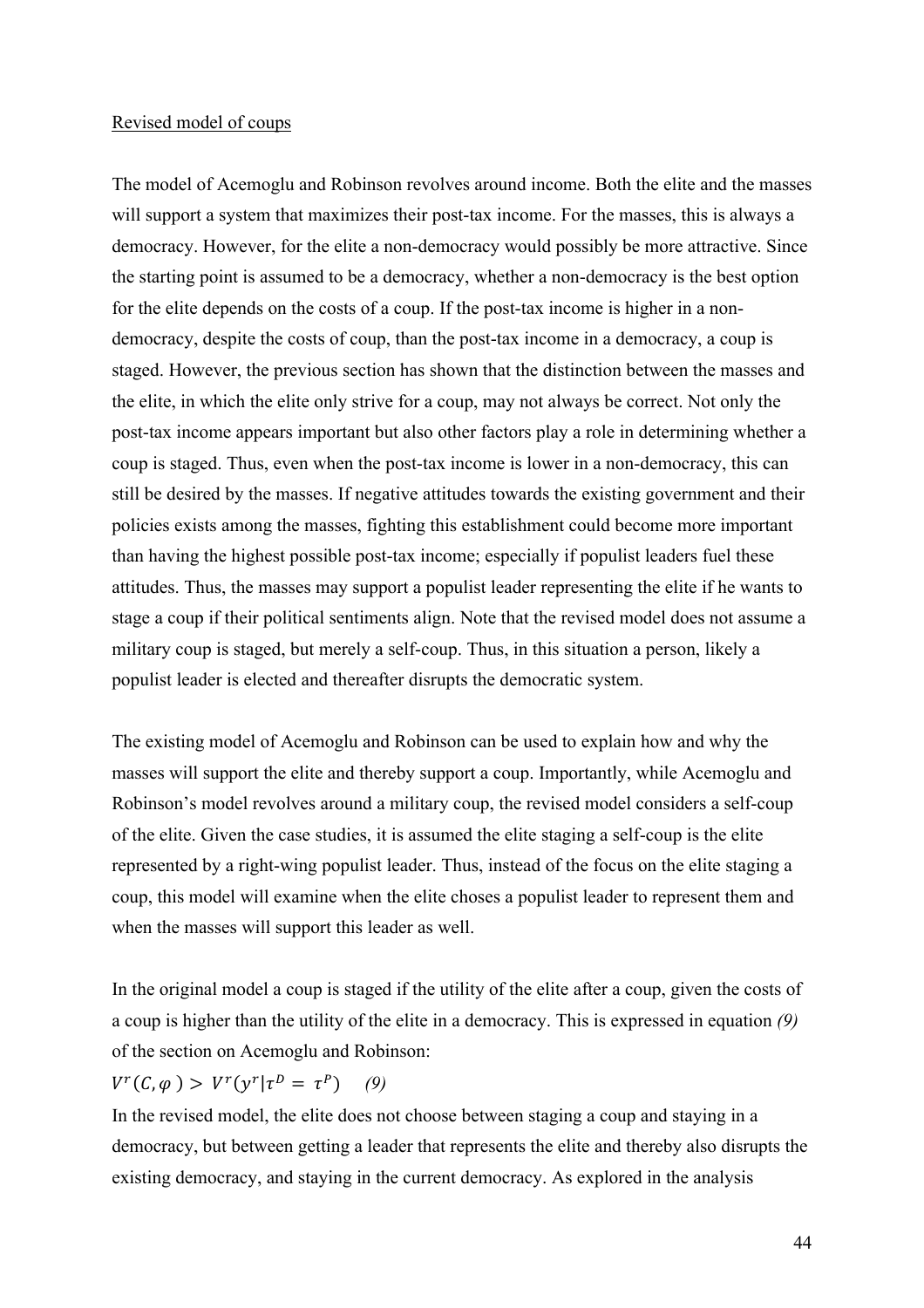Revised model of coups

The model of Acemoglu and Robinson revolves around income. Both the elite and the masses will support a system that maximizes their post-tax income. For the masses, this is always a democracy. However, for the elite a non-democracy would possibly be more attractive. Since the starting point is assumed to be a democracy, whether a non-democracy is the best option for the elite depends on the costs of a coup. If the post-tax income is higher in a non-democracy, despite the costs of coup, than the post-tax income in a democracy, a coup is staged. However, the previous section has shown that the distinction between the masses and the elite, in which the elite only strive for a coup, may not always be correct. Not only the post-tax income appears important but also other factors play a role in determining whether a coup is staged. Thus, even when the post-tax income is lower in a non-democracy, this can still be desired by the masses. If negative attitudes towards the existing government and their policies exists among the masses, fighting this establishment could become more important than having the highest possible post-tax income; especially if populist leaders fuel these attitudes. Thus, the masses may support a populist leader representing the elite if he wants to stage a coup if their political sentiments align. Note that the revised model does not assume a military coup is staged, but merely a self-coup. Thus, in this situation a person, likely a populist leader is elected and thereafter disrupts the democratic system.

The existing model of Acemoglu and Robinson can be used to explain how and why the masses will support the elite and thereby support a coup. Importantly, while Acemoglu and Robinson's model revolves around a military coup, the revised model considers a self-coup of the elite. Given the case studies, it is assumed the elite staging a self-coup is the elite represented by a right-wing populist leader. Thus, instead of the focus on the elite staging a coup, this model will examine when the elite choses a populist leader to represent them and when the masses will support this leader as well.

In the original model a coup is staged if the utility of the elite after a coup, given the costs of a coup is higher than the utility of the elite in a democracy. This is expressed in equation *(9)* of the section on Acemoglu and Robinson:

$$V^r(C, \varphi) > V^r(y^r | \tau^D = \tau^P) \quad (9)$$

In the revised model, the elite does not choose between staging a coup and staying in a democracy, but between getting a leader that represents the elite and thereby also disrupts the existing democracy, and staying in the current democracy. As explored in the analysis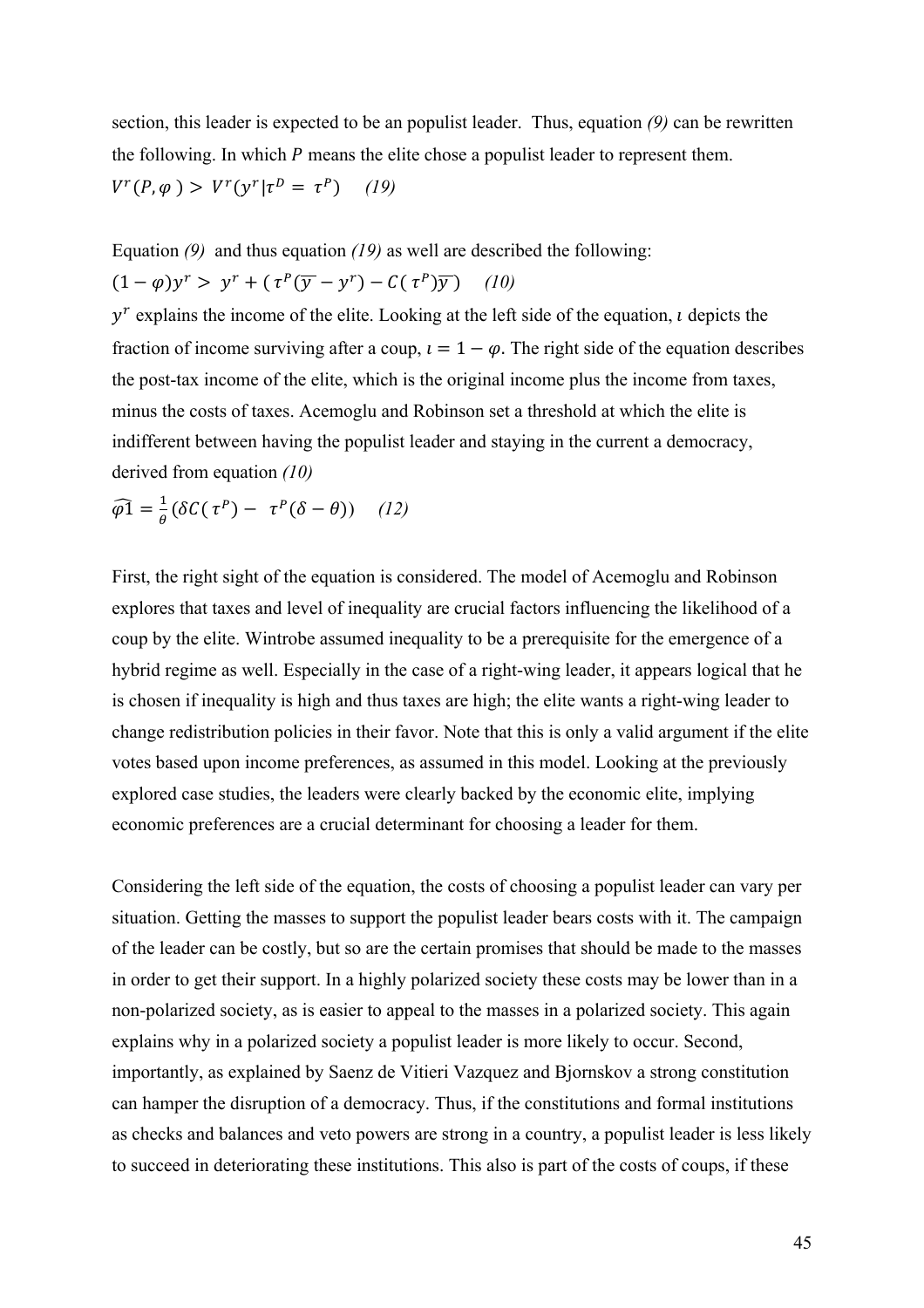section, this leader is expected to be an populist leader. Thus, equation *(9)* can be rewritten the following. In which $P$ means the elite chose a populist leader to represent them.

$$V^r(P, \varphi) > V^r(y^r | \tau^D = \tau^P) \quad (19)$$

Equation *(9)* and thus equation *(19)* as well are described the following:

$$(1 - \varphi)y^r > y^r + (\tau^P(\overline{y} - y^r) - C(\tau^P)\overline{y}) \quad (10)$$

$y^r$ explains the income of the elite. Looking at the left side of the equation, $\iota$ depicts the fraction of income surviving after a coup, $\iota = 1 - \varphi$. The right side of the equation describes the post-tax income of the elite, which is the original income plus the income from taxes, minus the costs of taxes. Acemoglu and Robinson set a threshold at which the elite is indifferent between having the populist leader and staying in the current a democracy, derived from equation *(10)*

$$\widehat{\varphi 1} = \frac{1}{\theta}(\delta C(\tau^P) - \tau^P(\delta - \theta)) \quad (12)$$

First, the right sight of the equation is considered. The model of Acemoglu and Robinson explores that taxes and level of inequality are crucial factors influencing the likelihood of a coup by the elite. Wintrobe assumed inequality to be a prerequisite for the emergence of a hybrid regime as well. Especially in the case of a right-wing leader, it appears logical that he is chosen if inequality is high and thus taxes are high; the elite wants a right-wing leader to change redistribution policies in their favor. Note that this is only a valid argument if the elite votes based upon income preferences, as assumed in this model. Looking at the previously explored case studies, the leaders were clearly backed by the economic elite, implying economic preferences are a crucial determinant for choosing a leader for them.

Considering the left side of the equation, the costs of choosing a populist leader can vary per situation. Getting the masses to support the populist leader bears costs with it. The campaign of the leader can be costly, but so are the certain promises that should be made to the masses in order to get their support. In a highly polarized society these costs may be lower than in a non-polarized society, as is easier to appeal to the masses in a polarized society. This again explains why in a polarized society a populist leader is more likely to occur. Second, importantly, as explained by Saenz de Vitieri Vazquez and Bjornskov a strong constitution can hamper the disruption of a democracy. Thus, if the constitutions and formal institutions as checks and balances and veto powers are strong in a country, a populist leader is less likely to succeed in deteriorating these institutions. This also is part of the costs of coups, if these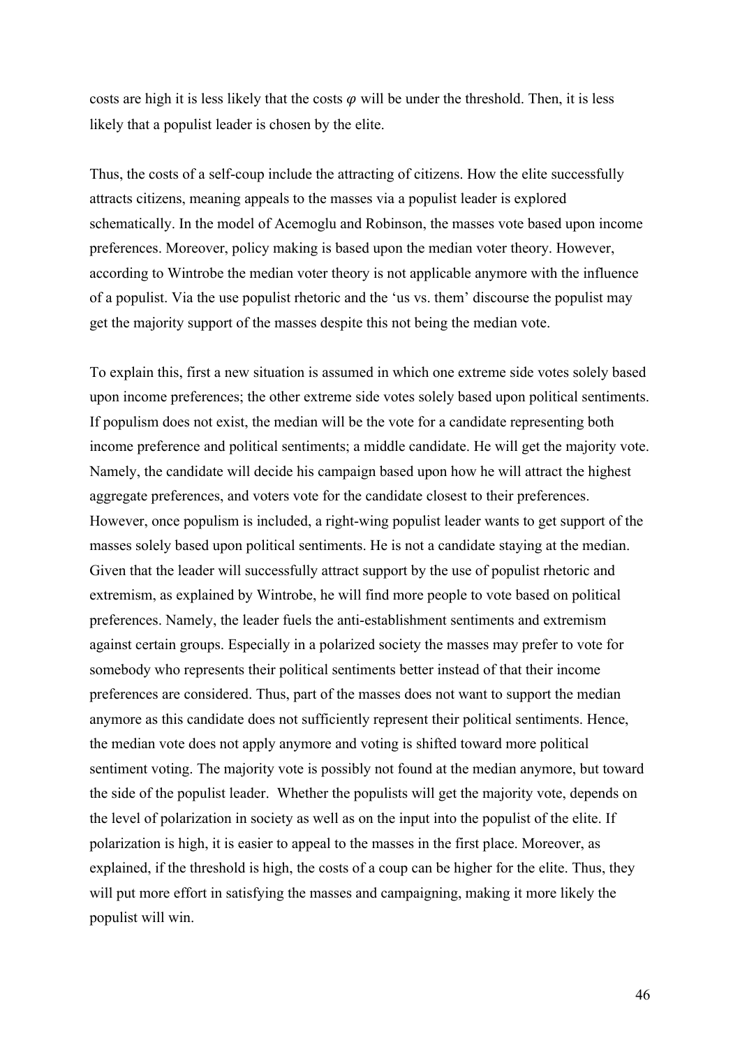costs are high it is less likely that the costs $\varphi$ will be under the threshold. Then, it is less likely that a populist leader is chosen by the elite.

Thus, the costs of a self-coup include the attracting of citizens. How the elite successfully attracts citizens, meaning appeals to the masses via a populist leader is explored schematically. In the model of Acemoglu and Robinson, the masses vote based upon income preferences. Moreover, policy making is based upon the median voter theory. However, according to Wintrobe the median voter theory is not applicable anymore with the influence of a populist. Via the use populist rhetoric and the 'us vs. them' discourse the populist may get the majority support of the masses despite this not being the median vote.

To explain this, first a new situation is assumed in which one extreme side votes solely based upon income preferences; the other extreme side votes solely based upon political sentiments. If populism does not exist, the median will be the vote for a candidate representing both income preference and political sentiments; a middle candidate. He will get the majority vote. Namely, the candidate will decide his campaign based upon how he will attract the highest aggregate preferences, and voters vote for the candidate closest to their preferences. However, once populism is included, a right-wing populist leader wants to get support of the masses solely based upon political sentiments. He is not a candidate staying at the median. Given that the leader will successfully attract support by the use of populist rhetoric and extremism, as explained by Wintrobe, he will find more people to vote based on political preferences. Namely, the leader fuels the anti-establishment sentiments and extremism against certain groups. Especially in a polarized society the masses may prefer to vote for somebody who represents their political sentiments better instead of that their income preferences are considered. Thus, part of the masses does not want to support the median anymore as this candidate does not sufficiently represent their political sentiments. Hence, the median vote does not apply anymore and voting is shifted toward more political sentiment voting. The majority vote is possibly not found at the median anymore, but toward the side of the populist leader. Whether the populists will get the majority vote, depends on the level of polarization in society as well as on the input into the populist of the elite. If polarization is high, it is easier to appeal to the masses in the first place. Moreover, as explained, if the threshold is high, the costs of a coup can be higher for the elite. Thus, they will put more effort in satisfying the masses and campaigning, making it more likely the populist will win.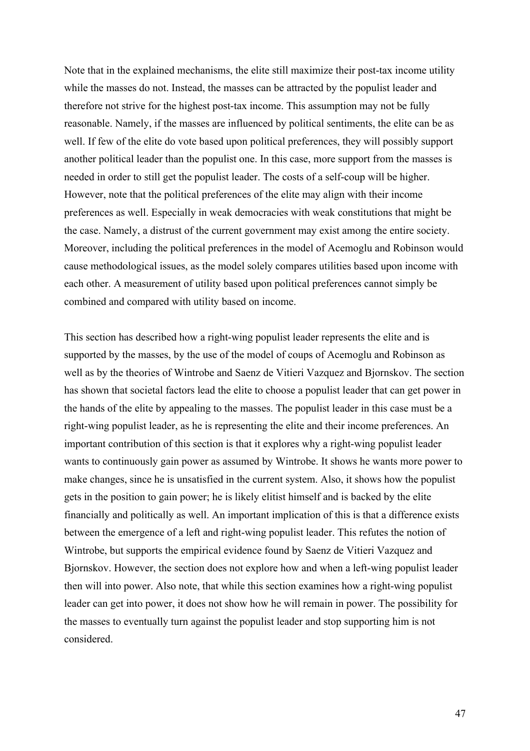Note that in the explained mechanisms, the elite still maximize their post-tax income utility while the masses do not. Instead, the masses can be attracted by the populist leader and therefore not strive for the highest post-tax income. This assumption may not be fully reasonable. Namely, if the masses are influenced by political sentiments, the elite can be as well. If few of the elite do vote based upon political preferences, they will possibly support another political leader than the populist one. In this case, more support from the masses is needed in order to still get the populist leader. The costs of a self-coup will be higher. However, note that the political preferences of the elite may align with their income preferences as well. Especially in weak democracies with weak constitutions that might be the case. Namely, a distrust of the current government may exist among the entire society. Moreover, including the political preferences in the model of Acemoglu and Robinson would cause methodological issues, as the model solely compares utilities based upon income with each other. A measurement of utility based upon political preferences cannot simply be combined and compared with utility based on income.

This section has described how a right-wing populist leader represents the elite and is supported by the masses, by the use of the model of coups of Acemoglu and Robinson as well as by the theories of Wintrobe and Saenz de Vitieri Vazquez and Bjornskov. The section has shown that societal factors lead the elite to choose a populist leader that can get power in the hands of the elite by appealing to the masses. The populist leader in this case must be a right-wing populist leader, as he is representing the elite and their income preferences. An important contribution of this section is that it explores why a right-wing populist leader wants to continuously gain power as assumed by Wintrobe. It shows he wants more power to make changes, since he is unsatisfied in the current system. Also, it shows how the populist gets in the position to gain power; he is likely elitist himself and is backed by the elite financially and politically as well. An important implication of this is that a difference exists between the emergence of a left and right-wing populist leader. This refutes the notion of Wintrobe, but supports the empirical evidence found by Saenz de Vitieri Vazquez and Bjornskov. However, the section does not explore how and when a left-wing populist leader then will into power. Also note, that while this section examines how a right-wing populist leader can get into power, it does not show how he will remain in power. The possibility for the masses to eventually turn against the populist leader and stop supporting him is not considered.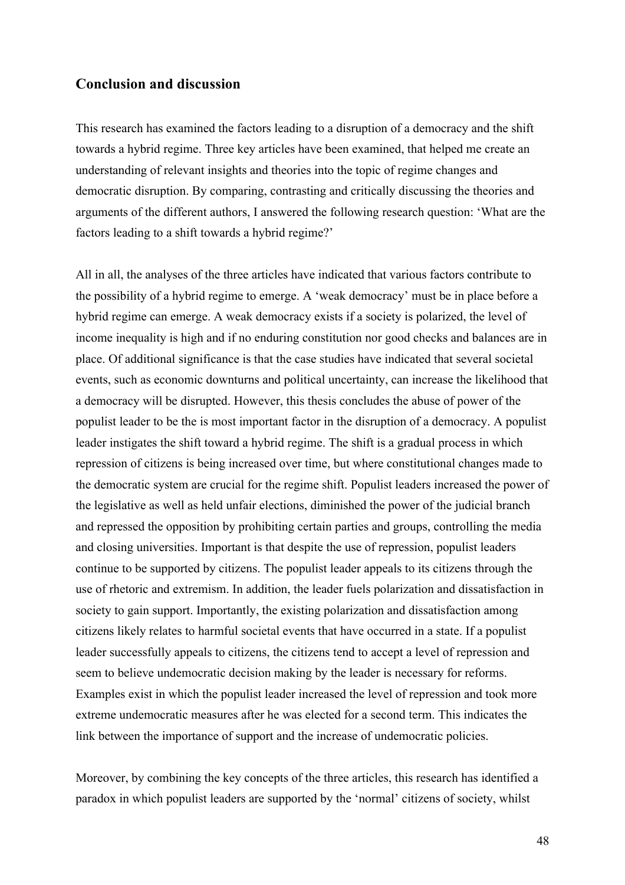## Conclusion and discussion

This research has examined the factors leading to a disruption of a democracy and the shift towards a hybrid regime. Three key articles have been examined, that helped me create an understanding of relevant insights and theories into the topic of regime changes and democratic disruption. By comparing, contrasting and critically discussing the theories and arguments of the different authors, I answered the following research question: 'What are the factors leading to a shift towards a hybrid regime?'

All in all, the analyses of the three articles have indicated that various factors contribute to the possibility of a hybrid regime to emerge. A 'weak democracy' must be in place before a hybrid regime can emerge. A weak democracy exists if a society is polarized, the level of income inequality is high and if no enduring constitution nor good checks and balances are in place. Of additional significance is that the case studies have indicated that several societal events, such as economic downturns and political uncertainty, can increase the likelihood that a democracy will be disrupted. However, this thesis concludes the abuse of power of the populist leader to be the is most important factor in the disruption of a democracy. A populist leader instigates the shift toward a hybrid regime. The shift is a gradual process in which repression of citizens is being increased over time, but where constitutional changes made to the democratic system are crucial for the regime shift. Populist leaders increased the power of the legislative as well as held unfair elections, diminished the power of the judicial branch and repressed the opposition by prohibiting certain parties and groups, controlling the media and closing universities. Important is that despite the use of repression, populist leaders continue to be supported by citizens. The populist leader appeals to its citizens through the use of rhetoric and extremism. In addition, the leader fuels polarization and dissatisfaction in society to gain support. Importantly, the existing polarization and dissatisfaction among citizens likely relates to harmful societal events that have occurred in a state. If a populist leader successfully appeals to citizens, the citizens tend to accept a level of repression and seem to believe undemocratic decision making by the leader is necessary for reforms. Examples exist in which the populist leader increased the level of repression and took more extreme undemocratic measures after he was elected for a second term. This indicates the link between the importance of support and the increase of undemocratic policies.

Moreover, by combining the key concepts of the three articles, this research has identified a paradox in which populist leaders are supported by the 'normal' citizens of society, whilst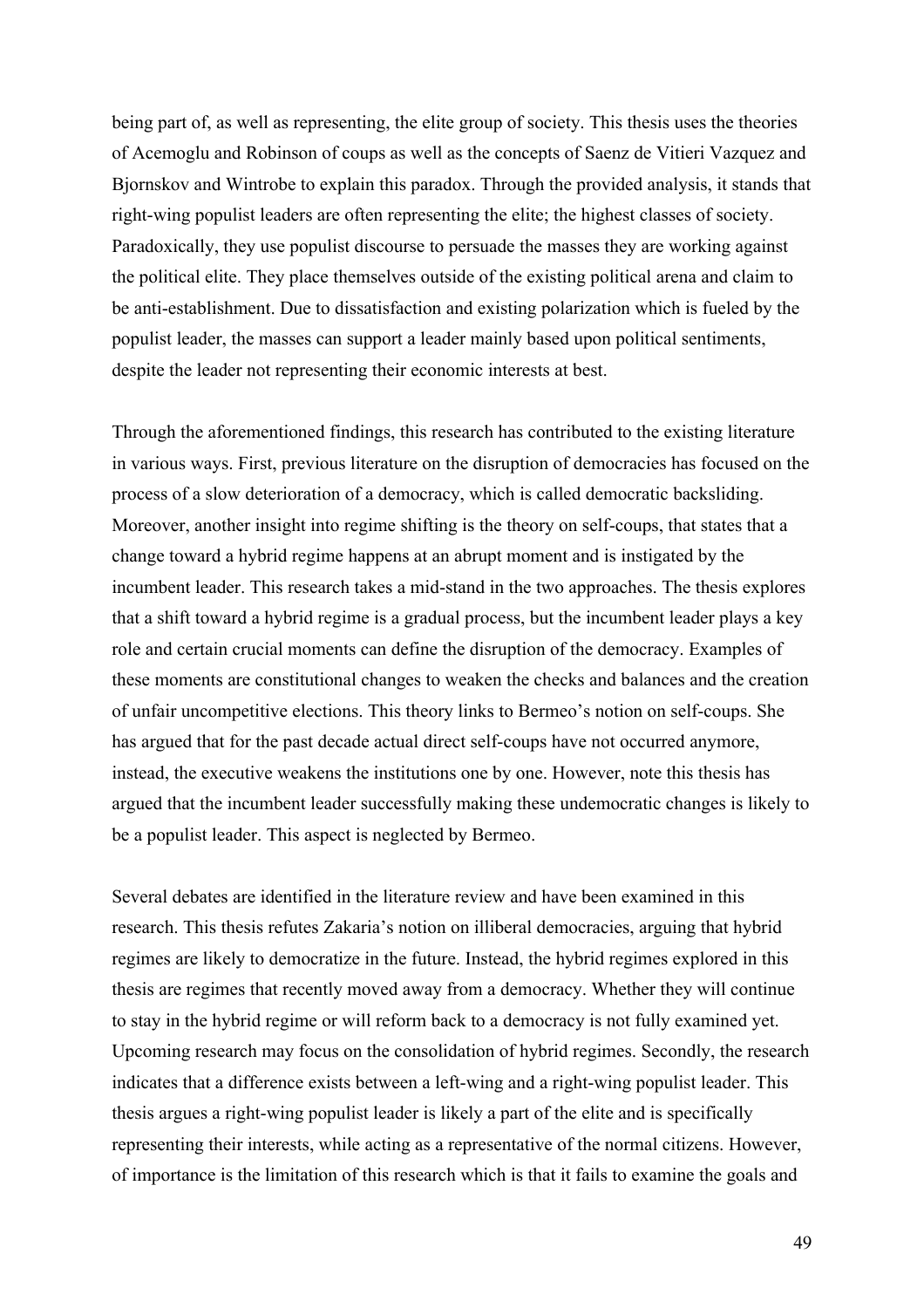being part of, as well as representing, the elite group of society. This thesis uses the theories of Acemoglu and Robinson of coups as well as the concepts of Saenz de Vitieri Vazquez and Bjornskov and Wintrobe to explain this paradox. Through the provided analysis, it stands that right-wing populist leaders are often representing the elite; the highest classes of society. Paradoxically, they use populist discourse to persuade the masses they are working against the political elite. They place themselves outside of the existing political arena and claim to be anti-establishment. Due to dissatisfaction and existing polarization which is fueled by the populist leader, the masses can support a leader mainly based upon political sentiments, despite the leader not representing their economic interests at best.

Through the aforementioned findings, this research has contributed to the existing literature in various ways. First, previous literature on the disruption of democracies has focused on the process of a slow deterioration of a democracy, which is called democratic backsliding. Moreover, another insight into regime shifting is the theory on self-coups, that states that a change toward a hybrid regime happens at an abrupt moment and is instigated by the incumbent leader. This research takes a mid-stand in the two approaches. The thesis explores that a shift toward a hybrid regime is a gradual process, but the incumbent leader plays a key role and certain crucial moments can define the disruption of the democracy. Examples of these moments are constitutional changes to weaken the checks and balances and the creation of unfair uncompetitive elections. This theory links to Bermeo's notion on self-coups. She has argued that for the past decade actual direct self-coups have not occurred anymore, instead, the executive weakens the institutions one by one. However, note this thesis has argued that the incumbent leader successfully making these undemocratic changes is likely to be a populist leader. This aspect is neglected by Bermeo.

Several debates are identified in the literature review and have been examined in this research. This thesis refutes Zakaria's notion on illiberal democracies, arguing that hybrid regimes are likely to democratize in the future. Instead, the hybrid regimes explored in this thesis are regimes that recently moved away from a democracy. Whether they will continue to stay in the hybrid regime or will reform back to a democracy is not fully examined yet. Upcoming research may focus on the consolidation of hybrid regimes. Secondly, the research indicates that a difference exists between a left-wing and a right-wing populist leader. This thesis argues a right-wing populist leader is likely a part of the elite and is specifically representing their interests, while acting as a representative of the normal citizens. However, of importance is the limitation of this research which is that it fails to examine the goals and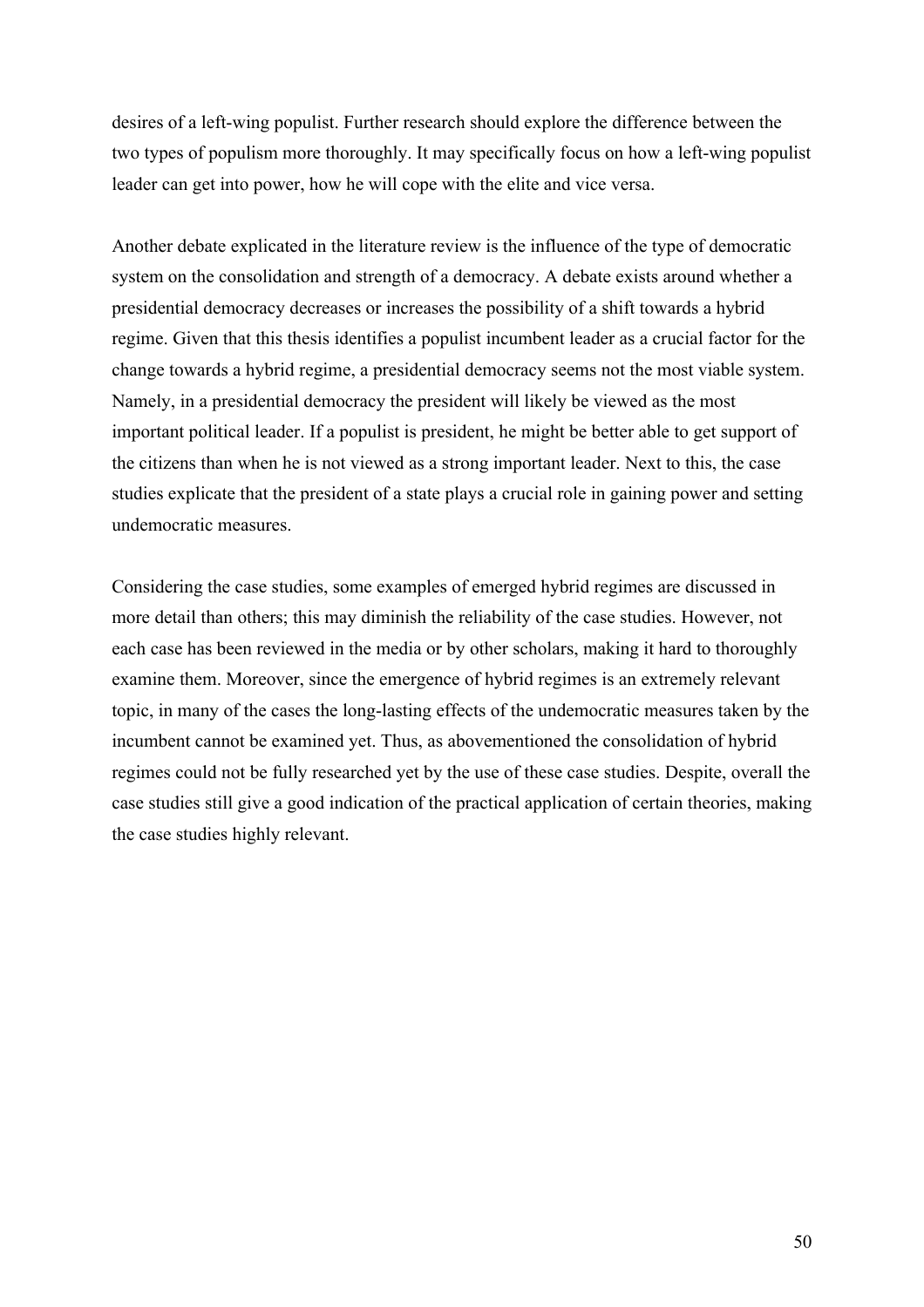desires of a left-wing populist. Further research should explore the difference between the two types of populism more thoroughly. It may specifically focus on how a left-wing populist leader can get into power, how he will cope with the elite and vice versa.

Another debate explicated in the literature review is the influence of the type of democratic system on the consolidation and strength of a democracy. A debate exists around whether a presidential democracy decreases or increases the possibility of a shift towards a hybrid regime. Given that this thesis identifies a populist incumbent leader as a crucial factor for the change towards a hybrid regime, a presidential democracy seems not the most viable system. Namely, in a presidential democracy the president will likely be viewed as the most important political leader. If a populist is president, he might be better able to get support of the citizens than when he is not viewed as a strong important leader. Next to this, the case studies explicate that the president of a state plays a crucial role in gaining power and setting undemocratic measures.

Considering the case studies, some examples of emerged hybrid regimes are discussed in more detail than others; this may diminish the reliability of the case studies. However, not each case has been reviewed in the media or by other scholars, making it hard to thoroughly examine them. Moreover, since the emergence of hybrid regimes is an extremely relevant topic, in many of the cases the long-lasting effects of the undemocratic measures taken by the incumbent cannot be examined yet. Thus, as abovementioned the consolidation of hybrid regimes could not be fully researched yet by the use of these case studies. Despite, overall the case studies still give a good indication of the practical application of certain theories, making the case studies highly relevant.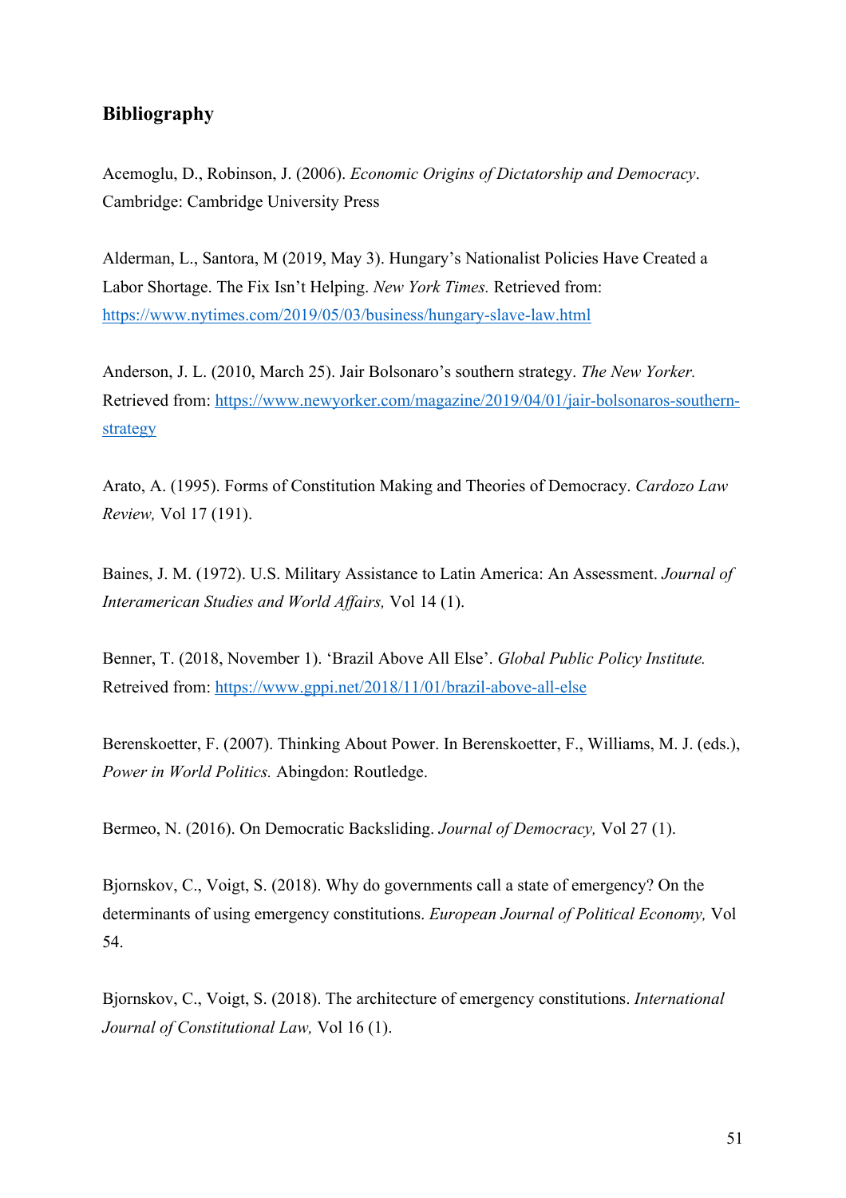## Bibliography

Acemoglu, D., Robinson, J. (2006). *Economic Origins of Dictatorship and Democracy*. Cambridge: Cambridge University Press

Alderman, L., Santora, M (2019, May 3). Hungary's Nationalist Policies Have Created a Labor Shortage. The Fix Isn't Helping. *New York Times.* Retrieved from: https://www.nytimes.com/2019/05/03/business/hungary-slave-law.html

Anderson, J. L. (2010, March 25). Jair Bolsonaro's southern strategy. *The New Yorker.* Retrieved from: https://www.newyorker.com/magazine/2019/04/01/jair-bolsonaros-southern-strategy

Arato, A. (1995). Forms of Constitution Making and Theories of Democracy. *Cardozo Law Review,* Vol 17 (191).

Baines, J. M. (1972). U.S. Military Assistance to Latin America: An Assessment. *Journal of Interamerican Studies and World Affairs,* Vol 14 (1).

Benner, T. (2018, November 1). 'Brazil Above All Else'. *Global Public Policy Institute.* Retreived from: https://www.gppi.net/2018/11/01/brazil-above-all-else

Berenskoetter, F. (2007). Thinking About Power. In Berenskoetter, F., Williams, M. J. (eds.), *Power in World Politics.* Abingdon: Routledge.

Bermeo, N. (2016). On Democratic Backsliding. *Journal of Democracy,* Vol 27 (1).

Bjornskov, C., Voigt, S. (2018). Why do governments call a state of emergency? On the determinants of using emergency constitutions. *European Journal of Political Economy,* Vol 54.

Bjornskov, C., Voigt, S. (2018). The architecture of emergency constitutions. *International Journal of Constitutional Law,* Vol 16 (1).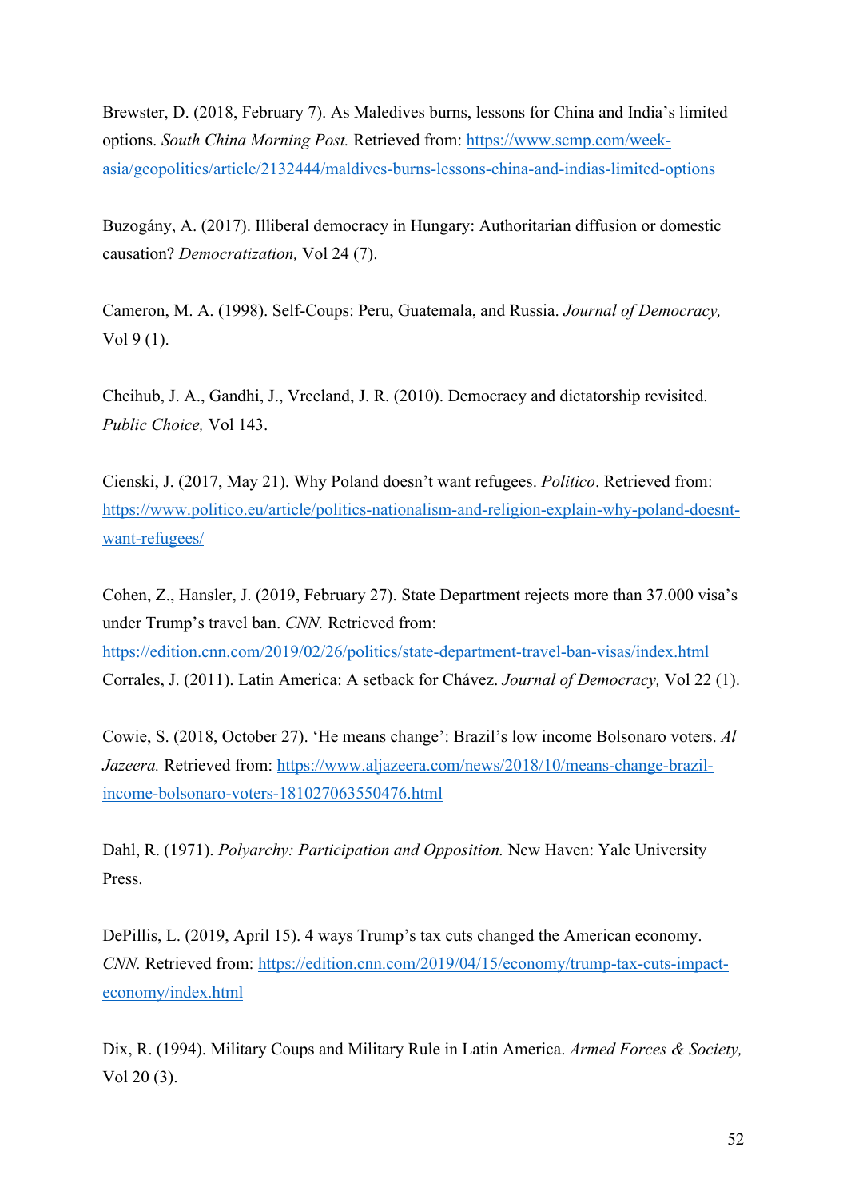Brewster, D. (2018, February 7). As Maledives burns, lessons for China and India's limited options. *South China Morning Post.* Retrieved from: https://www.scmp.com/week-asia/geopolitics/article/2132444/maldives-burns-lessons-china-and-indias-limited-options

Buzogány, A. (2017). Illiberal democracy in Hungary: Authoritarian diffusion or domestic causation? *Democratization,* Vol 24 (7).

Cameron, M. A. (1998). Self-Coups: Peru, Guatemala, and Russia. *Journal of Democracy,* Vol 9 (1).

Cheihub, J. A., Gandhi, J., Vreeland, J. R. (2010). Democracy and dictatorship revisited. *Public Choice,* Vol 143.

Cienski, J. (2017, May 21). Why Poland doesn't want refugees. *Politico*. Retrieved from: https://www.politico.eu/article/politics-nationalism-and-religion-explain-why-poland-doesnt-want-refugees/

Cohen, Z., Hansler, J. (2019, February 27). State Department rejects more than 37.000 visa's under Trump's travel ban. *CNN.* Retrieved from: https://edition.cnn.com/2019/02/26/politics/state-department-travel-ban-visas/index.html

Corrales, J. (2011). Latin America: A setback for Chávez. *Journal of Democracy,* Vol 22 (1).

Cowie, S. (2018, October 27). 'He means change': Brazil's low income Bolsonaro voters. *Al Jazeera.* Retrieved from: https://www.aljazeera.com/news/2018/10/means-change-brazil-income-bolsonaro-voters-181027063550476.html

Dahl, R. (1971). *Polyarchy: Participation and Opposition.* New Haven: Yale University Press.

DePillis, L. (2019, April 15). 4 ways Trump's tax cuts changed the American economy. *CNN.* Retrieved from: https://edition.cnn.com/2019/04/15/economy/trump-tax-cuts-impact-economy/index.html

Dix, R. (1994). Military Coups and Military Rule in Latin America. *Armed Forces & Society,* Vol 20 (3).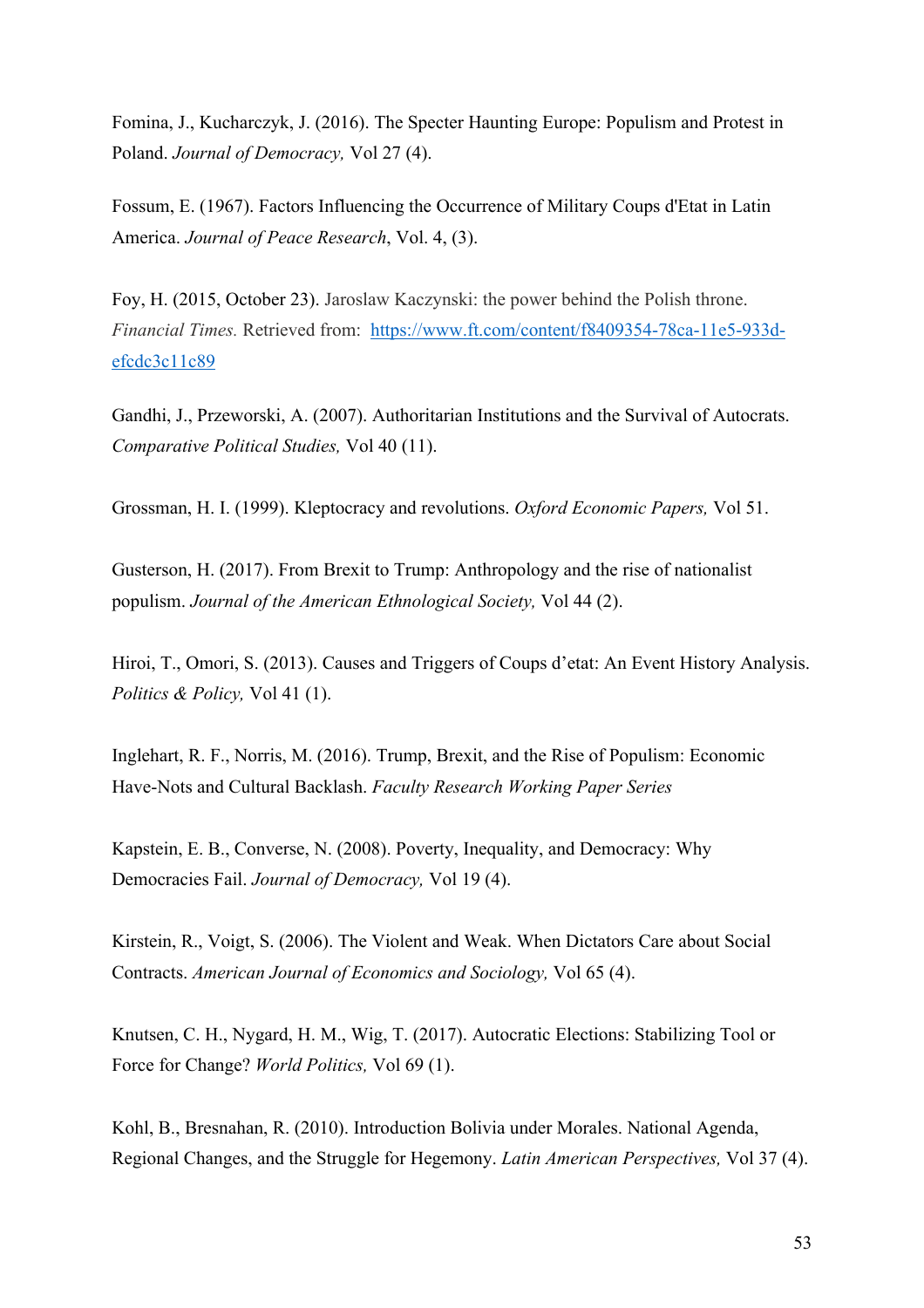Fomina, J., Kucharczyk, J. (2016). The Specter Haunting Europe: Populism and Protest in Poland. *Journal of Democracy,* Vol 27 (4).

Fossum, E. (1967). Factors Influencing the Occurrence of Military Coups d'Etat in Latin America. *Journal of Peace Research*, Vol. 4, (3).

Foy, H. (2015, October 23). Jaroslaw Kaczynski: the power behind the Polish throne. *Financial Times.* Retrieved from: [https://www.ft.com/content/f8409354-78ca-11e5-933d-efcdc3c11c89](https://www.ft.com/content/f8409354-78ca-11e5-933d-efcdc3c11c89)

Gandhi, J., Przeworski, A. (2007). Authoritarian Institutions and the Survival of Autocrats. *Comparative Political Studies,* Vol 40 (11).

Grossman, H. I. (1999). Kleptocracy and revolutions. *Oxford Economic Papers,* Vol 51.

Gusterson, H. (2017). From Brexit to Trump: Anthropology and the rise of nationalist populism. *Journal of the American Ethnological Society,* Vol 44 (2).

Hiroi, T., Omori, S. (2013). Causes and Triggers of Coups d'etat: An Event History Analysis. *Politics & Policy,* Vol 41 (1).

Inglehart, R. F., Norris, M. (2016). Trump, Brexit, and the Rise of Populism: Economic Have-Nots and Cultural Backlash. *Faculty Research Working Paper Series*

Kapstein, E. B., Converse, N. (2008). Poverty, Inequality, and Democracy: Why Democracies Fail. *Journal of Democracy,* Vol 19 (4).

Kirstein, R., Voigt, S. (2006). The Violent and Weak. When Dictators Care about Social Contracts. *American Journal of Economics and Sociology,* Vol 65 (4).

Knutsen, C. H., Nygard, H. M., Wig, T. (2017). Autocratic Elections: Stabilizing Tool or Force for Change? *World Politics,* Vol 69 (1).

Kohl, B., Bresnahan, R. (2010). Introduction Bolivia under Morales. National Agenda, Regional Changes, and the Struggle for Hegemony. *Latin American Perspectives,* Vol 37 (4).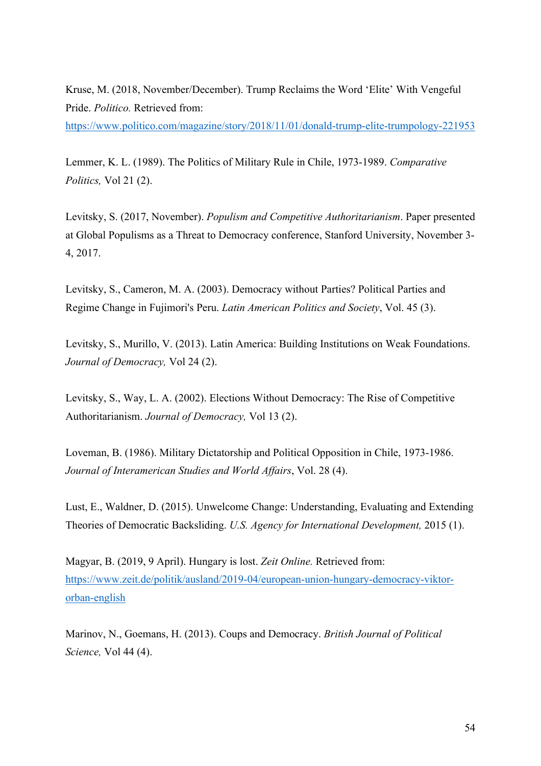Kruse, M. (2018, November/December). Trump Reclaims the Word 'Elite' With Vengeful Pride. *Politico.* Retrieved from: [https://www.politico.com/magazine/story/2018/11/01/donald-trump-elite-trumpology-221953](https://www.politico.com/magazine/story/2018/11/01/donald-trump-elite-trumpology-221953)

Lemmer, K. L. (1989). The Politics of Military Rule in Chile, 1973-1989. *Comparative Politics,* Vol 21 (2).

Levitsky, S. (2017, November). *Populism and Competitive Authoritarianism*. Paper presented at Global Populisms as a Threat to Democracy conference, Stanford University, November 3-4, 2017.

Levitsky, S., Cameron, M. A. (2003). Democracy without Parties? Political Parties and Regime Change in Fujimori's Peru. *Latin American Politics and Society*, Vol. 45 (3).

Levitsky, S., Murillo, V. (2013). Latin America: Building Institutions on Weak Foundations. *Journal of Democracy,* Vol 24 (2).

Levitsky, S., Way, L. A. (2002). Elections Without Democracy: The Rise of Competitive Authoritarianism. *Journal of Democracy,* Vol 13 (2).

Loveman, B. (1986). Military Dictatorship and Political Opposition in Chile, 1973-1986. *Journal of Interamerican Studies and World Affairs*, Vol. 28 (4).

Lust, E., Waldner, D. (2015). Unwelcome Change: Understanding, Evaluating and Extending Theories of Democratic Backsliding. *U.S. Agency for International Development,* 2015 (1).

Magyar, B. (2019, 9 April). Hungary is lost. *Zeit Online.* Retrieved from: [https://www.zeit.de/politik/ausland/2019-04/european-union-hungary-democracy-viktor-orban-english](https://www.zeit.de/politik/ausland/2019-04/european-union-hungary-democracy-viktor-orban-english)

Marinov, N., Goemans, H. (2013). Coups and Democracy. *British Journal of Political Science,* Vol 44 (4).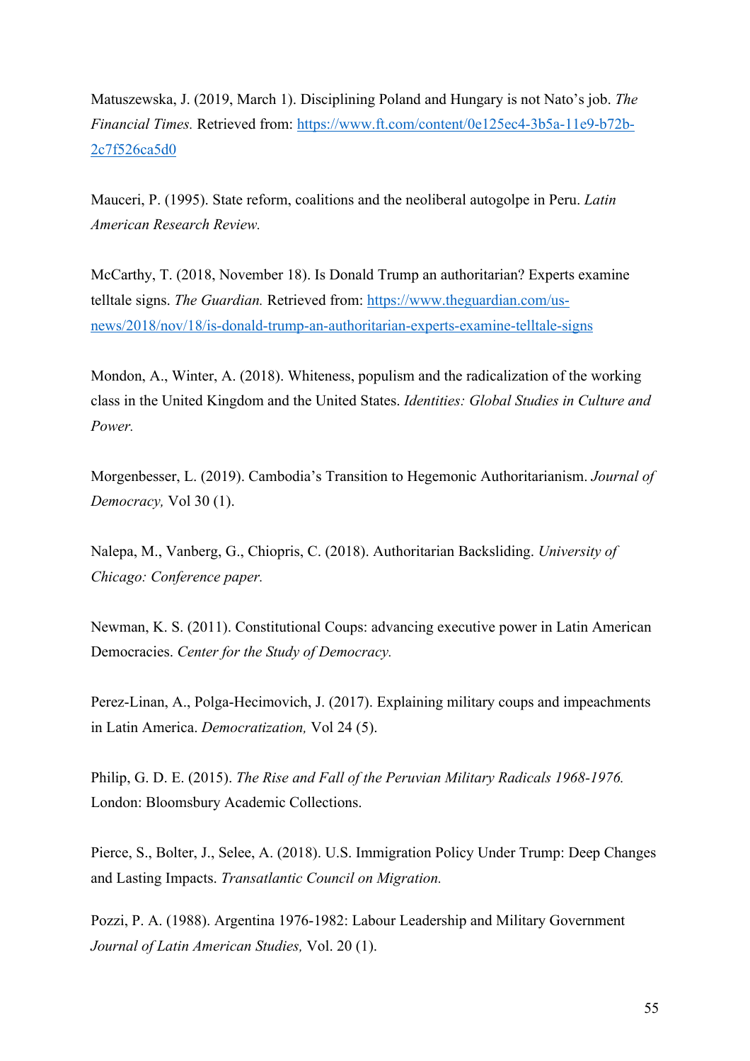Matuszewska, J. (2019, March 1). Disciplining Poland and Hungary is not Nato's job. *The Financial Times.* Retrieved from: https://www.ft.com/content/0e125ec4-3b5a-11e9-b72b-2c7f526ca5d0

Mauceri, P. (1995). State reform, coalitions and the neoliberal autogolpe in Peru. *Latin American Research Review.*

McCarthy, T. (2018, November 18). Is Donald Trump an authoritarian? Experts examine telltale signs. *The Guardian.* Retrieved from: https://www.theguardian.com/us-news/2018/nov/18/is-donald-trump-an-authoritarian-experts-examine-telltale-signs

Mondon, A., Winter, A. (2018). Whiteness, populism and the radicalization of the working class in the United Kingdom and the United States. *Identities: Global Studies in Culture and Power.*

Morgenbesser, L. (2019). Cambodia's Transition to Hegemonic Authoritarianism. *Journal of Democracy,* Vol 30 (1).

Nalepa, M., Vanberg, G., Chiopris, C. (2018). Authoritarian Backsliding. *University of Chicago: Conference paper.*

Newman, K. S. (2011). Constitutional Coups: advancing executive power in Latin American Democracies. *Center for the Study of Democracy.*

Perez-Linan, A., Polga-Hecimovich, J. (2017). Explaining military coups and impeachments in Latin America. *Democratization,* Vol 24 (5).

Philip, G. D. E. (2015). *The Rise and Fall of the Peruvian Military Radicals 1968-1976.* London: Bloomsbury Academic Collections.

Pierce, S., Bolter, J., Selee, A. (2018). U.S. Immigration Policy Under Trump: Deep Changes and Lasting Impacts. *Transatlantic Council on Migration.*

Pozzi, P. A. (1988). Argentina 1976-1982: Labour Leadership and Military Government *Journal of Latin American Studies,* Vol. 20 (1).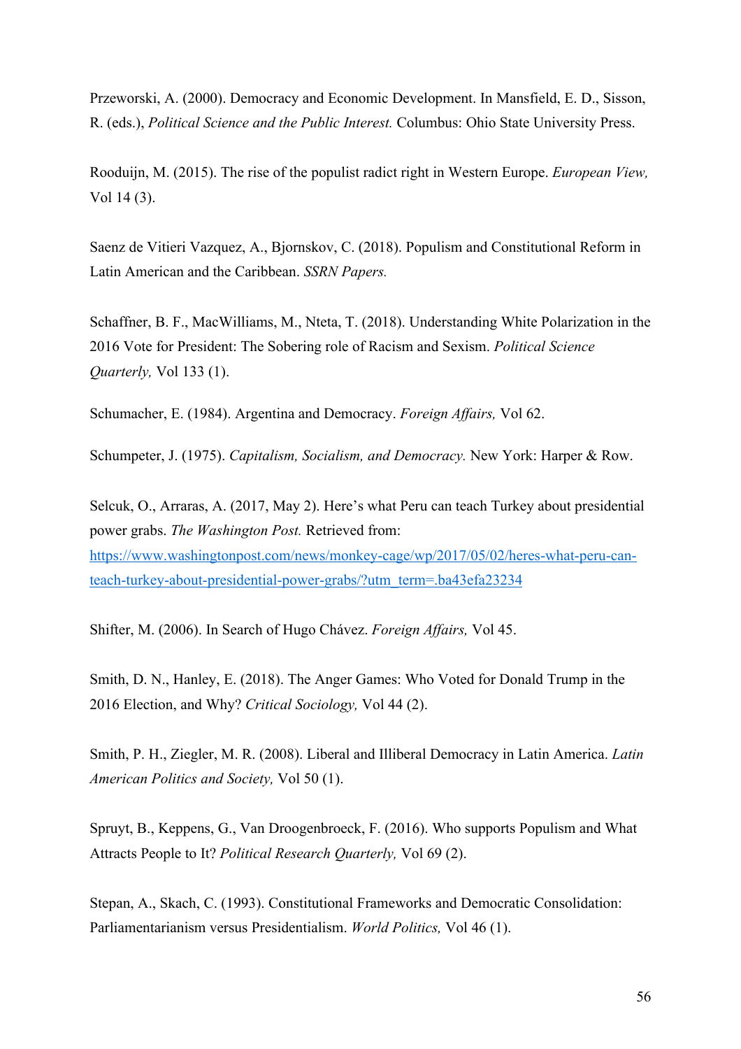Przeworski, A. (2000). Democracy and Economic Development. In Mansfield, E. D., Sisson, R. (eds.), *Political Science and the Public Interest.* Columbus: Ohio State University Press.

Rooduijn, M. (2015). The rise of the populist radict right in Western Europe. *European View,* Vol 14 (3).

Saenz de Vitieri Vazquez, A., Bjornskov, C. (2018). Populism and Constitutional Reform in Latin American and the Caribbean. *SSRN Papers.*

Schaffner, B. F., MacWilliams, M., Nteta, T. (2018). Understanding White Polarization in the 2016 Vote for President: The Sobering role of Racism and Sexism. *Political Science Quarterly,* Vol 133 (1).

Schumacher, E. (1984). Argentina and Democracy. *Foreign Affairs,* Vol 62.

Schumpeter, J. (1975). *Capitalism, Socialism, and Democracy.* New York: Harper & Row.

Selcuk, O., Arraras, A. (2017, May 2). Here's what Peru can teach Turkey about presidential power grabs. *The Washington Post.* Retrieved from: https://www.washingtonpost.com/news/monkey-cage/wp/2017/05/02/heres-what-peru-can-teach-turkey-about-presidential-power-grabs/?utm_term=.ba43efa23234

Shifter, M. (2006). In Search of Hugo Chávez. *Foreign Affairs,* Vol 45.

Smith, D. N., Hanley, E. (2018). The Anger Games: Who Voted for Donald Trump in the 2016 Election, and Why? *Critical Sociology,* Vol 44 (2).

Smith, P. H., Ziegler, M. R. (2008). Liberal and Illiberal Democracy in Latin America. *Latin American Politics and Society,* Vol 50 (1).

Spruyt, B., Keppens, G., Van Droogenbroeck, F. (2016). Who supports Populism and What Attracts People to It? *Political Research Quarterly,* Vol 69 (2).

Stepan, A., Skach, C. (1993). Constitutional Frameworks and Democratic Consolidation: Parliamentarianism versus Presidentialism. *World Politics,* Vol 46 (1).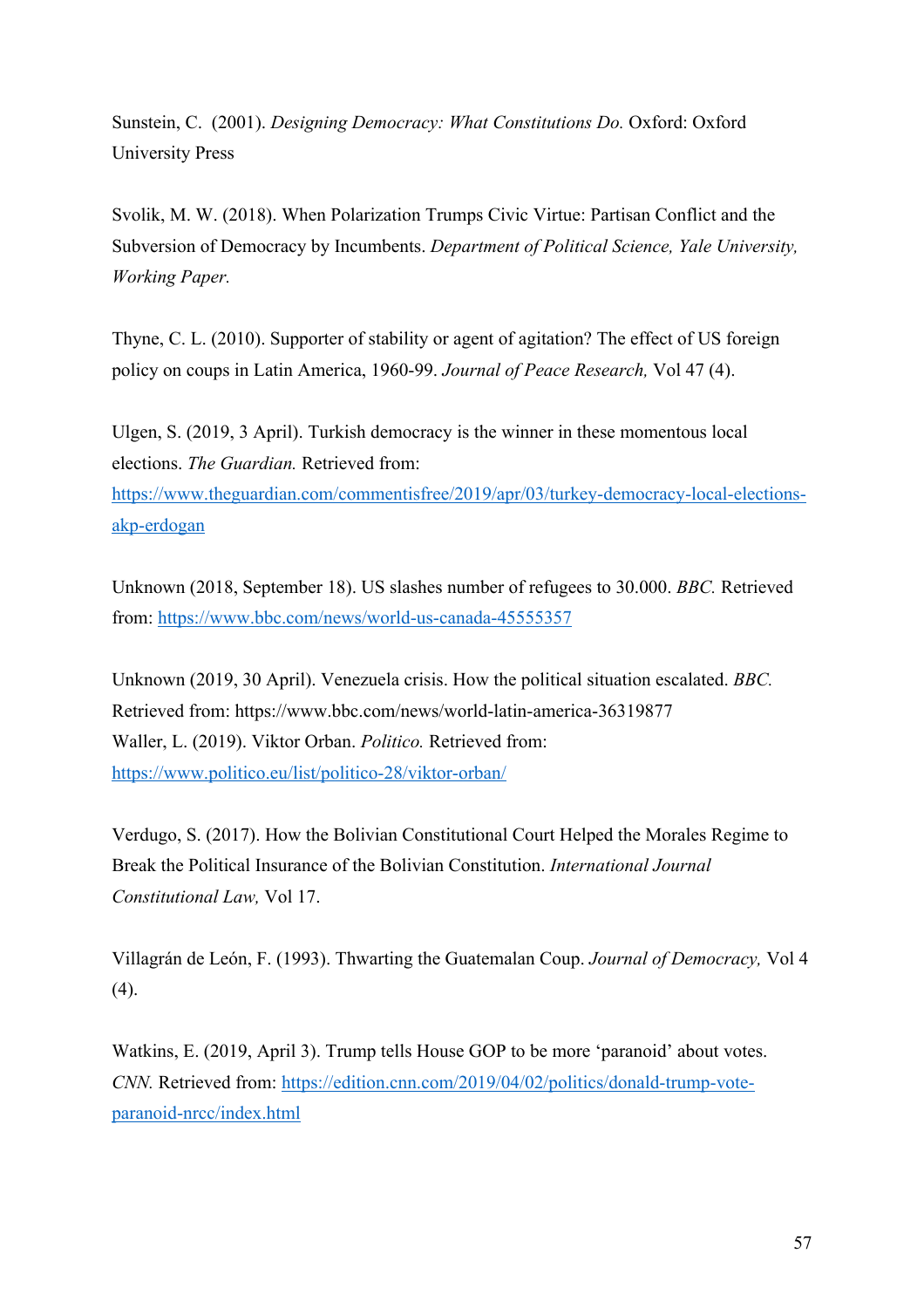Sunstein, C. (2001). *Designing Democracy: What Constitutions Do.* Oxford: Oxford University Press

Svolik, M. W. (2018). When Polarization Trumps Civic Virtue: Partisan Conflict and the Subversion of Democracy by Incumbents. *Department of Political Science, Yale University, Working Paper.*

Thyne, C. L. (2010). Supporter of stability or agent of agitation? The effect of US foreign policy on coups in Latin America, 1960-99. *Journal of Peace Research,* Vol 47 (4).

Ulgen, S. (2019, 3 April). Turkish democracy is the winner in these momentous local elections. *The Guardian.* Retrieved from: https://www.theguardian.com/commentisfree/2019/apr/03/turkey-democracy-local-elections-akp-erdogan

Unknown (2018, September 18). US slashes number of refugees to 30.000. *BBC.* Retrieved from: https://www.bbc.com/news/world-us-canada-45555357

Unknown (2019, 30 April). Venezuela crisis. How the political situation escalated. *BBC.* Retrieved from: https://www.bbc.com/news/world-latin-america-36319877

Waller, L. (2019). Viktor Orban. *Politico.* Retrieved from: https://www.politico.eu/list/politico-28/viktor-orban/

Verdugo, S. (2017). How the Bolivian Constitutional Court Helped the Morales Regime to Break the Political Insurance of the Bolivian Constitution. *International Journal Constitutional Law,* Vol 17.

Villagrán de León, F. (1993). Thwarting the Guatemalan Coup. *Journal of Democracy,* Vol 4 (4).

Watkins, E. (2019, April 3). Trump tells House GOP to be more 'paranoid' about votes. *CNN.* Retrieved from: https://edition.cnn.com/2019/04/02/politics/donald-trump-vote-paranoid-nrcc/index.html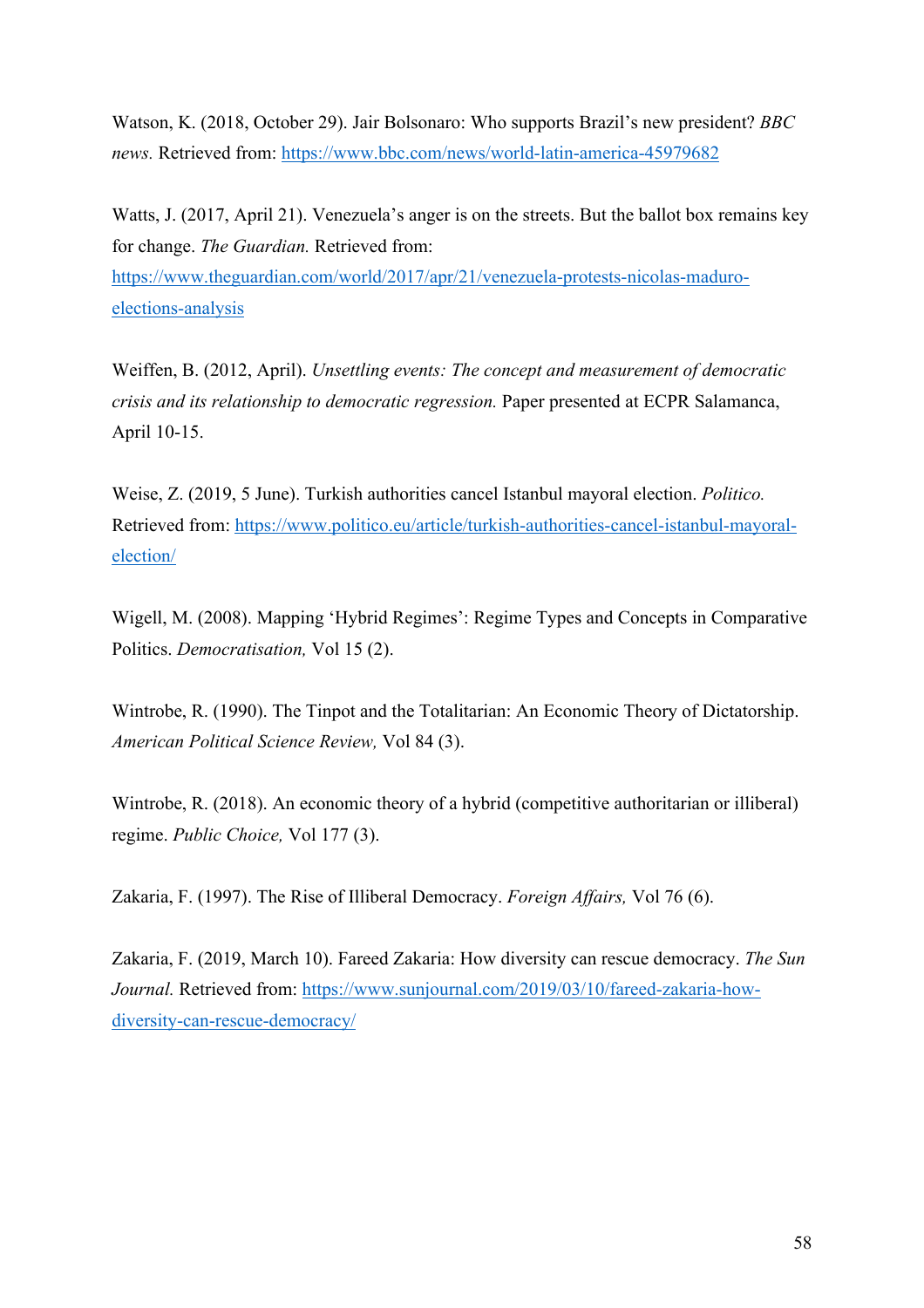Watson, K. (2018, October 29). Jair Bolsonaro: Who supports Brazil's new president? *BBC news.* Retrieved from: https://www.bbc.com/news/world-latin-america-45979682

Watts, J. (2017, April 21). Venezuela's anger is on the streets. But the ballot box remains key for change. *The Guardian.* Retrieved from: https://www.theguardian.com/world/2017/apr/21/venezuela-protests-nicolas-maduro-elections-analysis

Weiffen, B. (2012, April). *Unsettling events: The concept and measurement of democratic crisis and its relationship to democratic regression.* Paper presented at ECPR Salamanca, April 10-15.

Weise, Z. (2019, 5 June). Turkish authorities cancel Istanbul mayoral election. *Politico.* Retrieved from: https://www.politico.eu/article/turkish-authorities-cancel-istanbul-mayoral-election/

Wigell, M. (2008). Mapping 'Hybrid Regimes': Regime Types and Concepts in Comparative Politics. *Democratisation,* Vol 15 (2).

Wintrobe, R. (1990). The Tinpot and the Totalitarian: An Economic Theory of Dictatorship. *American Political Science Review,* Vol 84 (3).

Wintrobe, R. (2018). An economic theory of a hybrid (competitive authoritarian or illiberal) regime. *Public Choice,* Vol 177 (3).

Zakaria, F. (1997). The Rise of Illiberal Democracy. *Foreign Affairs,* Vol 76 (6).

Zakaria, F. (2019, March 10). Fareed Zakaria: How diversity can rescue democracy. *The Sun Journal.* Retrieved from: https://www.sunjournal.com/2019/03/10/fareed-zakaria-how-diversity-can-rescue-democracy/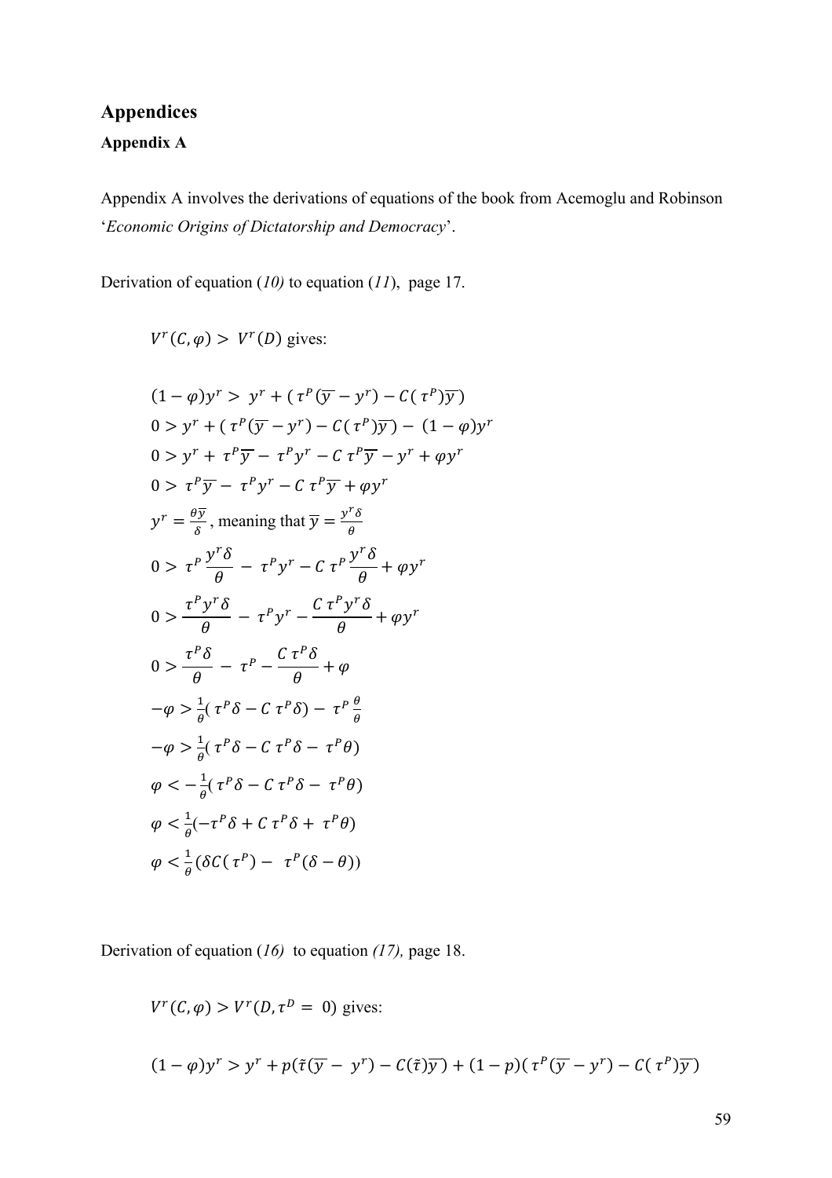# Appendices

## Appendix A

Appendix A involves the derivations of equations of the book from Acemoglu and Robinson '*Economic Origins of Dictatorship and Democracy*'.

Derivation of equation (*10)* to equation (*11*), page 17.

$V^r(C, \varphi) > V^r(D)$ gives:

$$(1-\varphi)y^r > y^r + (\tau^P(\overline{y} - y^r) - C(\tau^P)\overline{y})$$

$$0 > y^r + (\tau^P(\overline{y} - y^r) - C(\tau^P)\overline{y}) - (1-\varphi)y^r$$

$$0 > y^r + \tau^P\overline{y} - \tau^P y^r - C\,\tau^P\overline{y} - y^r + \varphi y^r$$

$$0 > \tau^P\overline{y} - \tau^P y^r - C\,\tau^P\overline{y} + \varphi y^r$$

$y^r = \frac{\theta\overline{y}}{\delta}$, meaning that $\overline{y} = \frac{y^r\delta}{\theta}$

$$0 > \tau^P\frac{y^r\delta}{\theta} - \tau^P y^r - C\,\tau^P\frac{y^r\delta}{\theta} + \varphi y^r$$

$$0 > \frac{\tau^P y^r\delta}{\theta} - \tau^P y^r - \frac{C\,\tau^P y^r\delta}{\theta} + \varphi y^r$$

$$0 > \frac{\tau^P\delta}{\theta} - \tau^P - \frac{C\,\tau^P\delta}{\theta} + \varphi$$

$$-\varphi > \frac{1}{\theta}(\tau^P\delta - C\,\tau^P\delta) - \tau^P\frac{\theta}{\theta}$$

$$-\varphi > \frac{1}{\theta}(\tau^P\delta - C\,\tau^P\delta - \tau^P\theta)$$

$$\varphi < -\frac{1}{\theta}(\tau^P\delta - C\,\tau^P\delta - \tau^P\theta)$$

$$\varphi < \frac{1}{\theta}(-\tau^P\delta + C\,\tau^P\delta + \tau^P\theta)$$

$$\varphi < \frac{1}{\theta}(\delta C(\tau^P) - \tau^P(\delta - \theta))$$

Derivation of equation (*16)* to equation *(17),* page 18.

$V^r(C, \varphi) > V^r(D, \tau^D = 0)$ gives:

$$(1-\varphi)y^r > y^r + p(\tilde{\tau}(\overline{y} - y^r) - C(\tilde{\tau})\overline{y}) + (1-p)(\tau^P(\overline{y} - y^r) - C(\tau^P)\overline{y})$$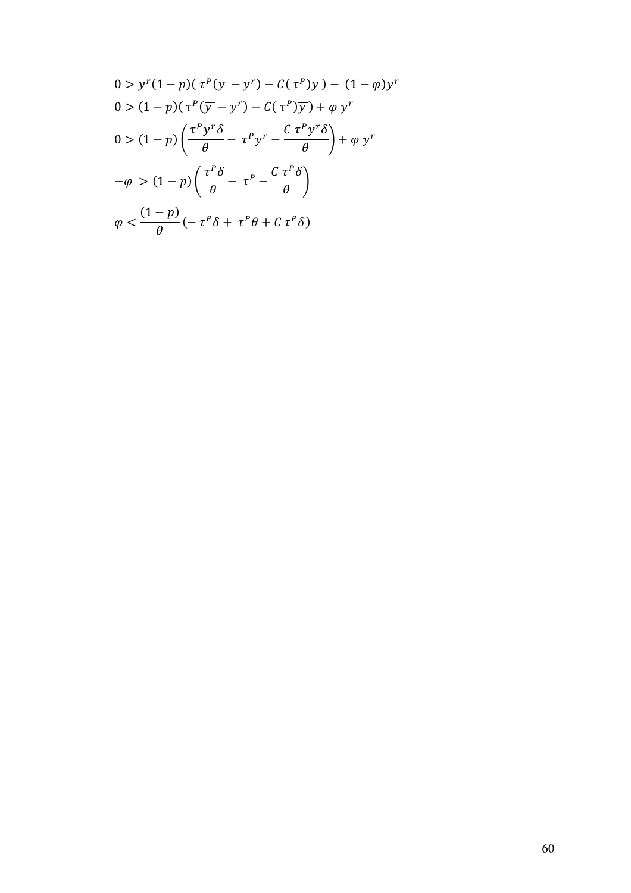$$0 > y^r(1-p)(\tau^P(\overline{y} - y^r) - C(\tau^P)\overline{y}) - (1-\varphi)y^r$$

$$0 > (1-p)(\tau^P(\overline{y} - y^r) - C(\tau^P)\overline{y}) + \varphi\, y^r$$

$$0 > (1-p)\left(\frac{\tau^P y^r \delta}{\theta} - \tau^P y^r - \frac{C\,\tau^P y^r \delta}{\theta}\right) + \varphi\, y^r$$

$$-\varphi > (1-p)\left(\frac{\tau^P \delta}{\theta} - \tau^P - \frac{C\,\tau^P \delta}{\theta}\right)$$

$$\varphi < \frac{(1-p)}{\theta}(-\tau^P\delta + \tau^P\theta + C\,\tau^P\delta)$$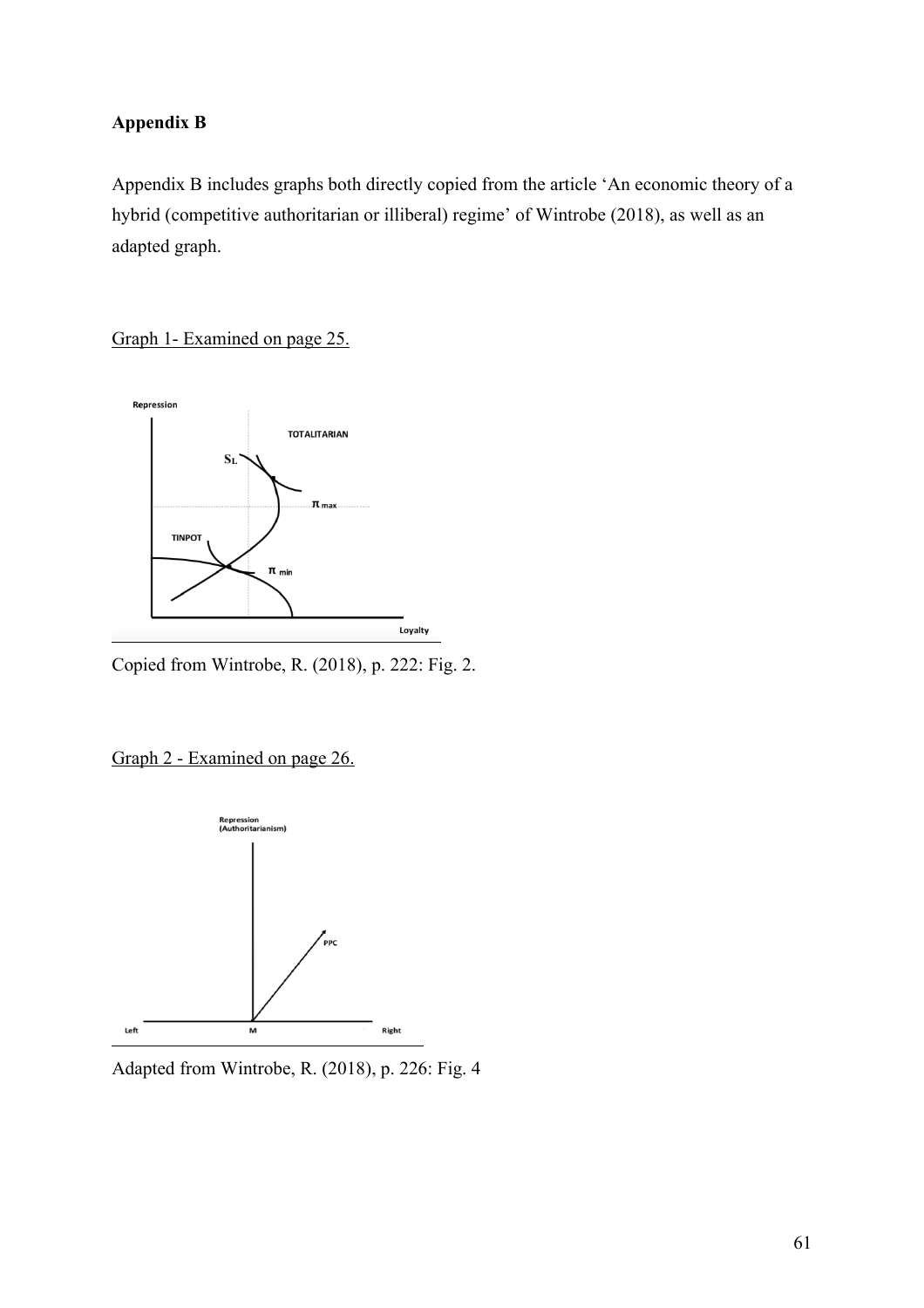**Appendix B**

Appendix B includes graphs both directly copied from the article 'An economic theory of a hybrid (competitive authoritarian or illiberal) regime' of Wintrobe (2018), as well as an adapted graph.

Graph 1- Examined on page 25.

Copied from Wintrobe, R. (2018), p. 222: Fig. 2.

Graph 2 - Examined on page 26.

Adapted from Wintrobe, R. (2018), p. 226: Fig. 4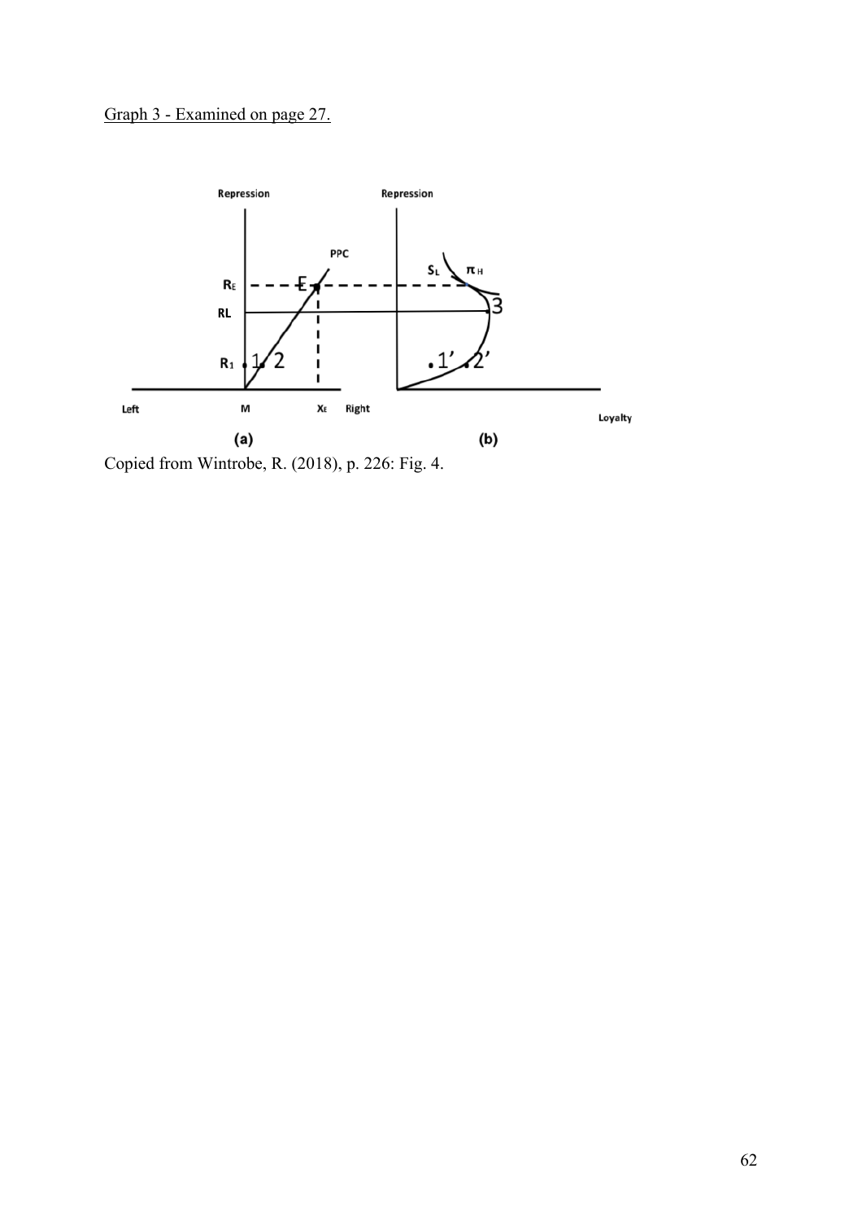<u>Graph 3 - Examined on page 27.</u>

Copied from Wintrobe, R. (2018), p. 226: Fig. 4.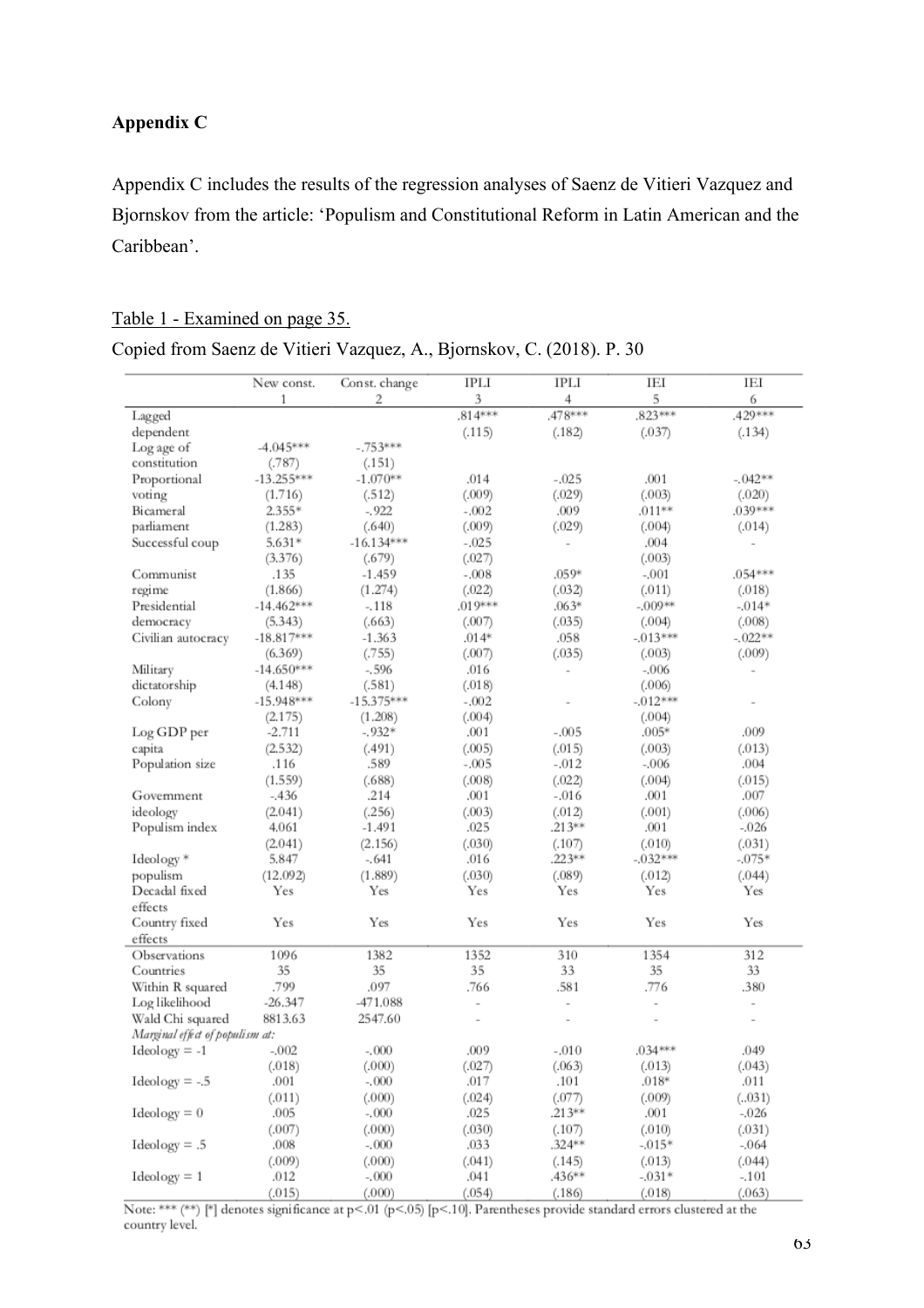**Appendix C**

Appendix C includes the results of the regression analyses of Saenz de Vitieri Vazquez and Bjornskov from the article: 'Populism and Constitutional Reform in Latin American and the Caribbean'.

Table 1 - Examined on page 35.

Copied from Saenz de Vitieri Vazquez, A., Bjornskov, C. (2018). P. 30

| | New const. | Const. change | IPLI | IPLI | IEI | IEI |
|---|---|---|---|---|---|---|
| | 1 | 2 | 3 | 4 | 5 | 6 |
| Lagged dependent | | | .814*** | .478*** | .823*** | .429*** |
| | | | (.115) | (.182) | (.037) | (.134) |
| Log age of constitution | -4.045*** | -.753*** | | | | |
| | (.787) | (.151) | | | | |
| Proportional voting | -13.255*** | -1.070** | .014 | -.025 | .001 | -.042** |
| | (1.716) | (.512) | (.009) | (.029) | (.003) | (.020) |
| Bicameral parliament | 2.355* | -.922 | -.002 | .009 | .011** | .039*** |
| | (1.283) | (.640) | (.009) | (.029) | (.004) | (.014) |
| Successful coup | 5.631* | -16.134*** | -.025 | - | .004 | - |
| | (3.376) | (.679) | (.027) | | (.003) | |
| Communist regime | .135 | -1.459 | -.008 | .059* | -.001 | .054*** |
| | (1.866) | (1.274) | (.022) | (.032) | (.011) | (.018) |
| Presidential democracy | -14.462*** | -.118 | .019*** | .063* | -.009** | -.014* |
| | (5.343) | (.663) | (.007) | (.035) | (.004) | (.008) |
| Civilian autocracy | -18.817*** | -1.363 | .014* | .058 | -.013*** | -.022** |
| | (6.369) | (.755) | (.007) | (.035) | (.003) | (.009) |
| Military dictatorship | -14.650*** | -.596 | .016 | - | -.006 | - |
| | (4.148) | (.581) | (.018) | | (.006) | |
| Colony | -15.948*** | -15.375*** | -.002 | - | -.012*** | - |
| | (2.175) | (1.208) | (.004) | | (.004) | |
| Log GDP per capita | -2.711 | -.932* | .001 | -.005 | .005* | .009 |
| | (2.532) | (.491) | (.005) | (.015) | (.003) | (.013) |
| Population size | .116 | .589 | -.005 | -.012 | -.006 | .004 |
| | (1.559) | (.688) | (.008) | (.022) | (.004) | (.015) |
| Government ideology | -.436 | .214 | .001 | -.016 | .001 | .007 |
| | (2.041) | (.256) | (.003) | (.012) | (.001) | (.006) |
| Populism index | 4.061 | -1.491 | .025 | .213** | .001 | -.026 |
| | (2.041) | (2.156) | (.030) | (.107) | (.010) | (.031) |
| Ideology * populism | 5.847 | -.641 | .016 | .223** | -.032*** | -.075* |
| | (12.092) | (1.889) | (.030) | (.089) | (.012) | (.044) |
| Decadal fixed effects | Yes | Yes | Yes | Yes | Yes | Yes |
| Country fixed effects | Yes | Yes | Yes | Yes | Yes | Yes |
| Observations | 1096 | 1382 | 1352 | 310 | 1354 | 312 |
| Countries | 35 | 35 | 35 | 33 | 35 | 33 |
| Within R squared | .799 | .097 | .766 | .581 | .776 | .380 |
| Log likelihood | -26.347 | -471.088 | - | - | - | - |
| Wald Chi squared | 8813.63 | 2547.60 | - | - | - | - |
| *Marginal effect of populism at:* | | | | | | |
| Ideology = -1 | -.002 | -.000 | .009 | -.010 | .034*** | .049 |
| | (.018) | (.000) | (.027) | (.063) | (.013) | (.043) |
| Ideology = -.5 | .001 | -.000 | .017 | .101 | .018* | .011 |
| | (.011) | (.000) | (.024) | (.077) | (.009) | (..031) |
| Ideology = 0 | .005 | -.000 | .025 | .213** | .001 | -.026 |
| | (.007) | (.000) | (.030) | (.107) | (.010) | (.031) |
| Ideology = .5 | .008 | -.000 | .033 | .324** | -.015* | -.064 |
| | (.009) | (.000) | (.041) | (.145) | (.013) | (.044) |
| Ideology = 1 | .012 | -.000 | .041 | .436** | -.031* | -.101 |
| | (.015) | (.000) | (.054) | (.186) | (.018) | (.063) |

Note: *** (**) [*] denotes significance at p<.01 (p<.05) [p<.10]. Parentheses provide standard errors clustered at the country level.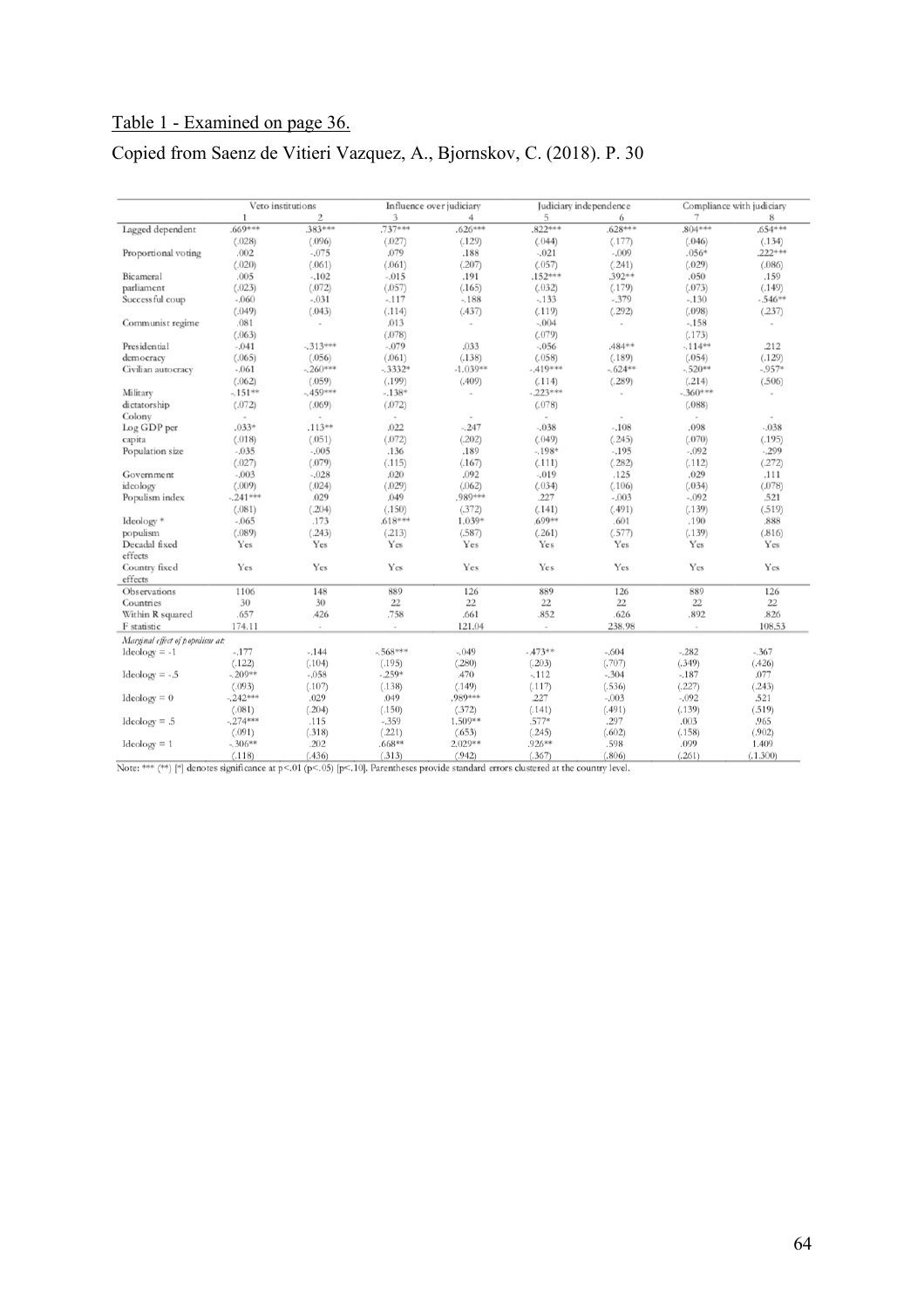Table 1 - Examined on page 36.

Copied from Saenz de Vitieri Vazquez, A., Bjornskov, C. (2018). P. 30

| | Veto institutions | | Influence over judiciary | | Judiciary independence | | Compliance with judiciary | |
|---|---|---|---|---|---|---|---|---|
| | 1 | 2 | 3 | 4 | 5 | 6 | 7 | 8 |
| Lagged dependent | .669*** | .383*** | .737*** | .626*** | .822*** | .628*** | .804*** | .654*** |
| | (.028) | (.096) | (.027) | (.129) | (.044) | (.177) | (.046) | (.134) |
| Proportional voting | .002 | -.075 | .079 | .188 | -.021 | -.009 | .056* | .222*** |
| | (.020) | (.061) | (.061) | (.207) | (.057) | (.241) | (.029) | (.086) |
| Bicameral parliament | .005 | -.102 | -.015 | .191 | .152*** | .392** | .050 | .159 |
| | (.023) | (.072) | (.057) | (.165) | (.032) | (.179) | (.073) | (.149) |
| Successful coup | -.060 | -.031 | -.117 | -.188 | -.133 | -.379 | -.130 | -.546** |
| | (.049) | (.043) | (.114) | (.437) | (.119) | (.292) | (.098) | (.237) |
| Communist regime | .081 | - | .013 | - | -.004 | - | -.158 | - |
| | (.063) | | (.078) | | (.079) | | (.173) | |
| Presidential democracy | -.041 | -.313*** | -.079 | .033 | -.056 | .484** | -.114** | .212 |
| | (.065) | (.056) | (.061) | (.138) | (.058) | (.189) | (.054) | (.129) |
| Civilian autocracy | -.061 | -.260*** | -.3332* | -1.030** | -.419*** | -.624** | -.520** | -.957* |
| | (.062) | (.059) | (.199) | (.409) | (.114) | (.289) | (.214) | (.506) |
| Military dictatorship | -.151** | -.459*** | -.138* | - | -.223*** | - | -.360*** | - |
| | (.072) | (.069) | (.072) | | (.078) | | (.088) | |
| Colony | - | - | - | - | - | - | - | - |
| Log GDP per capita | .033* | .113** | .022 | -.247 | -.038 | -.108 | .098 | -.038 |
| | (.018) | (.051) | (.072) | (.202) | (.049) | (.245) | (.070) | (.195) |
| Population size | -.035 | -.005 | .136 | .189 | -.198* | -.195 | -.092 | -.299 |
| | (.027) | (.079) | (.115) | (.167) | (.111) | (.282) | (.112) | (.272) |
| Government ideology | -.003 | -.028 | .020 | .092 | .019 | .125 | .029 | .111 |
| | (.009) | (.024) | (.029) | (.062) | (.034) | (.106) | (.034) | (.078) |
| Populism index | -.241*** | .029 | .049 | .989*** | .227 | -.003 | -.092 | .521 |
| | (.081) | (.204) | (.150) | (.372) | (.141) | (.491) | (.139) | (.519) |
| Ideology * populism | -.065 | .173 | .618*** | 1.039* | .699** | .601 | .190 | .888 |
| | (.089) | (.243) | (.213) | (.587) | (.261) | (.577) | (.139) | (.816) |
| Decadal fixed effects | Yes | Yes | Yes | Yes | Yes | Yes | Yes | Yes |
| Country fixed effects | Yes | Yes | Yes | Yes | Yes | Yes | Yes | Yes |
| Observations | 1106 | 148 | 889 | 126 | 889 | 126 | 889 | 126 |
| Countries | 30 | 30 | 22 | 22 | 22 | 22 | 22 | 22 |
| Within R squared | .657 | .426 | .758 | .661 | .852 | .626 | .892 | .826 |
| F statistic | 174.11 | - | - | 121.04 | - | 238.98 | - | 108.53 |
| *Marginal effect of populism at:* | | | | | | | | |
| Ideology = -1 | -.177 | -.144 | -.568*** | -.049 | -.473** | -.604 | -.282 | -.367 |
| | (.122) | (.104) | (.195) | (.280) | (.203) | (.707) | (.349) | (.426) |
| Ideology = -.5 | -.209** | -.058 | -.259* | .470 | -.112 | -.304 | -.187 | .077 |
| | (.093) | (.107) | (.138) | (.149) | (.117) | (.536) | (.227) | (.243) |
| Ideology = 0 | -.242*** | .029 | .049 | .989*** | .227 | -.003 | -.092 | .521 |
| | (.081) | (.204) | (.150) | (.372) | (.141) | (.491) | (.139) | (.519) |
| Ideology = .5 | -.274*** | .115 | -.359 | 1.509** | .577* | .297 | .003 | .965 |
| | (.091) | (.318) | (.221) | (.653) | (.245) | (.602) | (.158) | (.902) |
| Ideology = 1 | -.306** | .202 | .668** | 2.029** | .926** | .598 | .099 | 1.409 |
| | (.118) | (.436) | (.313) | (.942) | (.367) | (.806) | (.261) | (1.300) |

Note: *** (**) [*] denotes significance at p<.01 (p<.05) [p<.10]. Parentheses provide standard errors clustered at the country level.